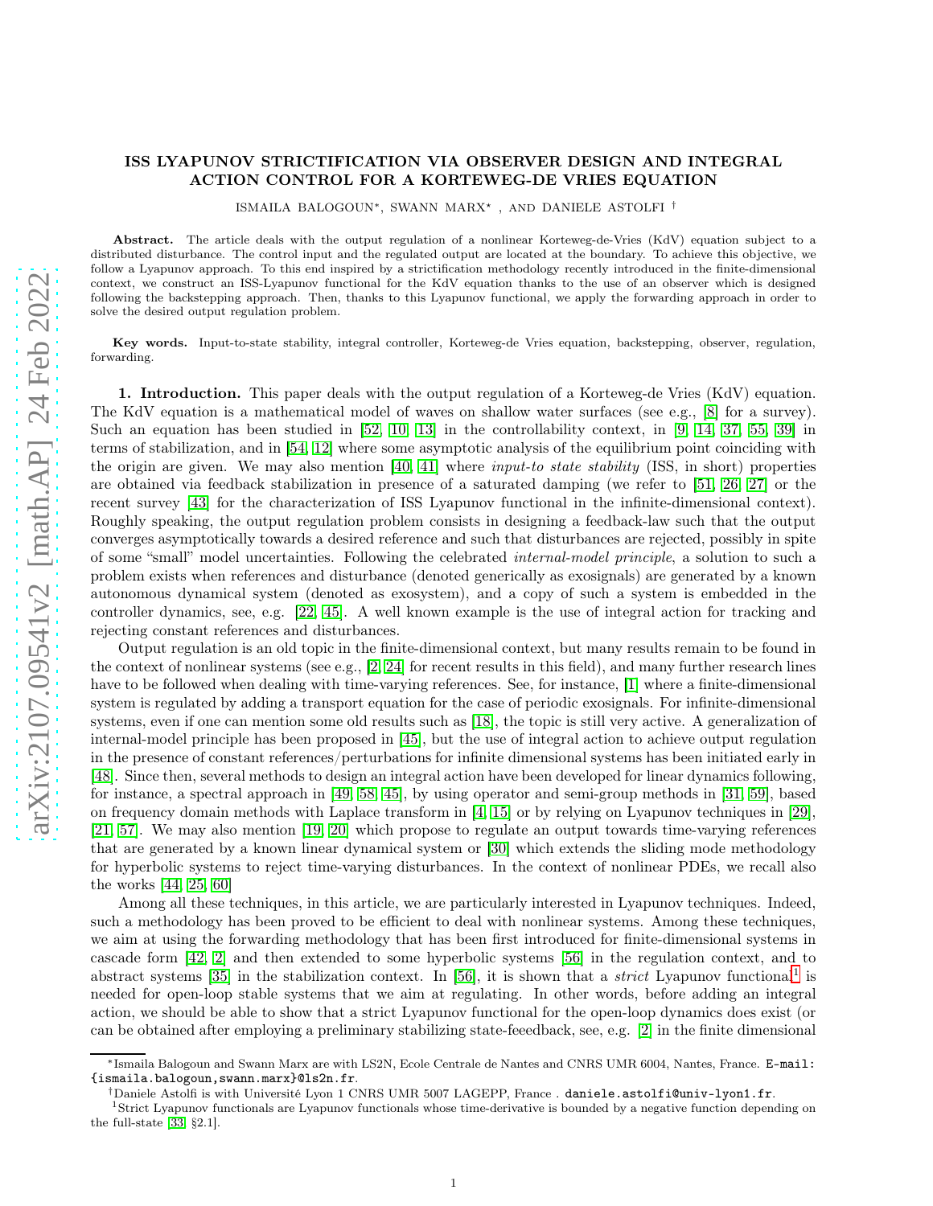# ISS LYAPUNOV STRICTIFICATION VIA OBSERVER DESIGN AND INTEGRAL ACTION CONTROL FOR A KORTEWEG-DE VRIES EQUATION

ISMAILA BALOGOUN[∗], SWANN MARX[⋆], AND DANIELE ASTOLFI[†]

**Abstract.** The article deals with the output regulation of a nonlinear Korteweg-de-Vries (KdV) equation subject to a distributed disturbance. The control input and the regulated output are located at the boundary. To achieve this objective, we follow a Lyapunov approach. To this end inspired by a strictification methodology recently introduced in the finite-dimensional context, we construct an ISS-Lyapunov functional for the KdV equation thanks to the use of an observer which is designed following the backstepping approach. Then, thanks to this Lyapunov functional, we apply the forwarding approach in order to solve the desired output regulation problem.

**Key words.** Input-to-state stability, integral controller, Korteweg-de Vries equation, backstepping, observer, regulation, forwarding.

**1. Introduction.** This paper deals with the output regulation of a Korteweg-de Vries (KdV) equation. The KdV equation is a mathematical model of waves on shallow water surfaces (see e.g., [8] for a survey). Such an equation has been studied in [52, 10, 13] in the controllability context, in [9, 14, 37, 55, 39] in terms of stabilization, and in [54, 12] where some asymptotic analysis of the equilibrium point coinciding with the origin are given. We may also mention [40, 41] where *input-to state stability* (ISS, in short) properties are obtained via feedback stabilization in presence of a saturated damping (we refer to [51, 26, 27] or the recent survey [43] for the characterization of ISS Lyapunov functional in the infinite-dimensional context). Roughly speaking, the output regulation problem consists in designing a feedback-law such that the output converges asymptotically towards a desired reference and such that disturbances are rejected, possibly in spite of some "small" model uncertainties. Following the celebrated *internal-model principle*, a solution to such a problem exists when references and disturbance (denoted generically as exosignals) are generated by a known autonomous dynamical system (denoted as exosystem), and a copy of such a system is embedded in the controller dynamics, see, e.g. [22, 45]. A well known example is the use of integral action for tracking and rejecting constant references and disturbances.

Output regulation is an old topic in the finite-dimensional context, but many results remain to be found in the context of nonlinear systems (see e.g., [2, 24] for recent results in this field), and many further research lines have to be followed when dealing with time-varying references. See, for instance, [1] where a finite-dimensional system is regulated by adding a transport equation for the case of periodic exosignals. For infinite-dimensional systems, even if one can mention some old results such as [18], the topic is still very active. A generalization of internal-model principle has been proposed in [45], but the use of integral action to achieve output regulation in the presence of constant references/perturbations for infinite dimensional systems has been initiated early in [48]. Since then, several methods to design an integral action have been developed for linear dynamics following, for instance, a spectral approach in [49, 58, 45], by using operator and semi-group methods in [31, 59], based on frequency domain methods with Laplace transform in [4, 15] or by relying on Lyapunov techniques in [29], [21, 57]. We may also mention [19, 20] which propose to regulate an output towards time-varying references that are generated by a known linear dynamical system or [30] which extends the sliding mode methodology for hyperbolic systems to reject time-varying disturbances. In the context of nonlinear PDEs, we recall also the works [44, 25, 60]

Among all these techniques, in this article, we are particularly interested in Lyapunov techniques. Indeed, such a methodology has been proved to be efficient to deal with nonlinear systems. Among these techniques, we aim at using the forwarding methodology that has been first introduced for finite-dimensional systems in cascade form [42, 2] and then extended to some hyperbolic systems [56] in the regulation context, and to abstract systems [35] in the stabilization context. In [56], it is shown that a *strict* Lyapunov functional[1] is needed for open-loop stable systems that we aim at regulating. In other words, before adding an integral action, we should be able to show that a strict Lyapunov functional for the open-loop dynamics does exist (or can be obtained after employing a preliminary stabilizing state-feeedback, see, e.g. [2] in the finite dimensional

---

[∗]Ismaila Balogoun and Swann Marx are with LS2N, Ecole Centrale de Nantes and CNRS UMR 6004, Nantes, France. E-mail: {ismaila.balogoun,swann.marx}@ls2n.fr.

[†]Daniele Astolfi is with Université Lyon 1 CNRS UMR 5007 LAGEPP, France . daniele.astolfi@univ-lyon1.fr.

[1]Strict Lyapunov functionals are Lyapunov functionals whose time-derivative is bounded by a negative function depending on the full-state [33, §2.1].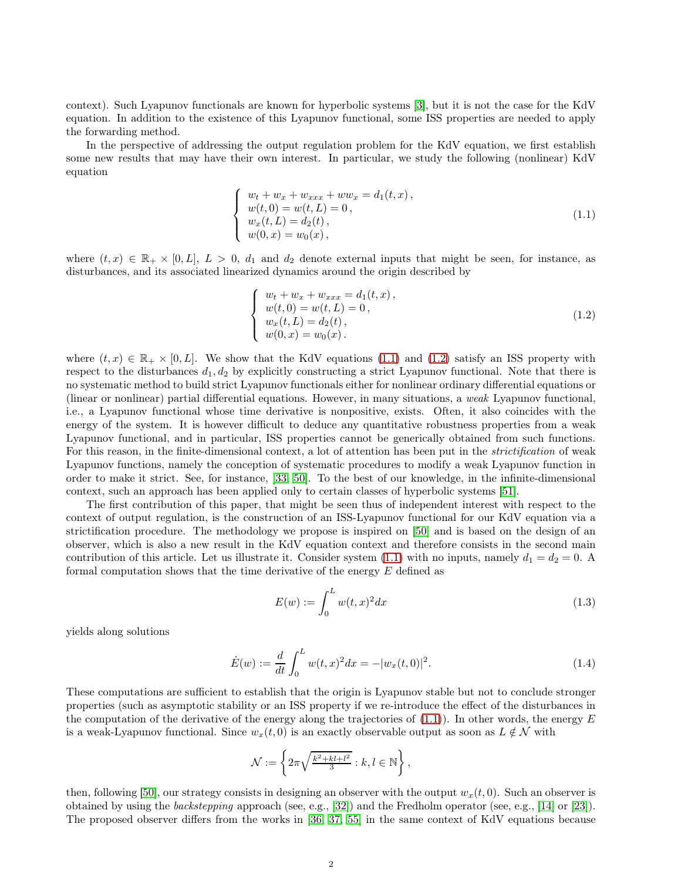context). Such Lyapunov functionals are known for hyperbolic systems [3], but it is not the case for the KdV equation. In addition to the existence of this Lyapunov functional, some ISS properties are needed to apply the forwarding method.

In the perspective of addressing the output regulation problem for the KdV equation, we first establish some new results that may have their own interest. In particular, we study the following (nonlinear) KdV equation

$$
\left\{
\begin{array}{l}
w_t + w_x + w_{xxx} + w w_x = d_1(t,x)\,, \\
w(t,0) = w(t,L) = 0\,, \\
w_x(t,L) = d_2(t)\,, \\
w(0,x) = w_0(x)\,,
\end{array}
\right.
\tag{1.1}
$$

where $(t,x) \in \mathbb{R}_+ \times [0,L]$, $L > 0$, $d_1$ and $d_2$ denote external inputs that might be seen, for instance, as disturbances, and its associated linearized dynamics around the origin described by

$$
\left\{
\begin{array}{l}
w_t + w_x + w_{xxx} = d_1(t,x)\,, \\
w(t,0) = w(t,L) = 0\,, \\
w_x(t,L) = d_2(t)\,, \\
w(0,x) = w_0(x)\,.
\end{array}
\right.
\tag{1.2}
$$

where $(t,x) \in \mathbb{R}_+ \times [0,L]$. We show that the KdV equations (1.1) and (1.2) satisfy an ISS property with respect to the disturbances $d_1, d_2$ by explicitly constructing a strict Lyapunov functional. Note that there is no systematic method to build strict Lyapunov functionals either for nonlinear ordinary differential equations or (linear or nonlinear) partial differential equations. However, in many situations, a *weak* Lyapunov functional, i.e., a Lyapunov functional whose time derivative is nonpositive, exists. Often, it also coincides with the energy of the system. It is however difficult to deduce any quantitative robustness properties from a weak Lyapunov functional, and in particular, ISS properties cannot be generically obtained from such functions. For this reason, in the finite-dimensional context, a lot of attention has been put in the *strictification* of weak Lyapunov functions, namely the conception of systematic procedures to modify a weak Lyapunov function in order to make it strict. See, for instance, [33, 50]. To the best of our knowledge, in the infinite-dimensional context, such an approach has been applied only to certain classes of hyperbolic systems [51].

The first contribution of this paper, that might be seen thus of independent interest with respect to the context of output regulation, is the construction of an ISS-Lyapunov functional for our KdV equation via a strictification procedure. The methodology we propose is inspired on [50] and is based on the design of an observer, which is also a new result in the KdV equation context and therefore consists in the second main contribution of this article. Let us illustrate it. Consider system (1.1) with no inputs, namely $d_1 = d_2 = 0$. A formal computation shows that the time derivative of the energy $E$ defined as

$$
E(w) := \int_0^L w(t,x)^2 dx
\tag{1.3}
$$

yields along solutions

$$
\dot{E}(w) := \frac{d}{dt} \int_0^L w(t,x)^2 dx = -|w_x(t,0)|^2.
\tag{1.4}
$$

These computations are sufficient to establish that the origin is Lyapunov stable but not to conclude stronger properties (such as asymptotic stability or an ISS property if we re-introduce the effect of the disturbances in the computation of the derivative of the energy along the trajectories of (1.1)). In other words, the energy $E$ is a weak-Lyapunov functional. Since $w_x(t,0)$ is an exactly observable output as soon as $L \notin \mathcal{N}$ with

$$
\mathcal{N} := \left\{ 2\pi \sqrt{\tfrac{k^2+kl+l^2}{3}} : k,l \in \mathbb{N} \right\},
$$

then, following [50], our strategy consists in designing an observer with the output $w_x(t,0)$. Such an observer is obtained by using the *backstepping* approach (see, e.g., [32]) and the Fredholm operator (see, e.g., [14] or [23]). The proposed observer differs from the works in [36, 37, 55] in the same context of KdV equations because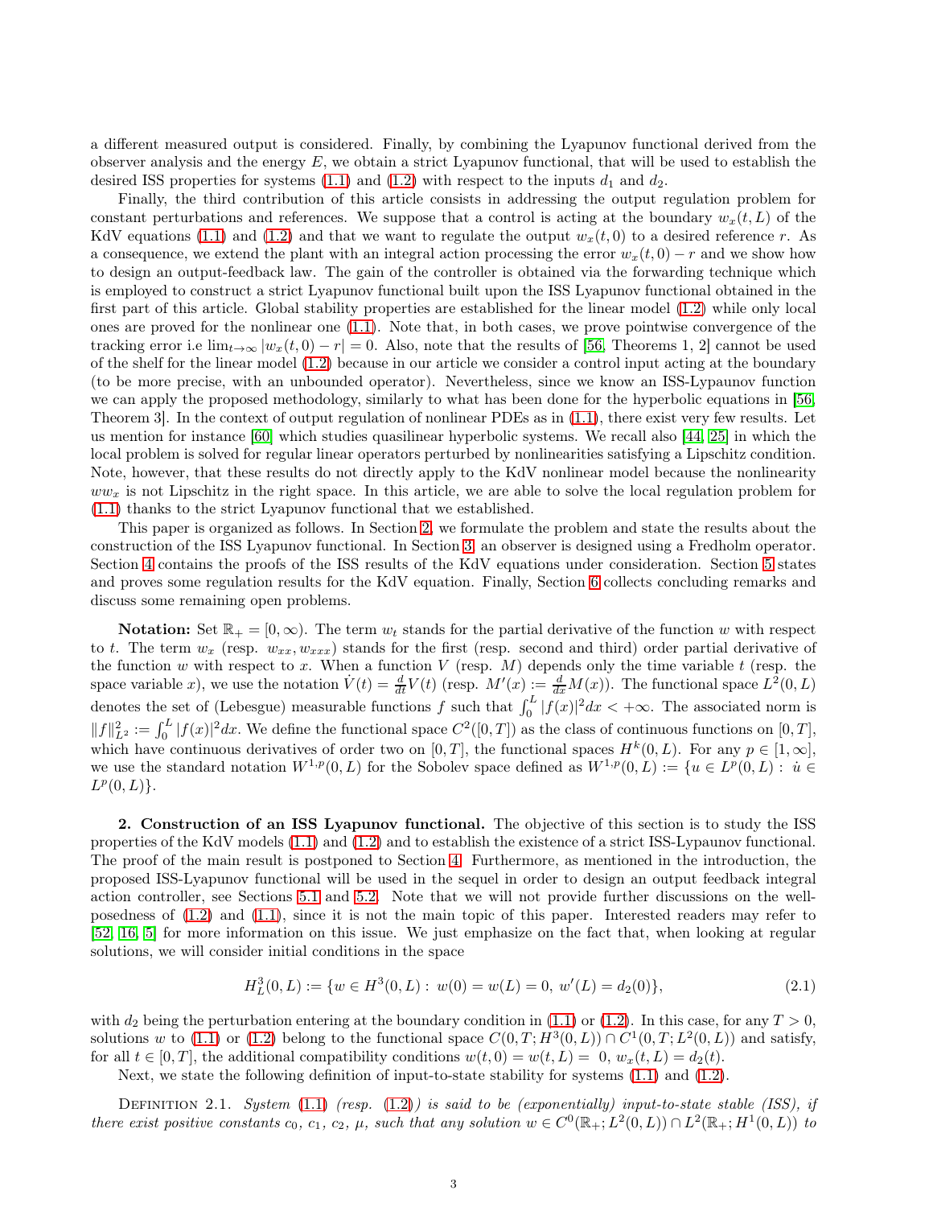a different measured output is considered. Finally, by combining the Lyapunov functional derived from the observer analysis and the energy $E$, we obtain a strict Lyapunov functional, that will be used to establish the desired ISS properties for systems (1.1) and (1.2) with respect to the inputs $d_1$ and $d_2$.

Finally, the third contribution of this article consists in addressing the output regulation problem for constant perturbations and references. We suppose that a control is acting at the boundary $w_x(t, L)$ of the KdV equations (1.1) and (1.2) and that we want to regulate the output $w_x(t, 0)$ to a desired reference $r$. As a consequence, we extend the plant with an integral action processing the error $w_x(t, 0) - r$ and we show how to design an output-feedback law. The gain of the controller is obtained via the forwarding technique which is employed to construct a strict Lyapunov functional built upon the ISS Lyapunov functional obtained in the first part of this article. Global stability properties are established for the linear model (1.2) while only local ones are proved for the nonlinear one (1.1). Note that, in both cases, we prove pointwise convergence of the tracking error i.e $\lim_{t\to\infty} |w_x(t, 0) - r| = 0$. Also, note that the results of [56, Theorems 1, 2] cannot be used of the shelf for the linear model (1.2) because in our article we consider a control input acting at the boundary (to be more precise, with an unbounded operator). Nevertheless, since we know an ISS-Lypaunov function we can apply the proposed methodology, similarly to what has been done for the hyperbolic equations in [56, Theorem 3]. In the context of output regulation of nonlinear PDEs as in (1.1), there exist very few results. Let us mention for instance [60] which studies quasilinear hyperbolic systems. We recall also [44, 25] in which the local problem is solved for regular linear operators perturbed by nonlinearities satisfying a Lipschitz condition. Note, however, that these results do not directly apply to the KdV nonlinear model because the nonlinearity $ww_x$ is not Lipschitz in the right space. In this article, we are able to solve the local regulation problem for (1.1) thanks to the strict Lyapunov functional that we established.

This paper is organized as follows. In Section 2, we formulate the problem and state the results about the construction of the ISS Lyapunov functional. In Section 3, an observer is designed using a Fredholm operator. Section 4 contains the proofs of the ISS results of the KdV equations under consideration. Section 5 states and proves some regulation results for the KdV equation. Finally, Section 6 collects concluding remarks and discuss some remaining open problems.

**Notation:** Set $\mathbb{R}_+ = [0, \infty)$. The term $w_t$ stands for the partial derivative of the function $w$ with respect to $t$. The term $w_x$ (resp. $w_{xx}, w_{xxx}$) stands for the first (resp. second and third) order partial derivative of the function $w$ with respect to $x$. When a function $V$ (resp. $M$) depends only the time variable $t$ (resp. the space variable $x$), we use the notation $\dot{V}(t) = \frac{d}{dt}V(t)$ (resp. $M'(x) := \frac{d}{dx}M(x)$). The functional space $L^2(0, L)$ denotes the set of (Lebesgue) measurable functions $f$ such that $\int_0^L |f(x)|^2 dx < +\infty$. The associated norm is $\|f\|_{L^2}^2 := \int_0^L |f(x)|^2 dx$. We define the functional space $C^2([0, T])$ as the class of continuous functions on $[0, T]$, which have continuous derivatives of order two on $[0, T]$, the functional spaces $H^k(0, L)$. For any $p \in [1, \infty]$, we use the standard notation $W^{1,p}(0, L)$ for the Sobolev space defined as $W^{1,p}(0, L) := \{u \in L^p(0, L) : \dot{u} \in L^p(0, L)\}$.

## 2. Construction of an ISS Lyapunov functional.

The objective of this section is to study the ISS properties of the KdV models (1.1) and (1.2) and to establish the existence of a strict ISS-Lypaunov functional. The proof of the main result is postponed to Section 4. Furthermore, as mentioned in the introduction, the proposed ISS-Lyapunov functional will be used in the sequel in order to design an output feedback integral action controller, see Sections 5.1 and 5.2. Note that we will not provide further discussions on the well-posedness of (1.2) and (1.1), since it is not the main topic of this paper. Interested readers may refer to [52, 16, 5] for more information on this issue. We just emphasize on the fact that, when looking at regular solutions, we will consider initial conditions in the space

$$H^3_L(0, L) := \{w \in H^3(0, L) : \ w(0) = w(L) = 0, \ w'(L) = d_2(0)\}, \tag{2.1}$$

with $d_2$ being the perturbation entering at the boundary condition in (1.1) or (1.2). In this case, for any $T > 0$, solutions $w$ to (1.1) or (1.2) belong to the functional space $C(0, T; H^3(0, L)) \cap C^1(0, T; L^2(0, L))$ and satisfy, for all $t \in [0, T]$, the additional compatibility conditions $w(t, 0) = w(t, L) = \ 0, \ w_x(t, L) = d_2(t)$.

Next, we state the following definition of input-to-state stability for systems (1.1) and (1.2).

Definition 2.1. *System (1.1) (resp. (1.2)) is said to be (exponentially) input-to-state stable (ISS), if there exist positive constants $c_0$, $c_1$, $c_2$, $\mu$, such that any solution $w \in C^0(\mathbb{R}_+; L^2(0, L)) \cap L^2(\mathbb{R}_+; H^1(0, L))$ to*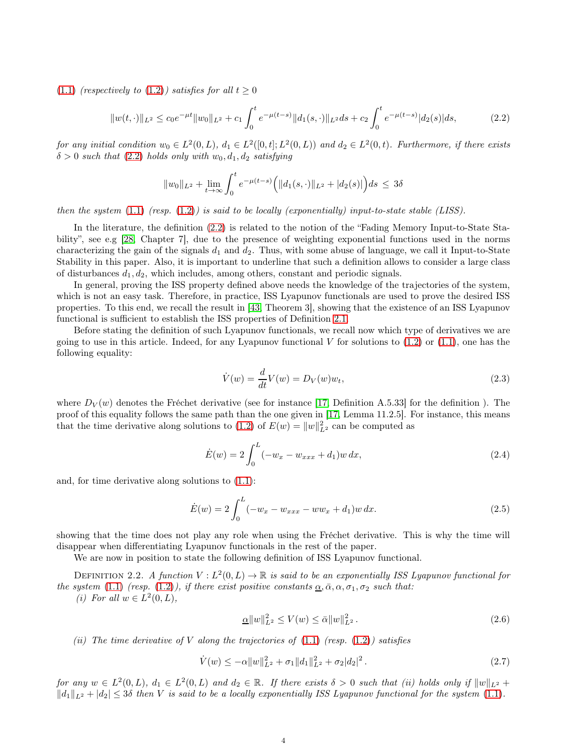(1.1) *(respectively to* (1.2)*) satisfies for all* $t \geq 0$

$$\|w(t,\cdot)\|_{L^2} \leq c_0 e^{-\mu t}\|w_0\|_{L^2} + c_1\int_0^t e^{-\mu(t-s)}\|d_1(s,\cdot)\|_{L^2}ds + c_2\int_0^t e^{-\mu(t-s)}|d_2(s)|ds, \tag{2.2}$$

*for any initial condition* $w_0 \in L^2(0,L)$*,* $d_1 \in L^2([0,t];L^2(0,L))$ *and* $d_2 \in L^2(0,t)$*. Furthermore, if there exists* $\delta > 0$ *such that* (2.2) *holds only with* $w_0, d_1, d_2$ *satisfying*

$$\|w_0\|_{L^2} + \lim_{t\to\infty}\int_0^t e^{-\mu(t-s)}\Big(\|d_1(s,\cdot)\|_{L^2} + |d_2(s)|\Big)ds \;\leq\; 3\delta$$

*then the system* (1.1) *(resp.* (1.2)*) is said to be locally (exponentially) input-to-state stable (LISS).*

In the literature, the definition (2.2) is related to the notion of the "Fading Memory Input-to-State Stability", see e.g [28, Chapter 7], due to the presence of weighting exponential functions used in the norms characterizing the gain of the signals $d_1$ and $d_2$. Thus, with some abuse of language, we call it Input-to-State Stability in this paper. Also, it is important to underline that such a definition allows to consider a large class of disturbances $d_1, d_2$, which includes, among others, constant and periodic signals.

In general, proving the ISS property defined above needs the knowledge of the trajectories of the system, which is not an easy task. Therefore, in practice, ISS Lyapunov functionals are used to prove the desired ISS properties. To this end, we recall the result in [43, Theorem 3], showing that the existence of an ISS Lyapunov functional is sufficient to establish the ISS properties of Definition 2.1.

Before stating the definition of such Lyapunov functionals, we recall now which type of derivatives we are going to use in this article. Indeed, for any Lyapunov functional $V$ for solutions to (1.2) or (1.1), one has the following equality:

$$\dot{V}(w) = \frac{d}{dt}V(w) = D_V(w)w_t, \tag{2.3}$$

where $D_V(w)$ denotes the Fréchet derivative (see for instance [17, Definition A.5.33] for the definition ). The proof of this equality follows the same path than the one given in [17, Lemma 11.2.5]. For instance, this means that the time derivative along solutions to (1.2) of $E(w) = \|w\|^2_{L^2}$ can be computed as

$$\dot{E}(w) = 2\int_0^L (-w_x - w_{xxx} + d_1)w\,dx, \tag{2.4}$$

and, for time derivative along solutions to (1.1):

$$\dot{E}(w) = 2\int_0^L (-w_x - w_{xxx} - ww_x + d_1)w\,dx. \tag{2.5}$$

showing that the time does not play any role when using the Fréchet derivative. This is why the time will disappear when differentiating Lyapunov functionals in the rest of the paper.

We are now in position to state the following definition of ISS Lyapunov functional.

Definition 2.2. *A function* $V : L^2(0,L) \to \mathbb{R}$ *is said to be an exponentially ISS Lyapunov functional for the system* (1.1) *(resp.* (1.2)*), if there exist positive constants* $\underline{\alpha}, \bar{\alpha}, \alpha, \sigma_1, \sigma_2$ *such that:*

*(i) For all* $w \in L^2(0,L)$*,*

$$\underline{\alpha}\|w\|^2_{L^2} \leq V(w) \leq \bar{\alpha}\|w\|^2_{L^2}\,. \tag{2.6}$$

*(ii) The time derivative of* $V$ *along the trajectories of* (1.1) *(resp.* (1.2)*) satisfies*

$$\dot{V}(w) \leq -\alpha\|w\|^2_{L^2} + \sigma_1\|d_1\|^2_{L^2} + \sigma_2|d_2|^2\,. \tag{2.7}$$

*for any* $w \in L^2(0,L)$*,* $d_1 \in L^2(0,L)$ *and* $d_2 \in \mathbb{R}$*. If there exists* $\delta > 0$ *such that (ii) holds only if* $\|w\|_{L^2} + \|d_1\|_{L^2} + |d_2| \leq 3\delta$ *then* $V$ *is said to be a locally exponentially ISS Lyapunov functional for the system* (1.1)*.*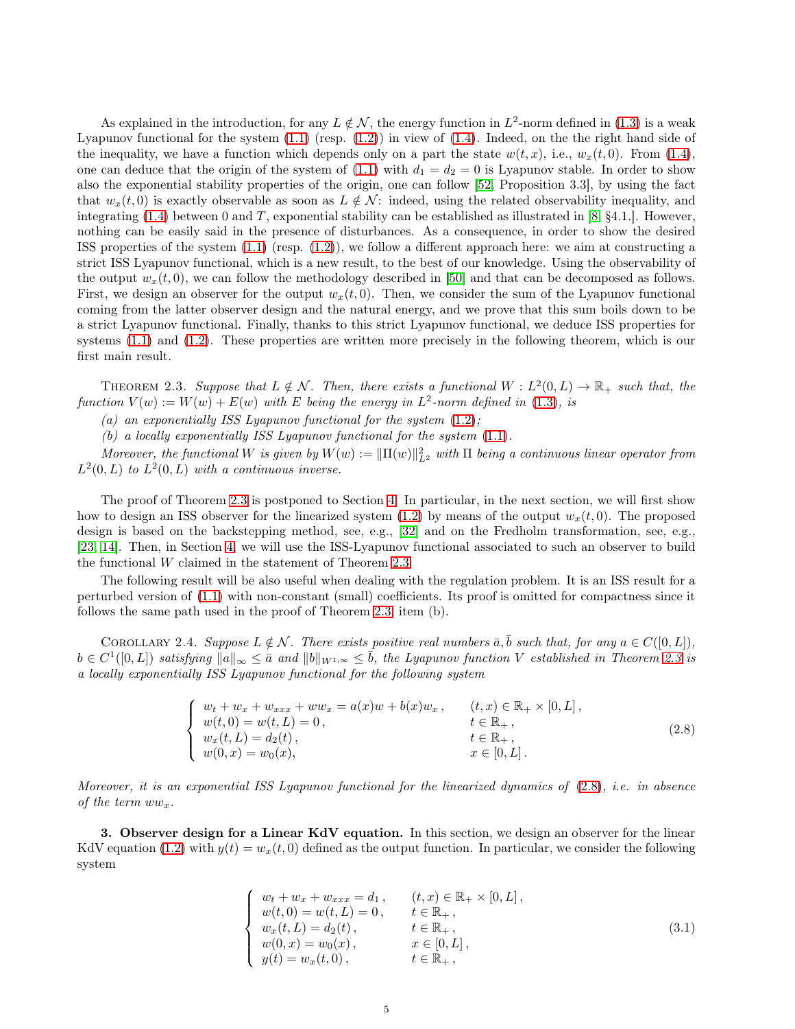As explained in the introduction, for any $L \notin \mathcal{N}$, the energy function in $L^2$-norm defined in (1.3) is a weak Lyapunov functional for the system (1.1) (resp. (1.2)) in view of (1.4). Indeed, on the the right hand side of the inequality, we have a function which depends only on a part the state $w(t,x)$, i.e., $w_x(t,0)$. From (1.4), one can deduce that the origin of the system of (1.1) with $d_1 = d_2 = 0$ is Lyapunov stable. In order to show also the exponential stability properties of the origin, one can follow [52, Proposition 3.3], by using the fact that $w_x(t,0)$ is exactly observable as soon as $L \notin \mathcal{N}$: indeed, using the related observability inequality, and integrating (1.4) between 0 and $T$, exponential stability can be established as illustrated in [8, §4.1.]. However, nothing can be easily said in the presence of disturbances. As a consequence, in order to show the desired ISS properties of the system (1.1) (resp. (1.2)), we follow a different approach here: we aim at constructing a strict ISS Lyapunov functional, which is a new result, to the best of our knowledge. Using the observability of the output $w_x(t,0)$, we can follow the methodology described in [50] and that can be decomposed as follows. First, we design an observer for the output $w_x(t,0)$. Then, we consider the sum of the Lyapunov functional coming from the latter observer design and the natural energy, and we prove that this sum boils down to be a strict Lyapunov functional. Finally, thanks to this strict Lyapunov functional, we deduce ISS properties for systems (1.1) and (1.2). These properties are written more precisely in the following theorem, which is our first main result.

Theorem 2.3. *Suppose that $L \notin \mathcal{N}$. Then, there exists a functional $W : L^2(0,L) \to \mathbb{R}_+$ such that, the function $V(w) := W(w) + E(w)$ with $E$ being the energy in $L^2$-norm defined in (1.3), is*

*(a) an exponentially ISS Lyapunov functional for the system (1.2);*

*(b) a locally exponentially ISS Lyapunov functional for the system (1.1).*

*Moreover, the functional $W$ is given by $W(w) := \|\Pi(w)\|^2_{L^2}$ with $\Pi$ being a continuous linear operator from $L^2(0,L)$ to $L^2(0,L)$ with a continuous inverse.*

The proof of Theorem 2.3 is postponed to Section 4. In particular, in the next section, we will first show how to design an ISS observer for the linearized system (1.2) by means of the output $w_x(t,0)$. The proposed design is based on the backstepping method, see, e.g., [32] and on the Fredholm transformation, see, e.g., [23, 14]. Then, in Section 4, we will use the ISS-Lyapunov functional associated to such an observer to build the functional $W$ claimed in the statement of Theorem 2.3.

The following result will be also useful when dealing with the regulation problem. It is an ISS result for a perturbed version of (1.1) with non-constant (small) coefficients. Its proof is omitted for compactness since it follows the same path used in the proof of Theorem 2.3, item (b).

Corollary 2.4. *Suppose $L \notin \mathcal{N}$. There exists positive real numbers $\bar{a}, \bar{b}$ such that, for any $a \in C([0,L])$, $b \in C^1([0,L])$ satisfying $\|a\|_\infty \leq \bar{a}$ and $\|b\|_{W^{1,\infty}} \leq \bar{b}$, the Lyapunov function $V$ established in Theorem 2.3 is a locally exponentially ISS Lyapunov functional for the following system*

$$
\left\{
\begin{array}{ll}
w_t + w_x + w_{xxx} + ww_x = a(x)w + b(x)w_x \,, & (t,x) \in \mathbb{R}_+ \times [0,L]\,, \\
w(t,0) = w(t,L) = 0\,, & t \in \mathbb{R}_+\,, \\
w_x(t,L) = d_2(t)\,, & t \in \mathbb{R}_+\,, \\
w(0,x) = w_0(x), & x \in [0,L]\,.
\end{array}
\right.
\tag{2.8}
$$

*Moreover, it is an exponential ISS Lyapunov functional for the linearized dynamics of (2.8), i.e. in absence of the term $ww_x$.*

## 3. Observer design for a Linear KdV equation.

In this section, we design an observer for the linear KdV equation (1.2) with $y(t) = w_x(t,0)$ defined as the output function. In particular, we consider the following system

$$
\left\{
\begin{array}{ll}
w_t + w_x + w_{xxx} = d_1\,, & (t,x) \in \mathbb{R}_+ \times [0,L]\,, \\
w(t,0) = w(t,L) = 0\,, & t \in \mathbb{R}_+\,, \\
w_x(t,L) = d_2(t)\,, & t \in \mathbb{R}_+\,, \\
w(0,x) = w_0(x)\,, & x \in [0,L]\,, \\
y(t) = w_x(t,0)\,, & t \in \mathbb{R}_+\,,
\end{array}
\right.
\tag{3.1}
$$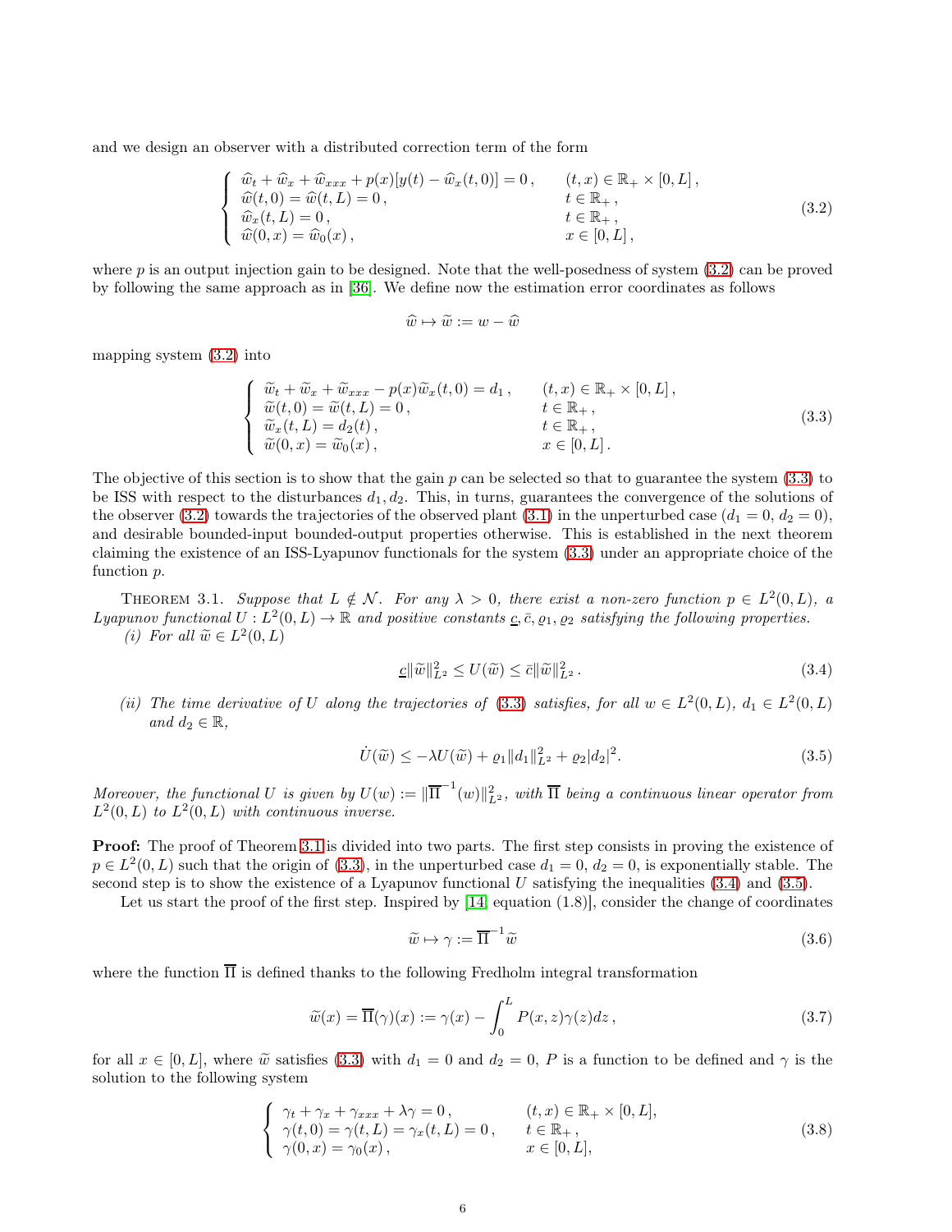and we design an observer with a distributed correction term of the form

$$
\left\{ \begin{array}{ll} \widehat{w}_t + \widehat{w}_x + \widehat{w}_{xxx} + p(x)[y(t) - \widehat{w}_x(t,0)] = 0\,, & (t,x) \in \mathbb{R}_+ \times [0,L]\,, \\ \widehat{w}(t,0) = \widehat{w}(t,L) = 0\,, & t \in \mathbb{R}_+\,, \\ \widehat{w}_x(t,L) = 0\,, & t \in \mathbb{R}_+\,, \\ \widehat{w}(0,x) = \widehat{w}_0(x)\,, & x \in [0,L]\,, \end{array} \right. \tag{3.2}
$$

where $p$ is an output injection gain to be designed. Note that the well-posedness of system (3.2) can be proved by following the same approach as in [36]. We define now the estimation error coordinates as follows

$$
\widehat{w} \mapsto \widetilde{w} := w - \widehat{w}
$$

mapping system (3.2) into

$$
\left\{ \begin{array}{ll} \widetilde{w}_t + \widetilde{w}_x + \widetilde{w}_{xxx} - p(x)\widetilde{w}_x(t,0) = d_1\,, & (t,x) \in \mathbb{R}_+ \times [0,L]\,, \\ \widetilde{w}(t,0) = \widetilde{w}(t,L) = 0\,, & t \in \mathbb{R}_+\,, \\ \widetilde{w}_x(t,L) = d_2(t)\,, & t \in \mathbb{R}_+\,, \\ \widetilde{w}(0,x) = \widetilde{w}_0(x)\,, & x \in [0,L]\,. \end{array} \right. \tag{3.3}
$$

The objective of this section is to show that the gain $p$ can be selected so that to guarantee the system (3.3) to be ISS with respect to the disturbances $d_1, d_2$. This, in turns, guarantees the convergence of the solutions of the observer (3.2) towards the trajectories of the observed plant (3.1) in the unperturbed case ($d_1 = 0$, $d_2 = 0$), and desirable bounded-input bounded-output properties otherwise. This is established in the next theorem claiming the existence of an ISS-Lyapunov functionals for the system (3.3) under an appropriate choice of the function $p$.

Theorem 3.1. *Suppose that $L \notin \mathcal{N}$. For any $\lambda > 0$, there exist a non-zero function $p \in L^2(0,L)$, a Lyapunov functional $U : L^2(0,L) \to \mathbb{R}$ and positive constants $\underline{c}, \bar{c}, \varrho_1, \varrho_2$ satisfying the following properties.*

*(i) For all $\widetilde{w} \in L^2(0,L)$*

$$
\underline{c}\|\widetilde{w}\|_{L^2}^2 \leq U(\widetilde{w}) \leq \bar{c}\|\widetilde{w}\|_{L^2}^2\,. \tag{3.4}
$$

*(ii) The time derivative of $U$ along the trajectories of (3.3) satisfies, for all $w \in L^2(0,L)$, $d_1 \in L^2(0,L)$ and $d_2 \in \mathbb{R}$,*

$$
\dot{U}(\widetilde{w}) \leq -\lambda U(\widetilde{w}) + \varrho_1\|d_1\|_{L^2}^2 + \varrho_2|d_2|^2. \tag{3.5}
$$

*Moreover, the functional $U$ is given by $U(w) := \|\overline{\Pi}^{-1}(w)\|_{L^2}^2$, with $\overline{\Pi}$ being a continuous linear operator from $L^2(0,L)$ to $L^2(0,L)$ with continuous inverse.*

**Proof:** The proof of Theorem 3.1 is divided into two parts. The first step consists in proving the existence of $p \in L^2(0,L)$ such that the origin of (3.3), in the unperturbed case $d_1 = 0$, $d_2 = 0$, is exponentially stable. The second step is to show the existence of a Lyapunov functional $U$ satisfying the inequalities (3.4) and (3.5).

Let us start the proof of the first step. Inspired by [14, equation (1.8)], consider the change of coordinates

$$
\widetilde{w} \mapsto \gamma := \overline{\Pi}^{-1}\widetilde{w} \tag{3.6}
$$

where the function $\overline{\Pi}$ is defined thanks to the following Fredholm integral transformation

$$
\widetilde{w}(x) = \overline{\Pi}(\gamma)(x) := \gamma(x) - \int_0^L P(x,z)\gamma(z)dz\,, \tag{3.7}
$$

for all $x \in [0,L]$, where $\widetilde{w}$ satisfies (3.3) with $d_1 = 0$ and $d_2 = 0$, $P$ is a function to be defined and $\gamma$ is the solution to the following system

$$
\left\{ \begin{array}{ll} \gamma_t + \gamma_x + \gamma_{xxx} + \lambda\gamma = 0\,, & (t,x) \in \mathbb{R}_+ \times [0,L], \\ \gamma(t,0) = \gamma(t,L) = \gamma_x(t,L) = 0\,, & t \in \mathbb{R}_+\,, \\ \gamma(0,x) = \gamma_0(x)\,, & x \in [0,L], \end{array} \right. \tag{3.8}
$$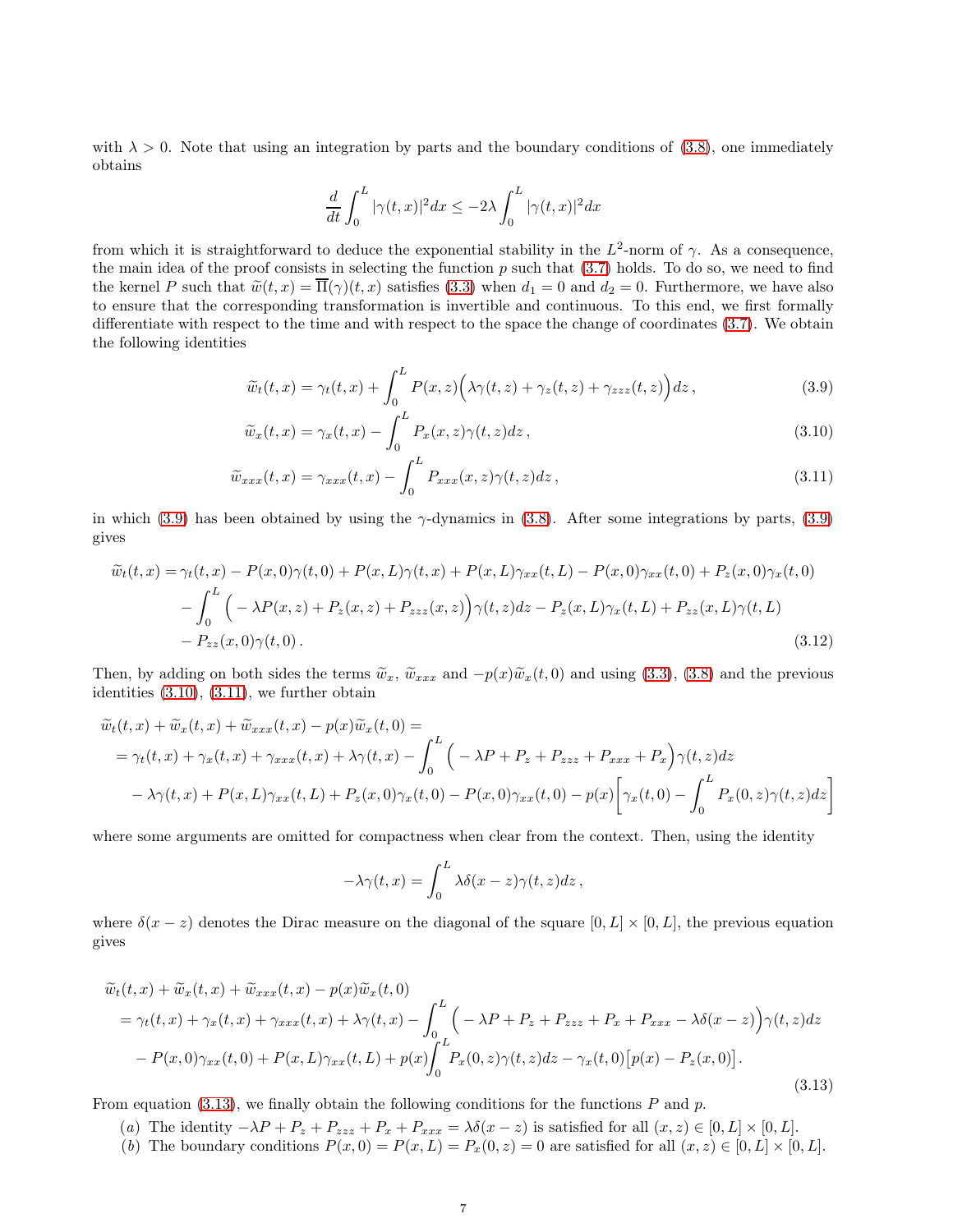with $\lambda > 0$. Note that using an integration by parts and the boundary conditions of (3.8), one immediately obtains

$$\frac{d}{dt}\int_0^L |\gamma(t,x)|^2 dx \leq -2\lambda \int_0^L |\gamma(t,x)|^2 dx$$

from which it is straightforward to deduce the exponential stability in the $L^2$-norm of $\gamma$. As a consequence, the main idea of the proof consists in selecting the function $p$ such that (3.7) holds. To do so, we need to find the kernel $P$ such that $\widetilde{w}(t,x) = \overline{\Pi}(\gamma)(t,x)$ satisfies (3.3) when $d_1 = 0$ and $d_2 = 0$. Furthermore, we have also to ensure that the corresponding transformation is invertible and continuous. To this end, we first formally differentiate with respect to the time and with respect to the space the change of coordinates (3.7). We obtain the following identities

$$\widetilde{w}_t(t,x) = \gamma_t(t,x) + \int_0^L P(x,z)\Big(\lambda\gamma(t,z) + \gamma_z(t,z) + \gamma_{zzz}(t,z)\Big)dz\,, \tag{3.9}$$

$$\widetilde{w}_x(t,x) = \gamma_x(t,x) - \int_0^L P_x(x,z)\gamma(t,z)dz\,, \tag{3.10}$$

$$\widetilde{w}_{xxx}(t,x) = \gamma_{xxx}(t,x) - \int_0^L P_{xxx}(x,z)\gamma(t,z)dz\,, \tag{3.11}$$

in which (3.9) has been obtained by using the $\gamma$-dynamics in (3.8). After some integrations by parts, (3.9) gives

$$\begin{aligned}
\widetilde{w}_t(t,x) = {}& \gamma_t(t,x) - P(x,0)\gamma(t,0) + P(x,L)\gamma(t,x) + P(x,L)\gamma_{xx}(t,L) - P(x,0)\gamma_{xx}(t,0) + P_z(x,0)\gamma_x(t,0) \\
& - \int_0^L \Big(-\lambda P(x,z) + P_z(x,z) + P_{zzz}(x,z)\Big)\gamma(t,z)dz - P_z(x,L)\gamma_x(t,L) + P_{zz}(x,L)\gamma(t,L) \\
& - P_{zz}(x,0)\gamma(t,0)\,.
\end{aligned} \tag{3.12}$$

Then, by adding on both sides the terms $\widetilde{w}_x$, $\widetilde{w}_{xxx}$ and $-p(x)\widetilde{w}_x(t,0)$ and using (3.3), (3.8) and the previous identities (3.10), (3.11), we further obtain

$$\begin{aligned}
&\widetilde{w}_t(t,x) + \widetilde{w}_x(t,x) + \widetilde{w}_{xxx}(t,x) - p(x)\widetilde{w}_x(t,0) = \\
&= \gamma_t(t,x) + \gamma_x(t,x) + \gamma_{xxx}(t,x) + \lambda\gamma(t,x) - \int_0^L \Big(-\lambda P + P_z + P_{zzz} + P_{xxx} + P_x\Big)\gamma(t,z)dz \\
&\quad - \lambda\gamma(t,x) + P(x,L)\gamma_{xx}(t,L) + P_z(x,0)\gamma_x(t,0) - P(x,0)\gamma_{xx}(t,0) - p(x)\Big[\gamma_x(t,0) - \int_0^L P_x(0,z)\gamma(t,z)dz\Big]
\end{aligned}$$

where some arguments are omitted for compactness when clear from the context. Then, using the identity

$$-\lambda\gamma(t,x) = \int_0^L \lambda\delta(x-z)\gamma(t,z)dz\,,$$

where $\delta(x-z)$ denotes the Dirac measure on the diagonal of the square $[0,L]\times[0,L]$, the previous equation gives

$$\begin{aligned}
&\widetilde{w}_t(t,x) + \widetilde{w}_x(t,x) + \widetilde{w}_{xxx}(t,x) - p(x)\widetilde{w}_x(t,0) \\
&= \gamma_t(t,x) + \gamma_x(t,x) + \gamma_{xxx}(t,x) + \lambda\gamma(t,x) - \int_0^L \Big(-\lambda P + P_z + P_{zzz} + P_x + P_{xxx} - \lambda\delta(x-z)\Big)\gamma(t,z)dz \\
&\quad - P(x,0)\gamma_{xx}(t,0) + P(x,L)\gamma_{xx}(t,L) + p(x)\int_0^L P_x(0,z)\gamma(t,z)dz - \gamma_x(t,0)\big[p(x) - P_z(x,0)\big].
\end{aligned} \tag{3.13}$$

From equation (3.13), we finally obtain the following conditions for the functions $P$ and $p$.

(a) The identity $-\lambda P + P_z + P_{zzz} + P_x + P_{xxx} = \lambda\delta(x-z)$ is satisfied for all $(x,z) \in [0,L]\times[0,L]$.

(b) The boundary conditions $P(x,0) = P(x,L) = P_x(0,z) = 0$ are satisfied for all $(x,z) \in [0,L]\times[0,L]$.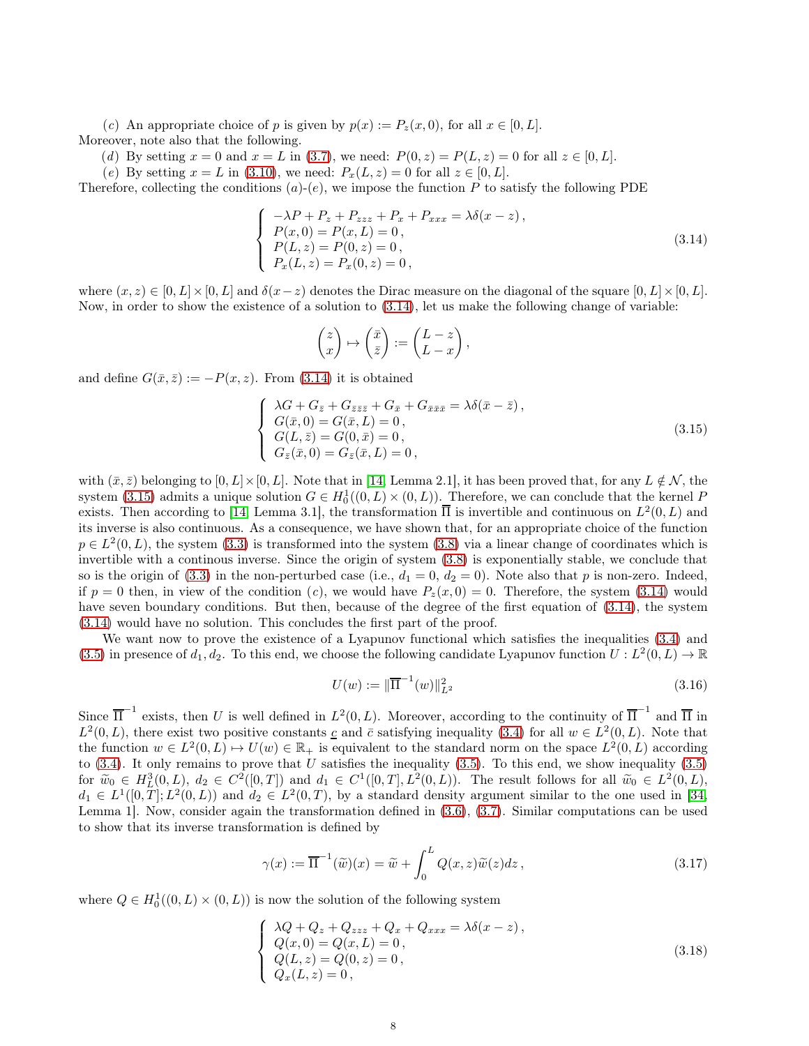($c$) An appropriate choice of $p$ is given by $p(x) := P_z(x, 0)$, for all $x \in [0, L]$.

Moreover, note also that the following.

($d$) By setting $x = 0$ and $x = L$ in (3.7), we need: $P(0, z) = P(L, z) = 0$ for all $z \in [0, L]$.

($e$) By setting $x = L$ in (3.10), we need: $P_x(L, z) = 0$ for all $z \in [0, L]$.

Therefore, collecting the conditions ($a$)-($e$), we impose the function $P$ to satisfy the following PDE

$$
\left\{
\begin{array}{l}
-\lambda P + P_z + P_{zzz} + P_x + P_{xxx} = \lambda \delta(x - z)\,, \\
P(x, 0) = P(x, L) = 0\,, \\
P(L, z) = P(0, z) = 0\,, \\
P_x(L, z) = P_x(0, z) = 0\,,
\end{array}
\right.
\tag{3.14}
$$

where $(x, z) \in [0, L] \times [0, L]$ and $\delta(x - z)$ denotes the Dirac measure on the diagonal of the square $[0, L] \times [0, L]$. Now, in order to show the existence of a solution to (3.14), let us make the following change of variable:

$$
\begin{pmatrix} z \\ x \end{pmatrix} \mapsto \begin{pmatrix} \bar{x} \\ \bar{z} \end{pmatrix} := \begin{pmatrix} L - z \\ L - x \end{pmatrix},
$$

and define $G(\bar{x}, \bar{z}) := -P(x, z)$. From (3.14) it is obtained

$$
\left\{
\begin{array}{l}
\lambda G + G_{\bar{z}} + G_{\bar{z}\bar{z}\bar{z}} + G_{\bar{x}} + G_{\bar{x}\bar{x}\bar{x}} = \lambda \delta(\bar{x} - \bar{z})\,, \\
G(\bar{x}, 0) = G(\bar{x}, L) = 0\,, \\
G(L, \bar{z}) = G(0, \bar{x}) = 0\,, \\
G_{\bar{z}}(\bar{x}, 0) = G_{\bar{z}}(\bar{x}, L) = 0\,,
\end{array}
\right.
\tag{3.15}
$$

with $(\bar{x}, \bar{z})$ belonging to $[0, L] \times [0, L]$. Note that in [14, Lemma 2.1], it has been proved that, for any $L \notin \mathcal{N}$, the system (3.15) admits a unique solution $G \in H_0^1((0, L) \times (0, L))$. Therefore, we can conclude that the kernel $P$ exists. Then according to [14, Lemma 3.1], the transformation $\overline{\Pi}$ is invertible and continuous on $L^2(0, L)$ and its inverse is also continuous. As a consequence, we have shown that, for an appropriate choice of the function $p \in L^2(0, L)$, the system (3.3) is transformed into the system (3.8) via a linear change of coordinates which is invertible with a continous inverse. Since the origin of system (3.8) is exponentially stable, we conclude that so is the origin of (3.3) in the non-perturbed case (i.e., $d_1 = 0$, $d_2 = 0$). Note also that $p$ is non-zero. Indeed, if $p = 0$ then, in view of the condition ($c$), we would have $P_z(x, 0) = 0$. Therefore, the system (3.14) would have seven boundary conditions. But then, because of the degree of the first equation of (3.14), the system (3.14) would have no solution. This concludes the first part of the proof.

We want now to prove the existence of a Lyapunov functional which satisfies the inequalities (3.4) and (3.5) in presence of $d_1, d_2$. To this end, we choose the following candidate Lyapunov function $U : L^2(0, L) \to \mathbb{R}$

$$
U(w) := \|\overline{\Pi}^{-1}(w)\|_{L^2}^2
\tag{3.16}
$$

Since $\overline{\Pi}^{-1}$ exists, then $U$ is well defined in $L^2(0, L)$. Moreover, according to the continuity of $\overline{\Pi}^{-1}$ and $\overline{\Pi}$ in $L^2(0, L)$, there exist two positive constants $\underline{c}$ and $\bar{c}$ satisfying inequality (3.4) for all $w \in L^2(0, L)$. Note that the function $w \in L^2(0, L) \mapsto U(w) \in \mathbb{R}_+$ is equivalent to the standard norm on the space $L^2(0, L)$ according to (3.4). It only remains to prove that $U$ satisfies the inequality (3.5). To this end, we show inequality (3.5) for $\widetilde{w}_0 \in H_L^3(0, L)$, $d_2 \in C^2([0, T])$ and $d_1 \in C^1([0, T], L^2(0, L))$. The result follows for all $\widetilde{w}_0 \in L^2(0, L)$, $d_1 \in L^1([0, T]; L^2(0, L))$ and $d_2 \in L^2(0, T)$, by a standard density argument similar to the one used in [34, Lemma 1]. Now, consider again the transformation defined in (3.6), (3.7). Similar computations can be used to show that its inverse transformation is defined by

$$
\gamma(x) := \overline{\Pi}^{-1}(\widetilde{w})(x) = \widetilde{w} + \int_0^L Q(x, z)\widetilde{w}(z)dz\,,
\tag{3.17}
$$

where $Q \in H_0^1((0, L) \times (0, L))$ is now the solution of the following system

$$
\left\{
\begin{array}{l}
\lambda Q + Q_z + Q_{zzz} + Q_x + Q_{xxx} = \lambda \delta(x - z)\,, \\
Q(x, 0) = Q(x, L) = 0\,, \\
Q(L, z) = Q(0, z) = 0\,, \\
Q_x(L, z) = 0\,,
\end{array}
\right.
\tag{3.18}
$$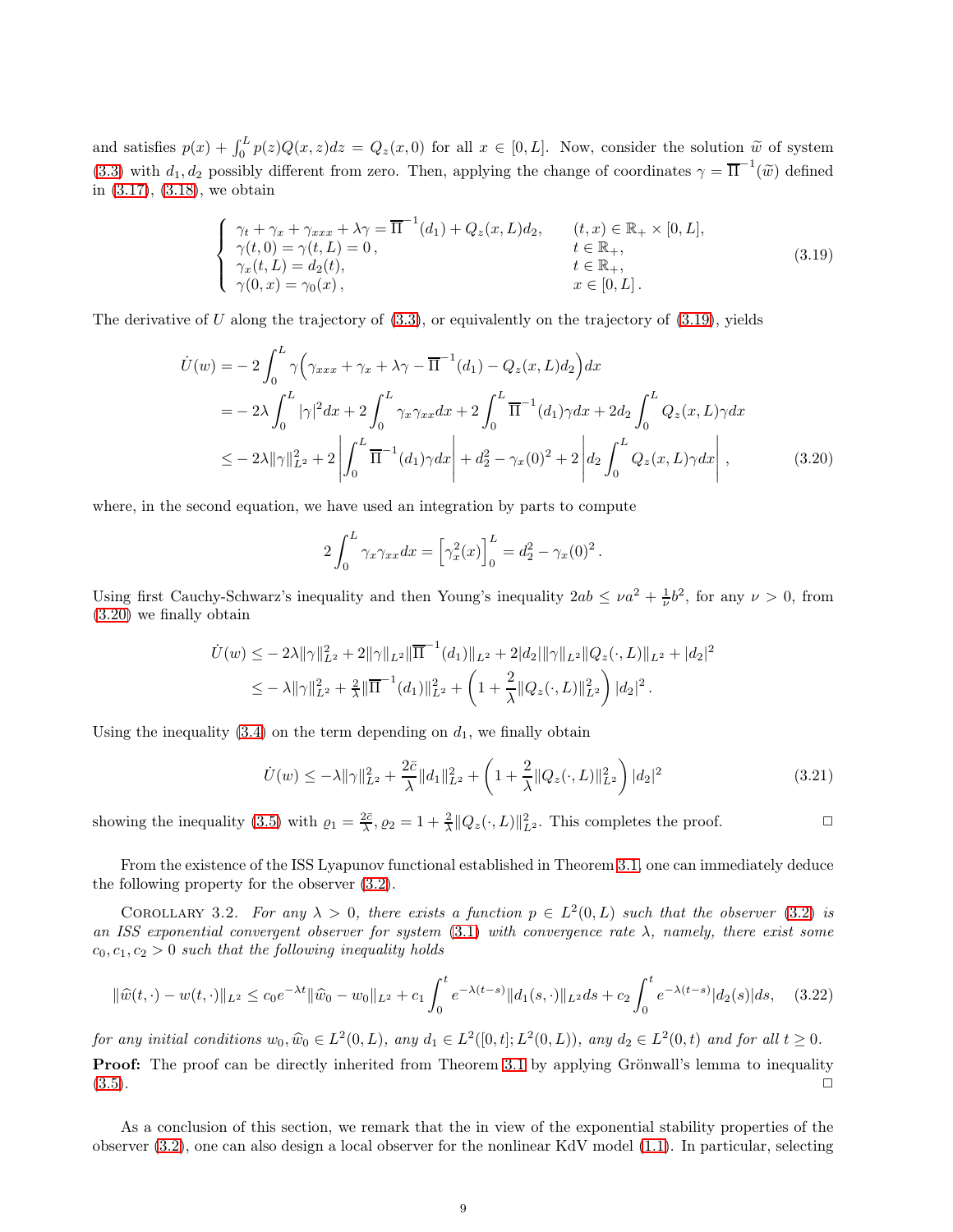and satisfies $p(x) + \int_0^L p(z)Q(x,z)dz = Q_z(x,0)$ for all $x \in [0,L]$. Now, consider the solution $\widetilde{w}$ of system (3.3) with $d_1, d_2$ possibly different from zero. Then, applying the change of coordinates $\gamma = \overline{\Pi}^{-1}(\widetilde{w})$ defined in (3.17), (3.18), we obtain

$$
\left\{
\begin{array}{ll}
\gamma_t + \gamma_x + \gamma_{xxx} + \lambda\gamma = \overline{\Pi}^{-1}(d_1) + Q_z(x,L)d_2, & (t,x) \in \mathbb{R}_+ \times [0,L], \\
\gamma(t,0) = \gamma(t,L) = 0\,, & t \in \mathbb{R}_+, \\
\gamma_x(t,L) = d_2(t), & t \in \mathbb{R}_+, \\
\gamma(0,x) = \gamma_0(x)\,, & x \in [0,L]\,.
\end{array}
\right.
\tag{3.19}
$$

The derivative of $U$ along the trajectory of (3.3), or equivalently on the trajectory of (3.19), yields

$$
\begin{aligned}
\dot{U}(w) =& -2\int_0^L \gamma\Big(\gamma_{xxx} + \gamma_x + \lambda\gamma - \overline{\Pi}^{-1}(d_1) - Q_z(x,L)d_2\Big)dx \\
=& -2\lambda\int_0^L |\gamma|^2 dx + 2\int_0^L \gamma_x\gamma_{xx}dx + 2\int_0^L \overline{\Pi}^{-1}(d_1)\gamma dx + 2d_2\int_0^L Q_z(x,L)\gamma dx \\
\leq& -2\lambda\|\gamma\|_{L^2}^2 + 2\left|\int_0^L \overline{\Pi}^{-1}(d_1)\gamma dx\right| + d_2^2 - \gamma_x(0)^2 + 2\left|d_2\int_0^L Q_z(x,L)\gamma dx\right|,
\end{aligned}
\tag{3.20}
$$

where, in the second equation, we have used an integration by parts to compute

$$
2\int_0^L \gamma_x\gamma_{xx}dx = \Big[\gamma_x^2(x)\Big]_0^L = d_2^2 - \gamma_x(0)^2\,.
$$

Using first Cauchy-Schwarz's inequality and then Young's inequality $2ab \leq \nu a^2 + \frac{1}{\nu}b^2$, for any $\nu > 0$, from (3.20) we finally obtain

$$
\begin{aligned}
\dot{U}(w) \leq& -2\lambda\|\gamma\|_{L^2}^2 + 2\|\gamma\|_{L^2}\|\overline{\Pi}^{-1}(d_1)\|_{L^2} + 2|d_2|\|\gamma\|_{L^2}\|Q_z(\cdot,L)\|_{L^2} + |d_2|^2 \\
\leq& -\lambda\|\gamma\|_{L^2}^2 + \tfrac{2}{\lambda}\|\overline{\Pi}^{-1}(d_1)\|_{L^2}^2 + \left(1 + \frac{2}{\lambda}\|Q_z(\cdot,L)\|_{L^2}^2\right)|d_2|^2\,.
\end{aligned}
$$

Using the inequality (3.4) on the term depending on $d_1$, we finally obtain

$$
\dot{U}(w) \leq -\lambda\|\gamma\|_{L^2}^2 + \frac{2\bar{c}}{\lambda}\|d_1\|_{L^2}^2 + \left(1 + \frac{2}{\lambda}\|Q_z(\cdot,L)\|_{L^2}^2\right)|d_2|^2
\tag{3.21}
$$

showing the inequality (3.5) with $\varrho_1 = \frac{2\bar{c}}{\lambda}$, $\varrho_2 = 1 + \frac{2}{\lambda}\|Q_z(\cdot,L)\|_{L^2}^2$. This completes the proof. □

From the existence of the ISS Lyapunov functional established in Theorem 3.1, one can immediately deduce the following property for the observer (3.2).

COROLLARY 3.2. *For any $\lambda > 0$, there exists a function $p \in L^2(0,L)$ such that the observer (3.2) is an ISS exponential convergent observer for system (3.1) with convergence rate $\lambda$, namely, there exist some $c_0, c_1, c_2 > 0$ such that the following inequality holds*

$$
\|\widehat{w}(t,\cdot) - w(t,\cdot)\|_{L^2} \leq c_0 e^{-\lambda t}\|\widehat{w}_0 - w_0\|_{L^2} + c_1\int_0^t e^{-\lambda(t-s)}\|d_1(s,\cdot)\|_{L^2}ds + c_2\int_0^t e^{-\lambda(t-s)}|d_2(s)|ds,
\tag{3.22}
$$

*for any initial conditions $w_0, \widehat{w}_0 \in L^2(0,L)$, any $d_1 \in L^2([0,t];L^2(0,L))$, any $d_2 \in L^2(0,t)$ and for all $t \geq 0$.*

**Proof:** The proof can be directly inherited from Theorem 3.1 by applying Grönwall's lemma to inequality (3.5). □

As a conclusion of this section, we remark that the in view of the exponential stability properties of the observer (3.2), one can also design a local observer for the nonlinear KdV model (1.1). In particular, selecting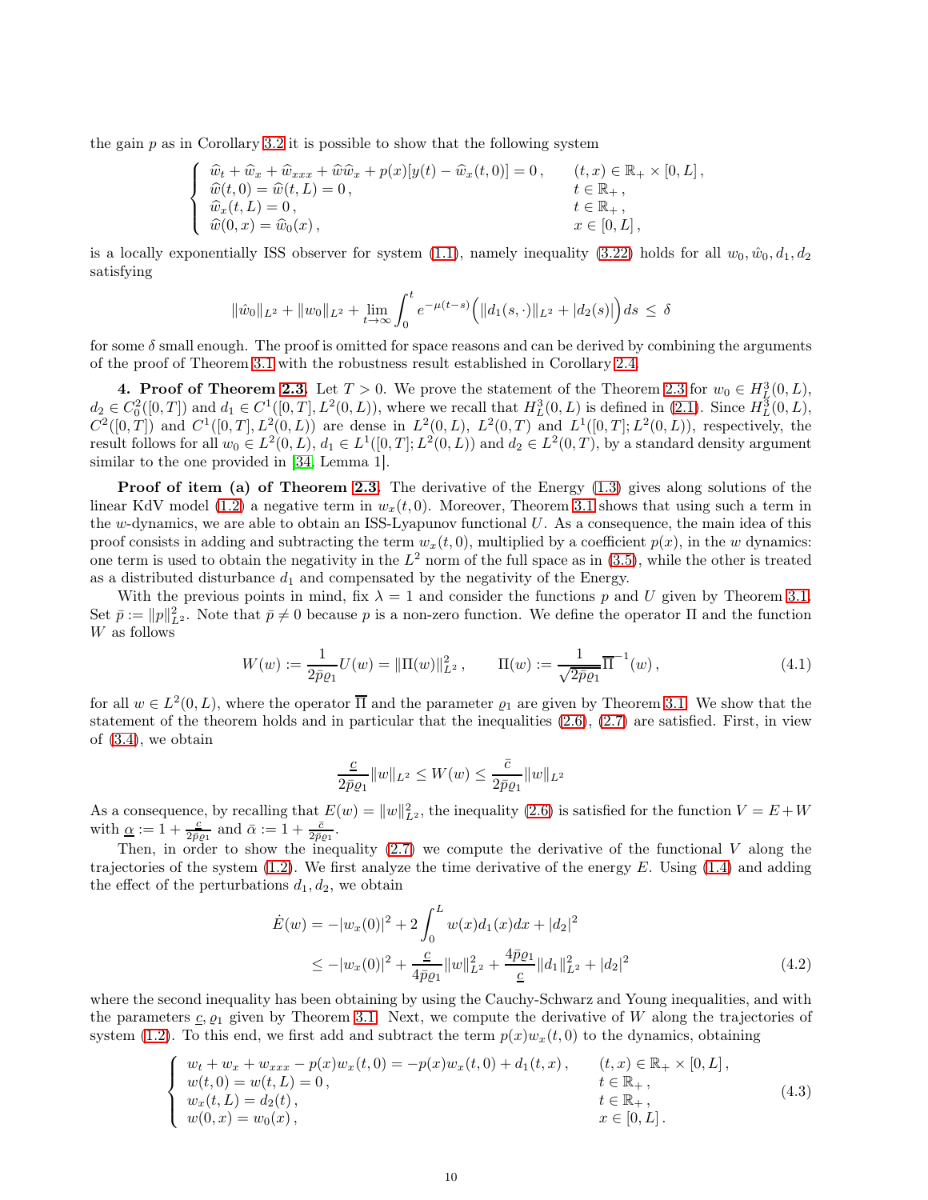the gain $p$ as in Corollary 3.2 it is possible to show that the following system

$$
\begin{cases}
\widehat{w}_t + \widehat{w}_x + \widehat{w}_{xxx} + \widehat{w}\widehat{w}_x + p(x)[y(t) - \widehat{w}_x(t,0)] = 0\,, & (t,x) \in \mathbb{R}_+ \times [0,L]\,,\\
\widehat{w}(t,0) = \widehat{w}(t,L) = 0\,, & t \in \mathbb{R}_+\,,\\
\widehat{w}_x(t,L) = 0\,, & t \in \mathbb{R}_+\,,\\
\widehat{w}(0,x) = \widehat{w}_0(x)\,, & x \in [0,L]\,,
\end{cases}
$$

is a locally exponentially ISS observer for system (1.1), namely inequality (3.22) holds for all $w_0, \hat{w}_0, d_1, d_2$ satisfying

$$
\|\hat{w}_0\|_{L^2} + \|w_0\|_{L^2} + \lim_{t\to\infty} \int_0^t e^{-\mu(t-s)}\Big(\|d_1(s,\cdot)\|_{L^2} + |d_2(s)|\Big) ds \;\le\; \delta
$$

for some $\delta$ small enough. The proof is omitted for space reasons and can be derived by combining the arguments of the proof of Theorem 3.1 with the robustness result established in Corollary 2.4.

**4. Proof of Theorem 2.3.** Let $T > 0$. We prove the statement of the Theorem 2.3 for $w_0 \in H^3_L(0,L)$, $d_2 \in C^2_0([0,T])$ and $d_1 \in C^1([0,T], L^2(0,L))$, where we recall that $H^3_L(0,L)$ is defined in (2.1). Since $H^3_L(0,L)$, $C^2([0,T])$ and $C^1([0,T], L^2(0,L))$ are dense in $L^2(0,L)$, $L^2(0,T)$ and $L^1([0,T]; L^2(0,L))$, respectively, the result follows for all $w_0 \in L^2(0,L)$, $d_1 \in L^1([0,T]; L^2(0,L))$ and $d_2 \in L^2(0,T)$, by a standard density argument similar to the one provided in [34, Lemma 1].

**Proof of item (a) of Theorem 2.3.** The derivative of the Energy (1.3) gives along solutions of the linear KdV model (1.2) a negative term in $w_x(t,0)$. Moreover, Theorem 3.1 shows that using such a term in the $w$-dynamics, we are able to obtain an ISS-Lyapunov functional $U$. As a consequence, the main idea of this proof consists in adding and subtracting the term $w_x(t,0)$, multiplied by a coefficient $p(x)$, in the $w$ dynamics: one term is used to obtain the negativity in the $L^2$ norm of the full space as in (3.5), while the other is treated as a distributed disturbance $d_1$ and compensated by the negativity of the Energy.

With the previous points in mind, fix $\lambda = 1$ and consider the functions $p$ and $U$ given by Theorem 3.1. Set $\bar{p} := \|p\|^2_{L^2}$. Note that $\bar{p} \neq 0$ because $p$ is a non-zero function. We define the operator $\Pi$ and the function $W$ as follows

$$
W(w) := \frac{1}{2\bar{p}\varrho_1} U(w) = \|\Pi(w)\|^2_{L^2}\,, \qquad \Pi(w) := \frac{1}{\sqrt{2\bar{p}\varrho_1}} \overline{\Pi}^{-1}(w)\,, \tag{4.1}
$$

for all $w \in L^2(0,L)$, where the operator $\overline{\Pi}$ and the parameter $\varrho_1$ are given by Theorem 3.1. We show that the statement of the theorem holds and in particular that the inequalities (2.6), (2.7) are satisfied. First, in view of (3.4), we obtain

$$
\frac{\underline{c}}{2\bar{p}\varrho_1}\|w\|_{L^2} \le W(w) \le \frac{\bar{c}}{2\bar{p}\varrho_1}\|w\|_{L^2}
$$

As a consequence, by recalling that $E(w) = \|w\|^2_{L^2}$, the inequality (2.6) is satisfied for the function $V = E + W$ with $\underline{\alpha} := 1 + \frac{\underline{c}}{2\bar{p}\varrho_1}$ and $\bar{\alpha} := 1 + \frac{\bar{c}}{2\bar{p}\varrho_1}$.

Then, in order to show the inequality (2.7) we compute the derivative of the functional $V$ along the trajectories of the system (1.2). We first analyze the time derivative of the energy $E$. Using (1.4) and adding the effect of the perturbations $d_1, d_2$, we obtain

$$
\begin{aligned}
\dot{E}(w) &= -|w_x(0)|^2 + 2\int_0^L w(x) d_1(x) dx + |d_2|^2 \\
&\le -|w_x(0)|^2 + \frac{\underline{c}}{4\bar{p}\varrho_1}\|w\|^2_{L^2} + \frac{4\bar{p}\varrho_1}{\underline{c}}\|d_1\|^2_{L^2} + |d_2|^2
\end{aligned} \tag{4.2}
$$

where the second inequality has been obtaining by using the Cauchy-Schwarz and Young inequalities, and with the parameters $\underline{c}, \varrho_1$ given by Theorem 3.1. Next, we compute the derivative of $W$ along the trajectories of system (1.2). To this end, we first add and subtract the term $p(x)w_x(t,0)$ to the dynamics, obtaining

$$
\begin{cases}
w_t + w_x + w_{xxx} - p(x)w_x(t,0) = -p(x)w_x(t,0) + d_1(t,x)\,, & (t,x) \in \mathbb{R}_+ \times [0,L]\,,\\
w(t,0) = w(t,L) = 0\,, & t \in \mathbb{R}_+\,,\\
w_x(t,L) = d_2(t)\,, & t \in \mathbb{R}_+\,,\\
w(0,x) = w_0(x)\,, & x \in [0,L]\,.
\end{cases} \tag{4.3}
$$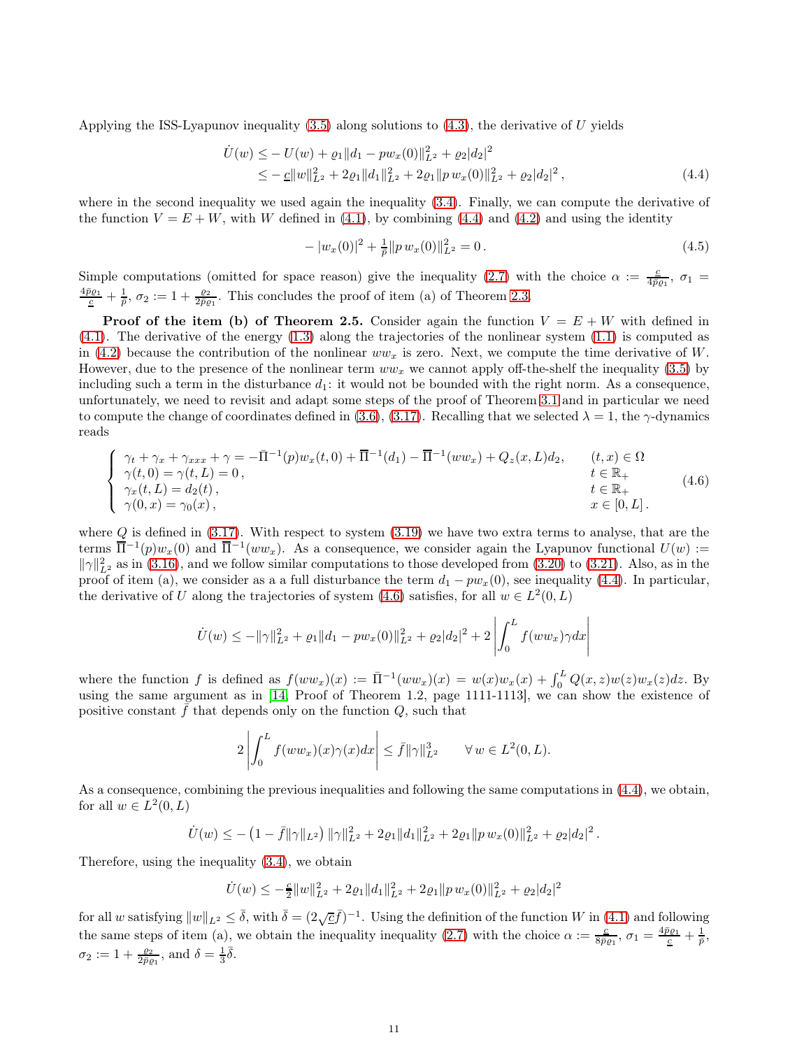Applying the ISS-Lyapunov inequality (3.5) along solutions to (4.3), the derivative of $U$ yields

$$\begin{aligned}\dot{U}(w) &\leq - U(w) + \varrho_1 \|d_1 - p w_x(0)\|_{L^2}^2 + \varrho_2 |d_2|^2 \\ &\leq - \underline{c}\|w\|_{L^2}^2 + 2\varrho_1 \|d_1\|_{L^2}^2 + 2\varrho_1 \|p\, w_x(0)\|_{L^2}^2 + \varrho_2 |d_2|^2 ,\end{aligned} \tag{4.4}$$

where in the second inequality we used again the inequality (3.4). Finally, we can compute the derivative of the function $V = E + W$, with $W$ defined in (4.1), by combining (4.4) and (4.2) and using the identity

$$- |w_x(0)|^2 + \tfrac{1}{\bar{p}} \|p\, w_x(0)\|_{L^2}^2 = 0 . \tag{4.5}$$

Simple computations (omitted for space reason) give the inequality (2.7) with the choice $\alpha := \frac{\underline{c}}{4\bar{p}\varrho_1}$, $\sigma_1 = \frac{4\bar{p}\varrho_1}{\underline{c}} + \frac{1}{\bar{p}}$, $\sigma_2 := 1 + \frac{\varrho_2}{2\bar{p}\varrho_1}$. This concludes the proof of item (a) of Theorem 2.3.

**Proof of the item (b) of Theorem 2.5.** Consider again the function $V = E + W$ with defined in (4.1). The derivative of the energy (1.3) along the trajectories of the nonlinear system (1.1) is computed as in (4.2) because the contribution of the nonlinear $ww_x$ is zero. Next, we compute the time derivative of $W$. However, due to the presence of the nonlinear term $ww_x$ we cannot apply off-the-shelf the inequality (3.5) by including such a term in the disturbance $d_1$: it would not be bounded with the right norm. As a consequence, unfortunately, we need to revisit and adapt some steps of the proof of Theorem 3.1 and in particular we need to compute the change of coordinates defined in (3.6), (3.17). Recalling that we selected $\lambda = 1$, the $\gamma$-dynamics reads

$$\begin{cases} \gamma_t + \gamma_x + \gamma_{xxx} + \gamma = -\bar{\Pi}^{-1}(p) w_x(t,0) + \overline{\Pi}^{-1}(d_1) - \overline{\Pi}^{-1}(ww_x) + Q_z(x,L) d_2, & (t,x) \in \Omega \\ \gamma(t,0) = \gamma(t,L) = 0 , & t \in \mathbb{R}_+ \\ \gamma_x(t,L) = d_2(t) , & t \in \mathbb{R}_+ \\ \gamma(0,x) = \gamma_0(x) , & x \in [0,L] . \end{cases} \tag{4.6}$$

where $Q$ is defined in (3.17). With respect to system (3.19) we have two extra terms to analyse, that are the terms $\overline{\Pi}^{-1}(p) w_x(0)$ and $\overline{\Pi}^{-1}(ww_x)$. As a consequence, we consider again the Lyapunov functional $U(w) := \|\gamma\|_{L^2}^2$ as in (3.16), and we follow similar computations to those developed from (3.20) to (3.21). Also, as in the proof of item (a), we consider as a a full disturbance the term $d_1 - p w_x(0)$, see inequality (4.4). In particular, the derivative of $U$ along the trajectories of system (4.6) satisfies, for all $w \in L^2(0,L)$

$$\dot{U}(w) \leq -\|\gamma\|_{L^2}^2 + \varrho_1 \|d_1 - p w_x(0)\|_{L^2}^2 + \varrho_2 |d_2|^2 + 2 \left| \int_0^L f(ww_x) \gamma dx \right|$$

where the function $f$ is defined as $f(ww_x)(x) := \bar{\Pi}^{-1}(ww_x)(x) = w(x) w_x(x) + \int_0^L Q(x,z) w(z) w_x(z) dz$. By using the same argument as in [14, Proof of Theorem 1.2, page 1111-1113], we can show the existence of positive constant $\bar{f}$ that depends only on the function $Q$, such that

$$2 \left| \int_0^L f(ww_x)(x) \gamma(x) dx \right| \leq \bar{f} \|\gamma\|_{L^2}^3 \qquad \forall\, w \in L^2(0,L).$$

As a consequence, combining the previous inequalities and following the same computations in (4.4), we obtain, for all $w \in L^2(0,L)$

$$\dot{U}(w) \leq -\left(1 - \bar{f}\|\gamma\|_{L^2}\right) \|\gamma\|_{L^2}^2 + 2\varrho_1 \|d_1\|_{L^2}^2 + 2\varrho_1 \|p\, w_x(0)\|_{L^2}^2 + \varrho_2 |d_2|^2 .$$

Therefore, using the inequality (3.4), we obtain

$$\dot{U}(w) \leq -\tfrac{\underline{c}}{2} \|w\|_{L^2}^2 + 2\varrho_1 \|d_1\|_{L^2}^2 + 2\varrho_1 \|p\, w_x(0)\|_{L^2}^2 + \varrho_2 |d_2|^2$$

for all $w$ satisfying $\|w\|_{L^2} \leq \bar{\delta}$, with $\bar{\delta} = (2\sqrt{\underline{c}}\bar{f})^{-1}$. Using the definition of the function $W$ in (4.1) and following the same steps of item (a), we obtain the inequality inequality (2.7) with the choice $\alpha := \frac{\underline{c}}{8\bar{p}\varrho_1}$, $\sigma_1 = \frac{4\bar{p}\varrho_1}{\underline{c}} + \frac{1}{\bar{p}}$, $\sigma_2 := 1 + \frac{\varrho_2}{2\bar{p}\varrho_1}$, and $\delta = \frac{1}{3}\bar{\delta}$.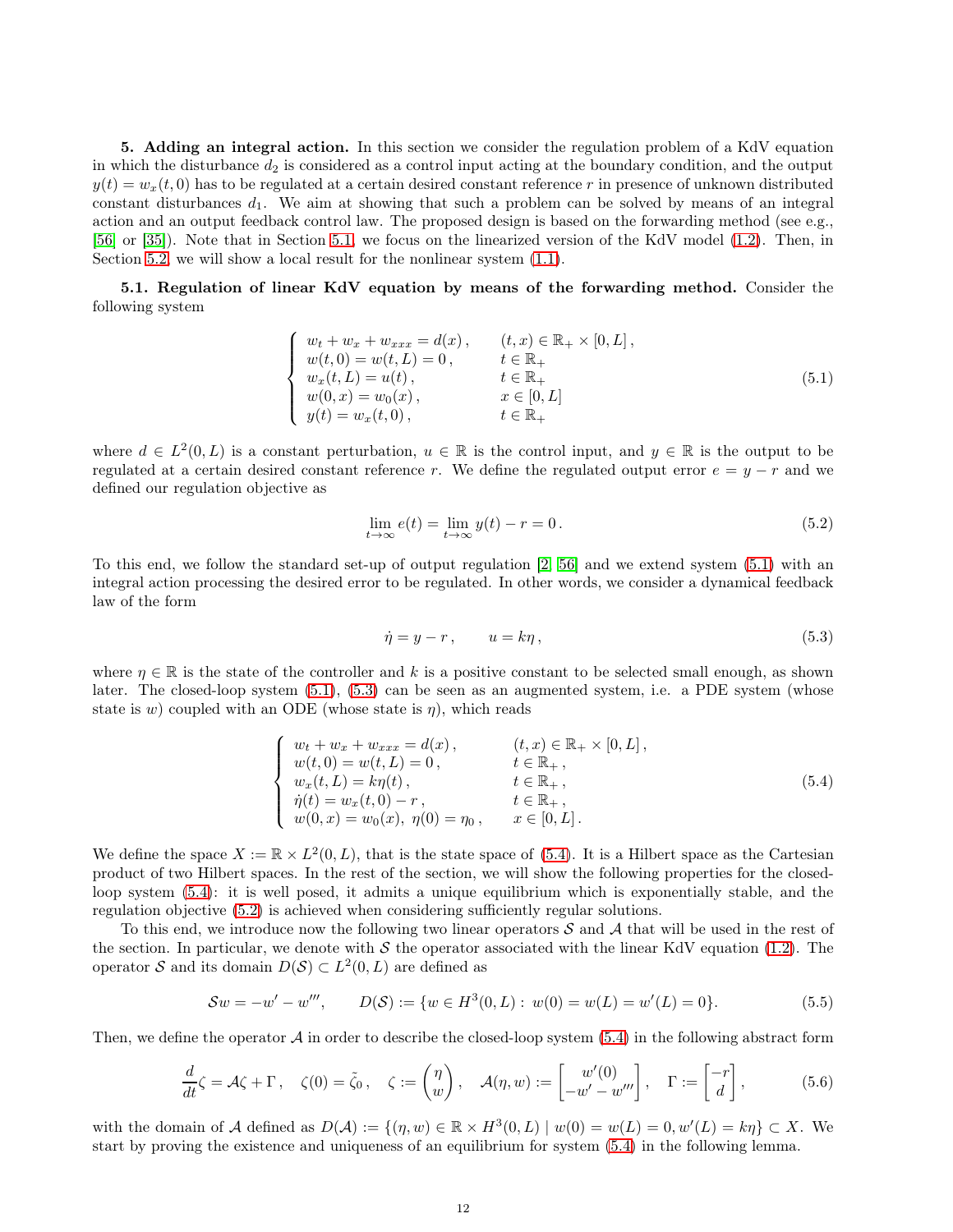**5. Adding an integral action.** In this section we consider the regulation problem of a KdV equation in which the disturbance $d_2$ is considered as a control input acting at the boundary condition, and the output $y(t) = w_x(t, 0)$ has to be regulated at a certain desired constant reference $r$ in presence of unknown distributed constant disturbances $d_1$. We aim at showing that such a problem can be solved by means of an integral action and an output feedback control law. The proposed design is based on the forwarding method (see e.g., [56] or [35]). Note that in Section 5.1, we focus on the linearized version of the KdV model (1.2). Then, in Section 5.2, we will show a local result for the nonlinear system (1.1).

**5.1. Regulation of linear KdV equation by means of the forwarding method.** Consider the following system

$$
\begin{cases}
w_t + w_x + w_{xxx} = d(x)\,, & (t,x) \in \mathbb{R}_+ \times [0, L]\,,\\
w(t,0) = w(t,L) = 0\,, & t \in \mathbb{R}_+\\
w_x(t,L) = u(t)\,, & t \in \mathbb{R}_+\\
w(0,x) = w_0(x)\,, & x \in [0,L]\\
y(t) = w_x(t,0)\,, & t \in \mathbb{R}_+
\end{cases}
\tag{5.1}
$$

where $d \in L^2(0, L)$ is a constant perturbation, $u \in \mathbb{R}$ is the control input, and $y \in \mathbb{R}$ is the output to be regulated at a certain desired constant reference $r$. We define the regulated output error $e = y - r$ and we defined our regulation objective as

$$
\lim_{t\to\infty} e(t) = \lim_{t\to\infty} y(t) - r = 0\,. \tag{5.2}
$$

To this end, we follow the standard set-up of output regulation [2, 56] and we extend system (5.1) with an integral action processing the desired error to be regulated. In other words, we consider a dynamical feedback law of the form

$$
\dot{\eta} = y - r\,, \qquad u = k\eta\,, \tag{5.3}
$$

where $\eta \in \mathbb{R}$ is the state of the controller and $k$ is a positive constant to be selected small enough, as shown later. The closed-loop system (5.1), (5.3) can be seen as an augmented system, i.e. a PDE system (whose state is $w$) coupled with an ODE (whose state is $\eta$), which reads

$$
\begin{cases}
w_t + w_x + w_{xxx} = d(x)\,, & (t,x) \in \mathbb{R}_+ \times [0, L]\,,\\
w(t,0) = w(t,L) = 0\,, & t \in \mathbb{R}_+\,,\\
w_x(t,L) = k\eta(t)\,, & t \in \mathbb{R}_+\,,\\
\dot{\eta}(t) = w_x(t,0) - r\,, & t \in \mathbb{R}_+\,,\\
w(0,x) = w_0(x),\ \eta(0) = \eta_0\,, & x \in [0,L]\,.
\end{cases}
\tag{5.4}
$$

We define the space $X := \mathbb{R} \times L^2(0, L)$, that is the state space of (5.4). It is a Hilbert space as the Cartesian product of two Hilbert spaces. In the rest of the section, we will show the following properties for the closed-loop system (5.4): it is well posed, it admits a unique equilibrium which is exponentially stable, and the regulation objective (5.2) is achieved when considering sufficiently regular solutions.

To this end, we introduce now the following two linear operators $\mathcal{S}$ and $\mathcal{A}$ that will be used in the rest of the section. In particular, we denote with $\mathcal{S}$ the operator associated with the linear KdV equation (1.2). The operator $\mathcal{S}$ and its domain $D(\mathcal{S}) \subset L^2(0, L)$ are defined as

$$
\mathcal{S}w = -w' - w''', \qquad D(\mathcal{S}) := \{w \in H^3(0, L) : \ w(0) = w(L) = w'(0) = 0\}. \tag{5.5}
$$

Then, we define the operator $\mathcal{A}$ in order to describe the closed-loop system (5.4) in the following abstract form

$$
\frac{d}{dt}\zeta = \mathcal{A}\zeta + \Gamma\,, \quad \zeta(0) = \tilde{\zeta}_0\,, \quad \zeta := \begin{pmatrix}\eta\\ w\end{pmatrix}, \quad \mathcal{A}(\eta, w) := \begin{bmatrix} w'(0)\\ -w' - w''' \end{bmatrix}, \quad \Gamma := \begin{bmatrix} -r\\ d\end{bmatrix}, \tag{5.6}
$$

with the domain of $\mathcal{A}$ defined as $D(\mathcal{A}) := \{(\eta, w) \in \mathbb{R} \times H^3(0, L) \mid w(0) = w(L) = 0, w'(L) = k\eta\} \subset X$. We start by proving the existence and uniqueness of an equilibrium for system (5.4) in the following lemma.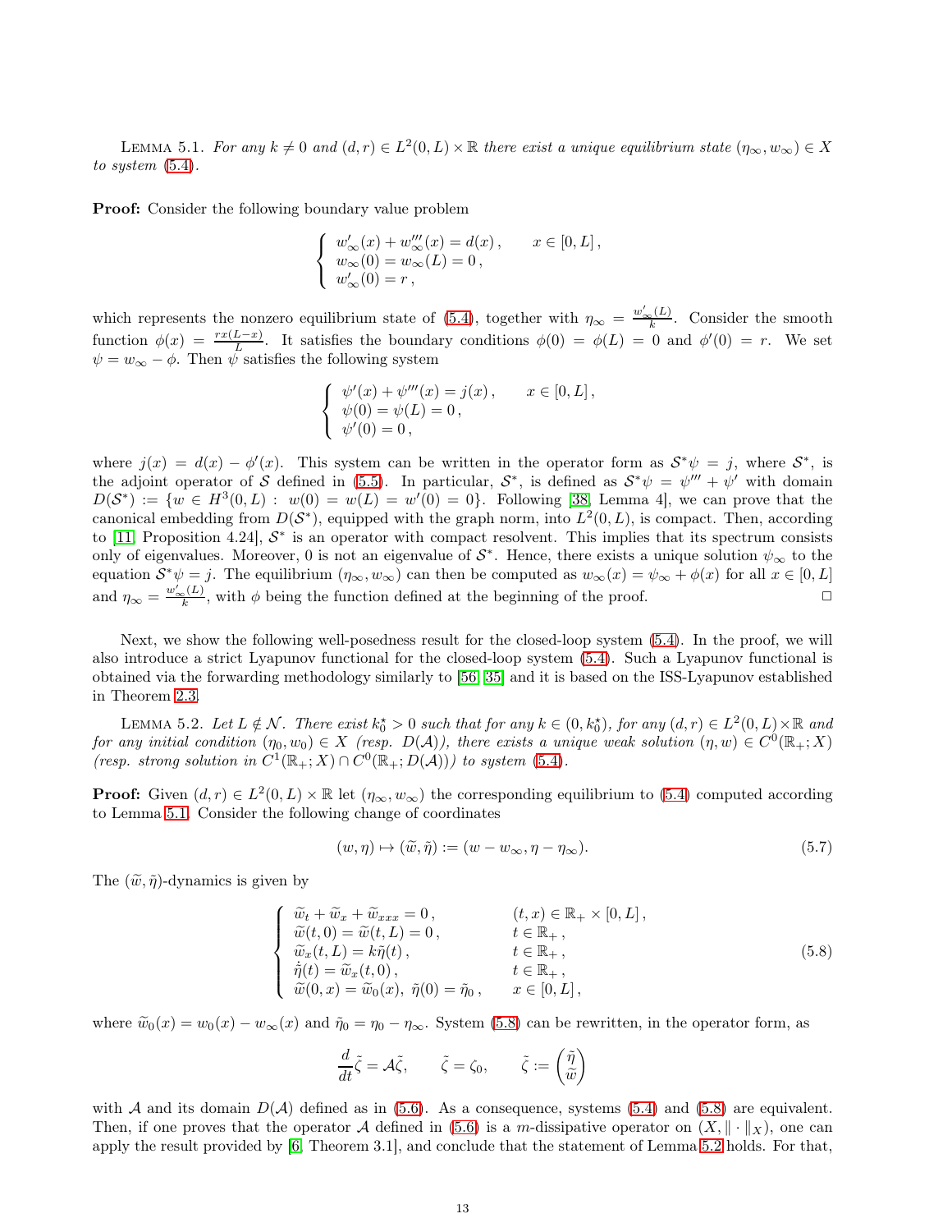LEMMA 5.1. *For any $k \neq 0$ and $(d, r) \in L^2(0, L) \times \mathbb{R}$ there exist a unique equilibrium state $(\eta_\infty, w_\infty) \in X$ to system (5.4).*

**Proof:** Consider the following boundary value problem

$$
\left\{
\begin{array}{ll}
w'_\infty(x) + w'''_\infty(x) = d(x)\,, & x \in [0, L]\,,\\
w_\infty(0) = w_\infty(L) = 0\,, & \\
w'_\infty(0) = r\,, &
\end{array}
\right.
$$

which represents the nonzero equilibrium state of (5.4), together with $\eta_\infty = \frac{w'_\infty(L)}{k}$. Consider the smooth function $\phi(x) = \frac{rx(L-x)}{L}$. It satisfies the boundary conditions $\phi(0) = \phi(L) = 0$ and $\phi'(0) = r$. We set $\psi = w_\infty - \phi$. Then $\psi$ satisfies the following system

$$
\left\{
\begin{array}{ll}
\psi'(x) + \psi'''(x) = j(x)\,, & x \in [0, L]\,,\\
\psi(0) = \psi(L) = 0\,, & \\
\psi'(0) = 0\,, &
\end{array}
\right.
$$

where $j(x) = d(x) - \phi'(x)$. This system can be written in the operator form as $\mathcal{S}^*\psi = j$, where $\mathcal{S}^*$, is the adjoint operator of $\mathcal{S}$ defined in (5.5). In particular, $\mathcal{S}^*$, is defined as $\mathcal{S}^*\psi = \psi''' + \psi'$ with domain $D(\mathcal{S}^*) := \{w \in H^3(0, L) :\ w(0) = w(L) = w'(0) = 0\}$. Following [38, Lemma 4], we can prove that the canonical embedding from $D(\mathcal{S}^*)$, equipped with the graph norm, into $L^2(0, L)$, is compact. Then, according to [11, Proposition 4.24], $\mathcal{S}^*$ is an operator with compact resolvent. This implies that its spectrum consists only of eigenvalues. Moreover, 0 is not an eigenvalue of $\mathcal{S}^*$. Hence, there exists a unique solution $\psi_\infty$ to the equation $\mathcal{S}^*\psi = j$. The equilibrium $(\eta_\infty, w_\infty)$ can then be computed as $w_\infty(x) = \psi_\infty + \phi(x)$ for all $x \in [0, L]$ and $\eta_\infty = \frac{w'_\infty(L)}{k}$, with $\phi$ being the function defined at the beginning of the proof. □

Next, we show the following well-posedness result for the closed-loop system (5.4). In the proof, we will also introduce a strict Lyapunov functional for the closed-loop system (5.4). Such a Lyapunov functional is obtained via the forwarding methodology similarly to [56, 35] and it is based on the ISS-Lyapunov established in Theorem 2.3.

LEMMA 5.2. *Let $L \notin \mathcal{N}$. There exist $k_0^\star > 0$ such that for any $k \in (0, k_0^\star)$, for any $(d, r) \in L^2(0, L) \times \mathbb{R}$ and for any initial condition $(\eta_0, w_0) \in X$ (resp. $D(\mathcal{A})$), there exists a unique weak solution $(\eta, w) \in C^0(\mathbb{R}_+; X)$ (resp. strong solution in $C^1(\mathbb{R}_+; X) \cap C^0(\mathbb{R}_+; D(\mathcal{A}))$) to system (5.4).*

**Proof:** Given $(d, r) \in L^2(0, L) \times \mathbb{R}$ let $(\eta_\infty, w_\infty)$ the corresponding equilibrium to (5.4) computed according to Lemma 5.1. Consider the following change of coordinates

$$
(w, \eta) \mapsto (\widetilde{w}, \tilde{\eta}) := (w - w_\infty, \eta - \eta_\infty). \tag{5.7}
$$

The $(\widetilde{w}, \tilde{\eta})$-dynamics is given by

$$
\left\{
\begin{array}{ll}
\widetilde{w}_t + \widetilde{w}_x + \widetilde{w}_{xxx} = 0\,, & (t, x) \in \mathbb{R}_+ \times [0, L]\,,\\
\widetilde{w}(t, 0) = \widetilde{w}(t, L) = 0\,, & t \in \mathbb{R}_+\,,\\
\widetilde{w}_x(t, L) = k\tilde{\eta}(t)\,, & t \in \mathbb{R}_+\,,\\
\dot{\tilde{\eta}}(t) = \widetilde{w}_x(t, 0)\,, & t \in \mathbb{R}_+\,,\\
\widetilde{w}(0, x) = \widetilde{w}_0(x),\ \tilde{\eta}(0) = \tilde{\eta}_0\,, & x \in [0, L]\,,
\end{array}
\right. \tag{5.8}
$$

where $\widetilde{w}_0(x) = w_0(x) - w_\infty(x)$ and $\tilde{\eta}_0 = \eta_0 - \eta_\infty$. System (5.8) can be rewritten, in the operator form, as

$$
\frac{d}{dt}\tilde{\zeta} = \mathcal{A}\tilde{\zeta}, \qquad \tilde{\zeta} = \zeta_0, \qquad \tilde{\zeta} := \begin{pmatrix} \tilde{\eta} \\ \widetilde{w} \end{pmatrix}
$$

with $\mathcal{A}$ and its domain $D(\mathcal{A})$ defined as in (5.6). As a consequence, systems (5.4) and (5.8) are equivalent. Then, if one proves that the operator $\mathcal{A}$ defined in (5.6) is a $m$-dissipative operator on $(X, \|\cdot\|_X)$, one can apply the result provided by [6, Theorem 3.1], and conclude that the statement of Lemma 5.2 holds. For that,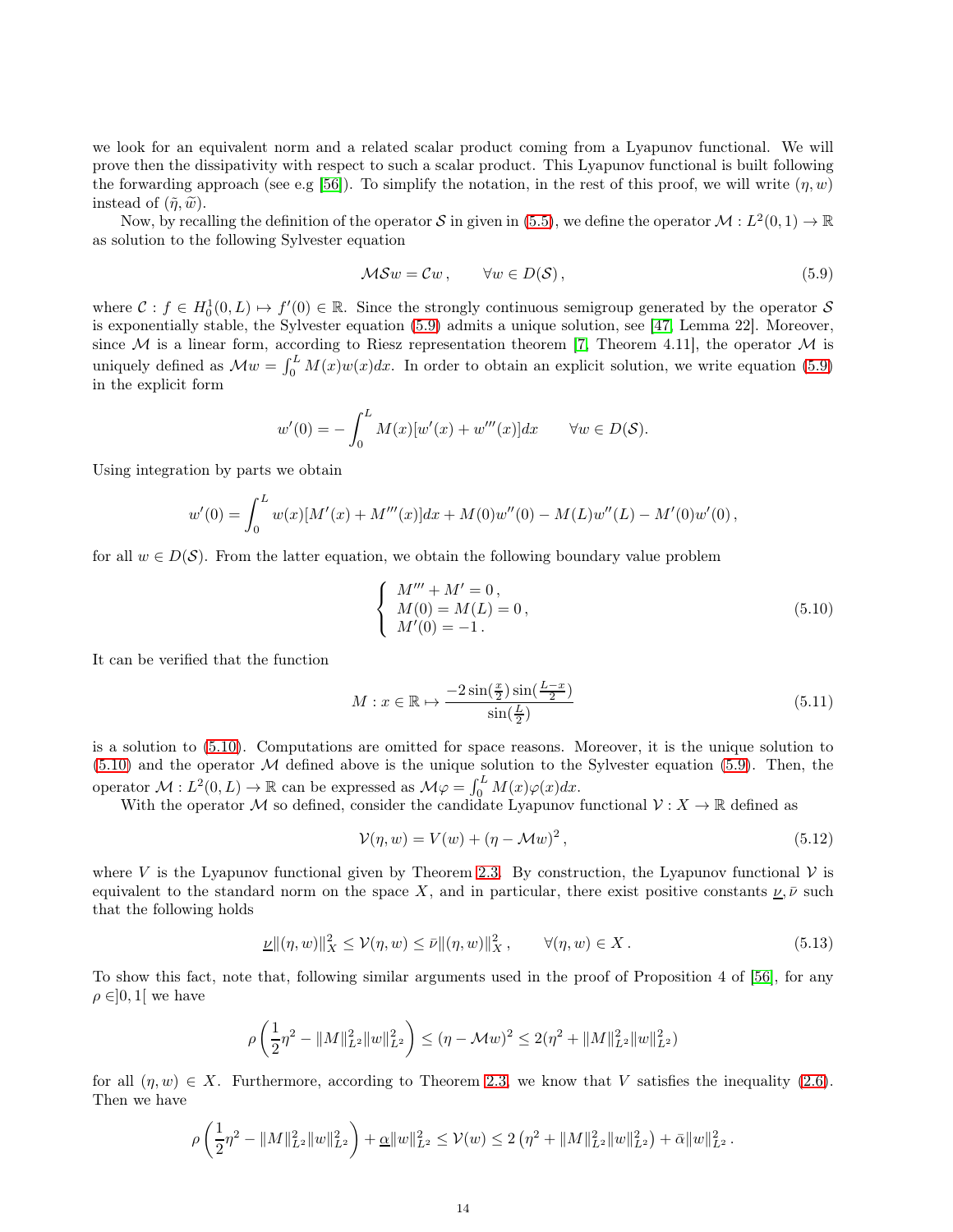we look for an equivalent norm and a related scalar product coming from a Lyapunov functional. We will prove then the dissipativity with respect to such a scalar product. This Lyapunov functional is built following the forwarding approach (see e.g [56]). To simplify the notation, in the rest of this proof, we will write $(\eta, w)$ instead of $(\tilde{\eta}, \widetilde{w})$.

Now, by recalling the definition of the operator $\mathcal{S}$ in given in (5.5), we define the operator $\mathcal{M} : L^2(0,1) \to \mathbb{R}$ as solution to the following Sylvester equation

$$\mathcal{M}\mathcal{S}w = \mathcal{C}w\,, \qquad \forall w \in D(\mathcal{S})\,, \tag{5.9}$$

where $\mathcal{C} : f \in H_0^1(0,L) \mapsto f'(0) \in \mathbb{R}$. Since the strongly continuous semigroup generated by the operator $\mathcal{S}$ is exponentially stable, the Sylvester equation (5.9) admits a unique solution, see [47, Lemma 22]. Moreover, since $\mathcal{M}$ is a linear form, according to Riesz representation theorem [7, Theorem 4.11], the operator $\mathcal{M}$ is uniquely defined as $\mathcal{M}w = \int_0^L M(x)w(x)dx$. In order to obtain an explicit solution, we write equation (5.9) in the explicit form

$$w'(0) = -\int_0^L M(x)[w'(x) + w'''(x)]dx \qquad \forall w \in D(\mathcal{S}).$$

Using integration by parts we obtain

$$w'(0) = \int_0^L w(x)[M'(x) + M'''(x)]dx + M(0)w''(0) - M(L)w''(L) - M'(0)w'(0)\,,$$

for all $w \in D(\mathcal{S})$. From the latter equation, we obtain the following boundary value problem

$$\left\{\begin{array}{l} M''' + M' = 0\,, \\ M(0) = M(L) = 0\,, \\ M'(0) = -1\,. \end{array}\right. \tag{5.10}$$

It can be verified that the function

$$M : x \in \mathbb{R} \mapsto \frac{-2\sin(\frac{x}{2})\sin(\frac{L-x}{2})}{\sin(\frac{L}{2})} \tag{5.11}$$

is a solution to (5.10). Computations are omitted for space reasons. Moreover, it is the unique solution to (5.10) and the operator $\mathcal{M}$ defined above is the unique solution to the Sylvester equation (5.9). Then, the operator $\mathcal{M} : L^2(0,L) \to \mathbb{R}$ can be expressed as $\mathcal{M}\varphi = \int_0^L M(x)\varphi(x)dx$.

With the operator $\mathcal{M}$ so defined, consider the candidate Lyapunov functional $\mathcal{V} : X \to \mathbb{R}$ defined as

$$\mathcal{V}(\eta, w) = V(w) + (\eta - \mathcal{M}w)^2\,, \tag{5.12}$$

where $V$ is the Lyapunov functional given by Theorem 2.3. By construction, the Lyapunov functional $\mathcal{V}$ is equivalent to the standard norm on the space $X$, and in particular, there exist positive constants $\underline{\nu}, \bar{\nu}$ such that the following holds

$$\underline{\nu}\|(\eta, w)\|_X^2 \leq \mathcal{V}(\eta, w) \leq \bar{\nu}\|(\eta, w)\|_X^2\,, \qquad \forall (\eta, w) \in X\,. \tag{5.13}$$

To show this fact, note that, following similar arguments used in the proof of Proposition 4 of [56], for any $\rho \in ]0,1[$ we have

$$\rho\left(\frac{1}{2}\eta^2 - \|M\|_{L^2}^2\|w\|_{L^2}^2\right) \leq (\eta - \mathcal{M}w)^2 \leq 2(\eta^2 + \|M\|_{L^2}^2\|w\|_{L^2}^2)$$

for all $(\eta, w) \in X$. Furthermore, according to Theorem 2.3, we know that $V$ satisfies the inequality (2.6). Then we have

$$\rho\left(\frac{1}{2}\eta^2 - \|M\|_{L^2}^2\|w\|_{L^2}^2\right) + \underline{\alpha}\|w\|_{L^2}^2 \leq \mathcal{V}(w) \leq 2\left(\eta^2 + \|M\|_{L^2}^2\|w\|_{L^2}^2\right) + \bar{\alpha}\|w\|_{L^2}^2\,.$$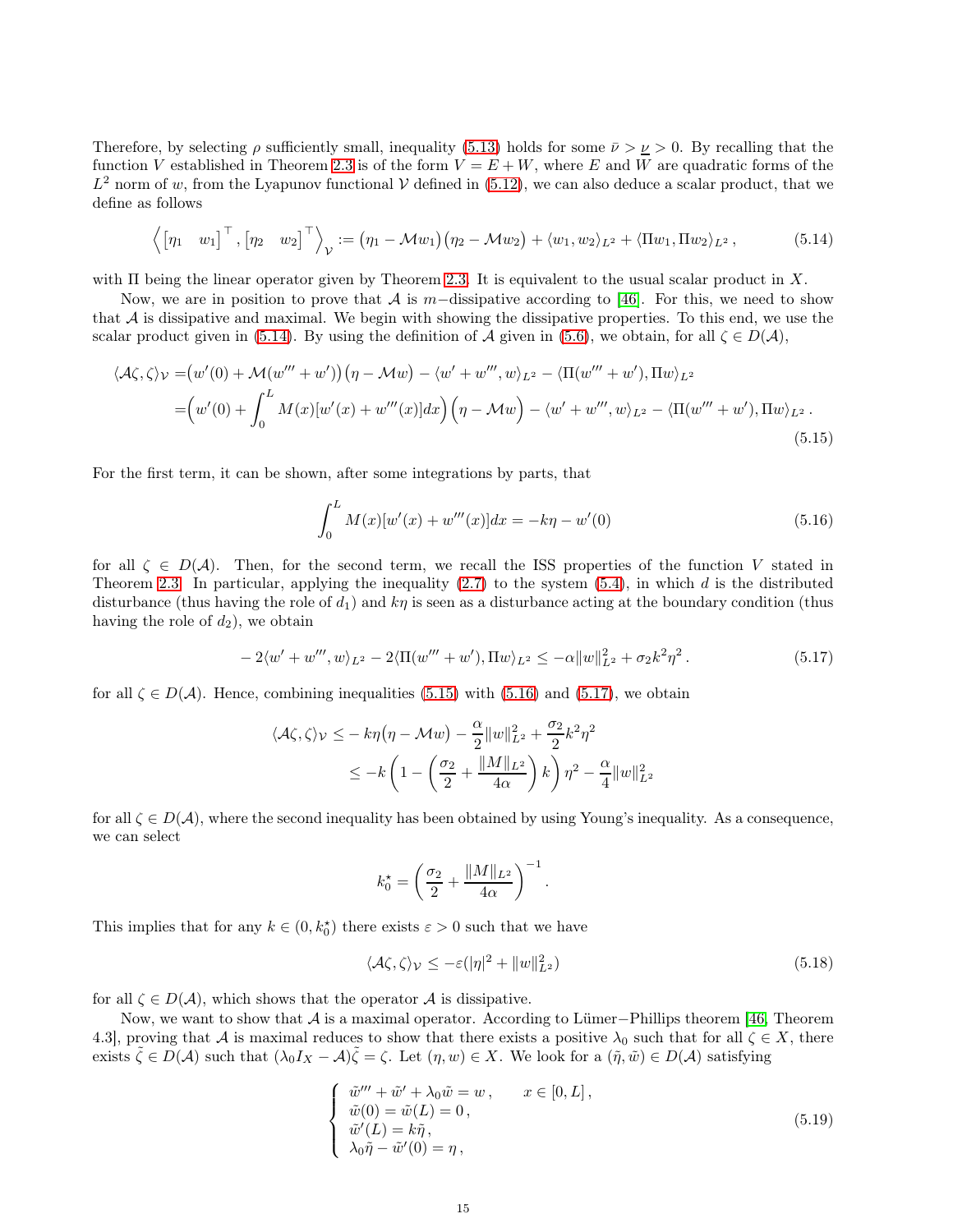Therefore, by selecting $\rho$ sufficiently small, inequality (5.13) holds for some $\bar{\nu} > \underline{\nu} > 0$. By recalling that the function $V$ established in Theorem 2.3 is of the form $V = E + W$, where $E$ and $W$ are quadratic forms of the $L^2$ norm of $w$, from the Lyapunov functional $\mathcal{V}$ defined in (5.12), we can also deduce a scalar product, that we define as follows

$$\left\langle \begin{bmatrix} \eta_1 & w_1 \end{bmatrix}^\top, \begin{bmatrix} \eta_2 & w_2 \end{bmatrix}^\top \right\rangle_{\mathcal{V}} := \big(\eta_1 - \mathcal{M}w_1\big)\big(\eta_2 - \mathcal{M}w_2\big) + \langle w_1, w_2 \rangle_{L^2} + \langle \Pi w_1, \Pi w_2 \rangle_{L^2}, \tag{5.14}$$

with $\Pi$ being the linear operator given by Theorem 2.3. It is equivalent to the usual scalar product in $X$.

Now, we are in position to prove that $\mathcal{A}$ is $m-$dissipative according to [46]. For this, we need to show that $\mathcal{A}$ is dissipative and maximal. We begin with showing the dissipative properties. To this end, we use the scalar product given in (5.14). By using the definition of $\mathcal{A}$ given in (5.6), we obtain, for all $\zeta \in D(\mathcal{A})$,

$$\begin{aligned}
\langle \mathcal{A}\zeta, \zeta \rangle_{\mathcal{V}} =& \big(w'(0) + \mathcal{M}(w''' + w')\big)\big(\eta - \mathcal{M}w\big) - \langle w' + w''', w \rangle_{L^2} - \langle \Pi(w''' + w'), \Pi w \rangle_{L^2} \\
=& \Big(w'(0) + \int_0^L M(x)[w'(x) + w'''(x)]dx\Big)\Big(\eta - \mathcal{M}w\Big) - \langle w' + w''', w \rangle_{L^2} - \langle \Pi(w''' + w'), \Pi w \rangle_{L^2}.
\end{aligned} \tag{5.15}$$

For the first term, it can be shown, after some integrations by parts, that

$$\int_0^L M(x)[w'(x) + w'''(x)]dx = -k\eta - w'(0) \tag{5.16}$$

for all $\zeta \in D(\mathcal{A})$. Then, for the second term, we recall the ISS properties of the function $V$ stated in Theorem 2.3. In particular, applying the inequality (2.7) to the system (5.4), in which $d$ is the distributed disturbance (thus having the role of $d_1$) and $k\eta$ is seen as a disturbance acting at the boundary condition (thus having the role of $d_2$), we obtain

$$-2\langle w' + w''', w \rangle_{L^2} - 2\langle \Pi(w''' + w'), \Pi w \rangle_{L^2} \leq -\alpha \|w\|_{L^2}^2 + \sigma_2 k^2 \eta^2. \tag{5.17}$$

for all $\zeta \in D(\mathcal{A})$. Hence, combining inequalities (5.15) with (5.16) and (5.17), we obtain

$$\begin{aligned}
\langle \mathcal{A}\zeta, \zeta \rangle_{\mathcal{V}} \leq& -k\eta\big(\eta - \mathcal{M}w\big) - \frac{\alpha}{2}\|w\|_{L^2}^2 + \frac{\sigma_2}{2}k^2\eta^2 \\
\leq& -k\left(1 - \left(\frac{\sigma_2}{2} + \frac{\|M\|_{L^2}}{4\alpha}\right)k\right)\eta^2 - \frac{\alpha}{4}\|w\|_{L^2}^2
\end{aligned}$$

for all $\zeta \in D(\mathcal{A})$, where the second inequality has been obtained by using Young's inequality. As a consequence, we can select

$$k_0^\star = \left(\frac{\sigma_2}{2} + \frac{\|M\|_{L^2}}{4\alpha}\right)^{-1}.$$

This implies that for any $k \in (0, k_0^\star)$ there exists $\varepsilon > 0$ such that we have

$$\langle \mathcal{A}\zeta, \zeta \rangle_{\mathcal{V}} \leq -\varepsilon(|\eta|^2 + \|w\|_{L^2}^2) \tag{5.18}$$

for all $\zeta \in D(\mathcal{A})$, which shows that the operator $\mathcal{A}$ is dissipative.

Now, we want to show that $\mathcal{A}$ is a maximal operator. According to Lümer$-$Phillips theorem [46, Theorem 4.3], proving that $\mathcal{A}$ is maximal reduces to show that there exists a positive $\lambda_0$ such that for all $\zeta \in X$, there exists $\tilde{\zeta} \in D(\mathcal{A})$ such that $(\lambda_0 I_X - \mathcal{A})\tilde{\zeta} = \zeta$. Let $(\eta, w) \in X$. We look for a $(\tilde{\eta}, \tilde{w}) \in D(\mathcal{A})$ satisfying

$$\begin{cases}
\tilde{w}''' + \tilde{w}' + \lambda_0 \tilde{w} = w, & x \in [0, L], \\
\tilde{w}(0) = \tilde{w}(L) = 0, \\
\tilde{w}'(L) = k\tilde{\eta}, \\
\lambda_0 \tilde{\eta} - \tilde{w}'(0) = \eta,
\end{cases} \tag{5.19}$$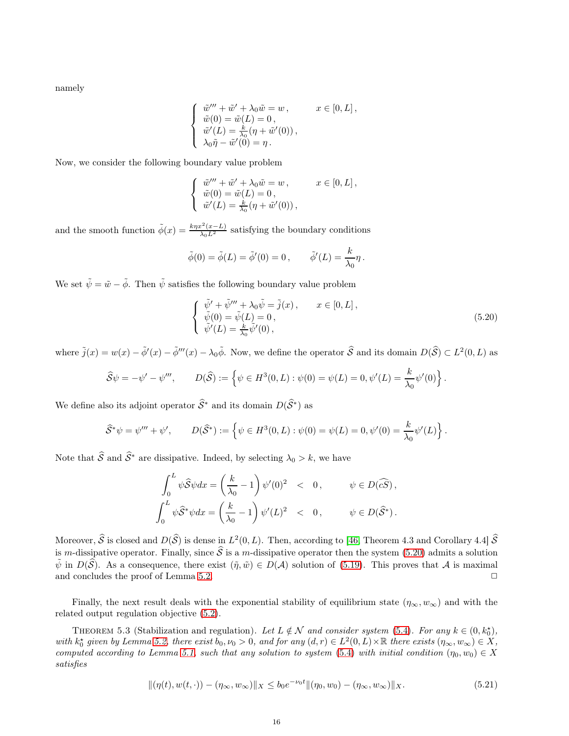namely

$$
\begin{cases}
\tilde{w}''' + \tilde{w}' + \lambda_0 \tilde{w} = w\,, & x \in [0, L]\,,\\
\tilde{w}(0) = \tilde{w}(L) = 0\,,\\
\tilde{w}'(L) = \frac{k}{\lambda_0}(\eta + \tilde{w}'(0))\,,\\
\lambda_0 \tilde{\eta} - \tilde{w}'(0) = \eta\,.
\end{cases}
$$

Now, we consider the following boundary value problem

$$
\begin{cases}
\tilde{w}''' + \tilde{w}' + \lambda_0 \tilde{w} = w\,, & x \in [0, L]\,,\\
\tilde{w}(0) = \tilde{w}(L) = 0\,,\\
\tilde{w}'(L) = \frac{k}{\lambda_0}(\eta + \tilde{w}'(0))\,,
\end{cases}
$$

and the smooth function $\tilde{\phi}(x) = \frac{k\eta x^2(x-L)}{\lambda_0 L^2}$ satisfying the boundary conditions

$$
\tilde{\phi}(0) = \tilde{\phi}(L) = \tilde{\phi}'(0) = 0\,, \qquad \tilde{\phi}'(L) = \frac{k}{\lambda_0}\eta\,.
$$

We set $\tilde{\psi} = \tilde{w} - \tilde{\phi}$. Then $\tilde{\psi}$ satisfies the following boundary value problem

$$
\begin{cases}
\tilde{\psi}' + \tilde{\psi}''' + \lambda_0 \tilde{\psi} = \tilde{j}(x)\,, & x \in [0, L]\,,\\
\tilde{\psi}(0) = \tilde{\psi}(L) = 0\,,\\
\tilde{\psi}'(L) = \frac{k}{\lambda_0}\tilde{\psi}'(0)\,,
\end{cases}
\tag{5.20}
$$

where $\tilde{j}(x) = w(x) - \tilde{\phi}'(x) - \tilde{\phi}'''(x) - \lambda_0 \tilde{\phi}$. Now, we define the operator $\widehat{\mathcal{S}}$ and its domain $D(\widehat{\mathcal{S}}) \subset L^2(0, L)$ as

$$
\widehat{\mathcal{S}}\psi = -\psi' - \psi''', \qquad D(\widehat{\mathcal{S}}) := \left\{\psi \in H^3(0, L) : \psi(0) = \psi(L) = 0, \psi'(L) = \frac{k}{\lambda_0}\psi'(0)\right\}.
$$

We define also its adjoint operator $\widehat{\mathcal{S}}^*$ and its domain $D(\widehat{\mathcal{S}}^*)$ as

$$
\widehat{\mathcal{S}}^*\psi = \psi''' + \psi', \qquad D(\widehat{\mathcal{S}}^*) := \left\{\psi \in H^3(0, L) : \psi(0) = \psi(L) = 0, \psi'(0) = \frac{k}{\lambda_0}\psi'(L)\right\}.
$$

Note that $\widehat{\mathcal{S}}$ and $\widehat{\mathcal{S}}^*$ are dissipative. Indeed, by selecting $\lambda_0 > k$, we have

$$
\begin{aligned}
\int_0^L \psi \widehat{\mathcal{S}}\psi dx &= \left(\frac{k}{\lambda_0} - 1\right)\psi'(0)^2 \quad < \quad 0\,, \qquad \psi \in D(\widehat{c\mathcal{S}})\,,\\
\int_0^L \psi \widehat{\mathcal{S}}^*\psi dx &= \left(\frac{k}{\lambda_0} - 1\right)\psi'(L)^2 \quad < \quad 0\,, \qquad \psi \in D(\widehat{\mathcal{S}}^*)\,.
\end{aligned}
$$

Moreover, $\widehat{\mathcal{S}}$ is closed and $D(\widehat{\mathcal{S}})$ is dense in $L^2(0, L)$. Then, according to [46, Theorem 4.3 and Corollary 4.4] $\widehat{\mathcal{S}}$ is $m$-dissipative operator. Finally, since $\widehat{\mathcal{S}}$ is a $m$-dissipative operator then the system (5.20) admits a solution $\tilde{\psi}$ in $D(\widehat{\mathcal{S}})$. As a consequence, there exist $(\tilde{\eta}, \tilde{w}) \in D(\mathcal{A})$ solution of (5.19). This proves that $\mathcal{A}$ is maximal and concludes the proof of Lemma 5.2. ☐

Finally, the next result deals with the exponential stability of equilibrium state $(\eta_\infty, w_\infty)$ and with the related output regulation objective (5.2).

Theorem 5.3 (Stabilization and regulation). *Let $L \notin \mathcal{N}$ and consider system (5.4). For any $k \in (0, k_0^\star)$, with $k_0^\star$ given by Lemma 5.2, there exist $b_0, \nu_0 > 0$, and for any $(d, r) \in L^2(0, L) \times \mathbb{R}$ there exists $(\eta_\infty, w_\infty) \in X$, computed according to Lemma 5.1, such that any solution to system (5.4) with initial condition $(\eta_0, w_0) \in X$ satisfies*

$$
\|(\eta(t), w(t, \cdot)) - (\eta_\infty, w_\infty)\|_X \leq b_0 e^{-\nu_0 t}\|(\eta_0, w_0) - (\eta_\infty, w_\infty)\|_X. \tag{5.21}
$$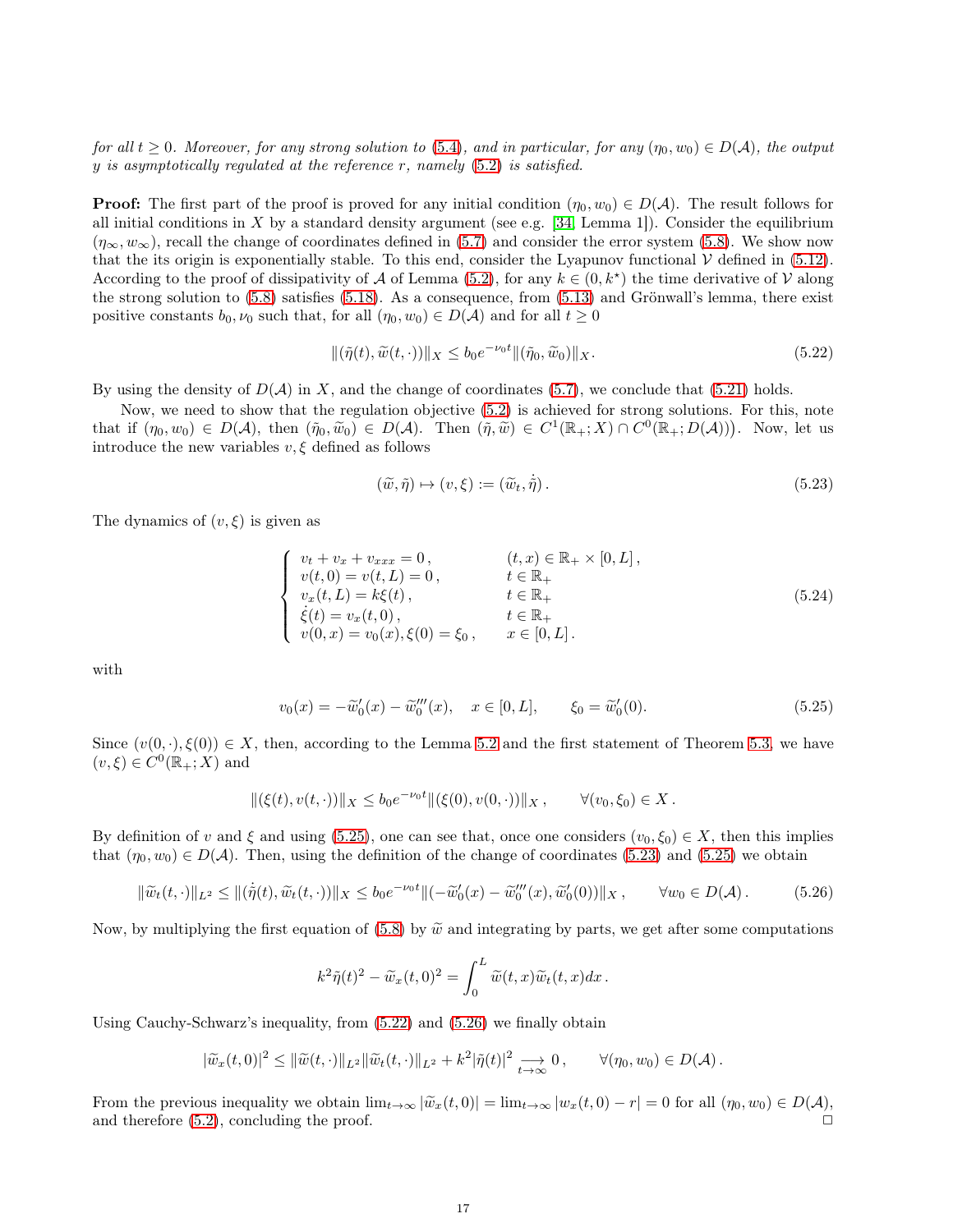*for all $t \geq 0$. Moreover, for any strong solution to (5.4), and in particular, for any $(\eta_0, w_0) \in D(\mathcal{A})$, the output $y$ is asymptotically regulated at the reference $r$, namely (5.2) is satisfied.*

**Proof:** The first part of the proof is proved for any initial condition $(\eta_0, w_0) \in D(\mathcal{A})$. The result follows for all initial conditions in $X$ by a standard density argument (see e.g. [34, Lemma 1]). Consider the equilibrium $(\eta_\infty, w_\infty)$, recall the change of coordinates defined in (5.7) and consider the error system (5.8). We show now that the its origin is exponentially stable. To this end, consider the Lyapunov functional $\mathcal{V}$ defined in (5.12). According to the proof of dissipativity of $\mathcal{A}$ of Lemma (5.2), for any $k \in (0, k^\star)$ the time derivative of $\mathcal{V}$ along the strong solution to (5.8) satisfies (5.18). As a consequence, from (5.13) and Grönwall's lemma, there exist positive constants $b_0, \nu_0$ such that, for all $(\eta_0, w_0) \in D(\mathcal{A})$ and for all $t \geq 0$

$$\|(\tilde{\eta}(t), \widetilde{w}(t, \cdot))\|_X \leq b_0 e^{-\nu_0 t} \|(\tilde{\eta}_0, \widetilde{w}_0)\|_X. \tag{5.22}$$

By using the density of $D(\mathcal{A})$ in $X$, and the change of coordinates (5.7), we conclude that (5.21) holds.

Now, we need to show that the regulation objective (5.2) is achieved for strong solutions. For this, note that if $(\eta_0, w_0) \in D(\mathcal{A})$, then $(\tilde{\eta}_0, \widetilde{w}_0) \in D(\mathcal{A})$. Then $(\tilde{\eta}, \widetilde{w}) \in C^1(\mathbb{R}_+; X) \cap C^0(\mathbb{R}_+; D(\mathcal{A})))$. Now, let us introduce the new variables $v, \xi$ defined as follows

$$(\widetilde{w}, \tilde{\eta}) \mapsto (v, \xi) := (\widetilde{w}_t, \dot{\tilde{\eta}}). \tag{5.23}$$

The dynamics of $(v, \xi)$ is given as

$$\left\{ \begin{array}{ll} v_t + v_x + v_{xxx} = 0\,, & (t, x) \in \mathbb{R}_+ \times [0, L]\,, \\ v(t, 0) = v(t, L) = 0\,, & t \in \mathbb{R}_+ \\ v_x(t, L) = k\xi(t)\,, & t \in \mathbb{R}_+ \\ \dot{\xi}(t) = v_x(t, 0)\,, & t \in \mathbb{R}_+ \\ v(0, x) = v_0(x), \xi(0) = \xi_0\,, & x \in [0, L]\,. \end{array} \right. \tag{5.24}$$

with

$$v_0(x) = -\widetilde{w}_0'(x) - \widetilde{w}_0'''(x), \quad x \in [0, L], \qquad \xi_0 = \widetilde{w}_0'(0). \tag{5.25}$$

Since $(v(0, \cdot), \xi(0)) \in X$, then, according to the Lemma 5.2 and the first statement of Theorem 5.3, we have $(v, \xi) \in C^0(\mathbb{R}_+; X)$ and

$$\|(\xi(t), v(t, \cdot))\|_X \leq b_0 e^{-\nu_0 t} \|(\xi(0), v(0, \cdot))\|_X\,, \qquad \forall (v_0, \xi_0) \in X\,.$$

By definition of $v$ and $\xi$ and using (5.25), one can see that, once one considers $(v_0, \xi_0) \in X$, then this implies that $(\eta_0, w_0) \in D(\mathcal{A})$. Then, using the definition of the change of coordinates (5.23) and (5.25) we obtain

$$\|\widetilde{w}_t(t, \cdot)\|_{L^2} \leq \|(\dot{\tilde{\eta}}(t), \widetilde{w}_t(t, \cdot))\|_X \leq b_0 e^{-\nu_0 t} \|(-\widetilde{w}_0'(x) - \widetilde{w}_0'''(x), \widetilde{w}_0'(0))\|_X\,, \qquad \forall w_0 \in D(\mathcal{A})\,. \tag{5.26}$$

Now, by multiplying the first equation of (5.8) by $\widetilde{w}$ and integrating by parts, we get after some computations

$$k^2 \tilde{\eta}(t)^2 - \widetilde{w}_x(t, 0)^2 = \int_0^L \widetilde{w}(t, x) \widetilde{w}_t(t, x) dx\,.$$

Using Cauchy-Schwarz's inequality, from (5.22) and (5.26) we finally obtain

$$|\widetilde{w}_x(t, 0)|^2 \leq \|\widetilde{w}(t, \cdot)\|_{L^2} \|\widetilde{w}_t(t, \cdot)\|_{L^2} + k^2 |\tilde{\eta}(t)|^2 \underset{t \to \infty}{\longrightarrow} 0\,, \qquad \forall (\eta_0, w_0) \in D(\mathcal{A})\,.$$

From the previous inequality we obtain $\lim_{t\to\infty} |\widetilde{w}_x(t, 0)| = \lim_{t\to\infty} |w_x(t, 0) - r| = 0$ for all $(\eta_0, w_0) \in D(\mathcal{A})$, and therefore (5.2), concluding the proof. $\square$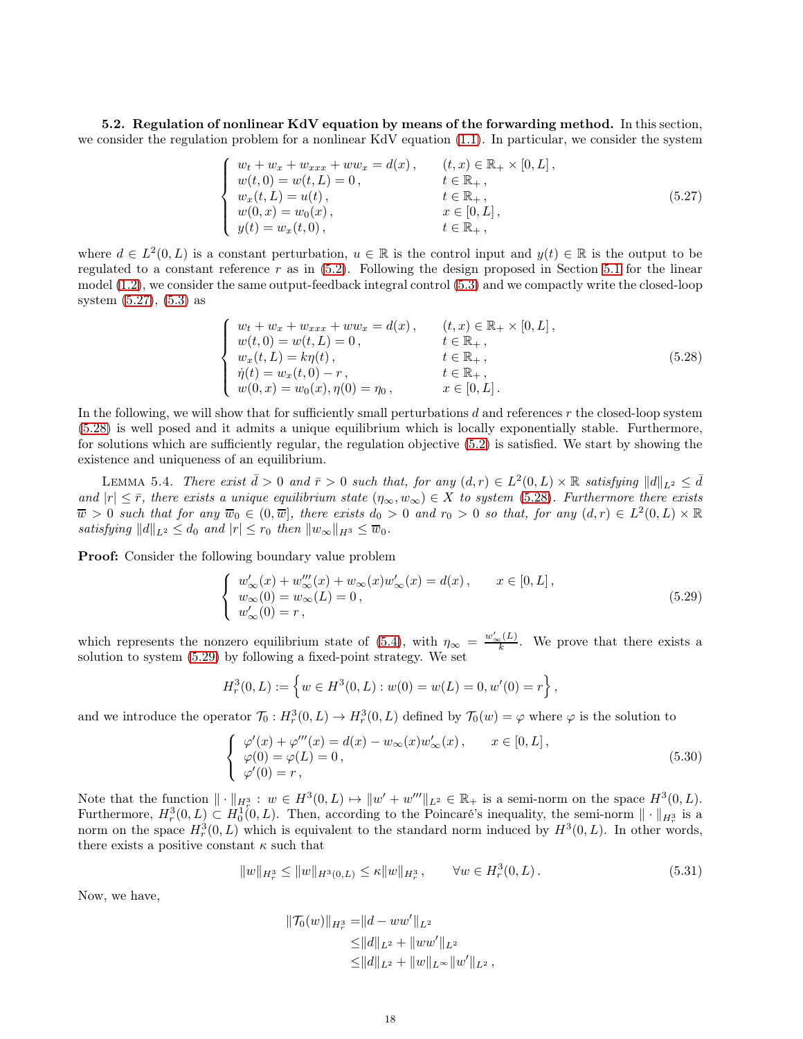**5.2. Regulation of nonlinear KdV equation by means of the forwarding method.** In this section, we consider the regulation problem for a nonlinear KdV equation (1.1). In particular, we consider the system

$$
\left\{
\begin{array}{lll}
w_t + w_x + w_{xxx} + ww_x = d(x)\,, & & (t,x) \in \mathbb{R}_+ \times [0,L]\,, \\
w(t,0) = w(t,L) = 0\,, & & t \in \mathbb{R}_+\,, \\
w_x(t,L) = u(t)\,, & & t \in \mathbb{R}_+\,, \\
w(0,x) = w_0(x)\,, & & x \in [0,L]\,, \\
y(t) = w_x(t,0)\,, & & t \in \mathbb{R}_+\,,
\end{array}
\right.
\tag{5.27}
$$

where $d \in L^2(0,L)$ is a constant perturbation, $u \in \mathbb{R}$ is the control input and $y(t) \in \mathbb{R}$ is the output to be regulated to a constant reference $r$ as in (5.2). Following the design proposed in Section 5.1 for the linear model (1.2), we consider the same output-feedback integral control (5.3) and we compactly write the closed-loop system (5.27), (5.3) as

$$
\left\{
\begin{array}{lll}
w_t + w_x + w_{xxx} + ww_x = d(x)\,, & & (t,x) \in \mathbb{R}_+ \times [0,L]\,, \\
w(t,0) = w(t,L) = 0\,, & & t \in \mathbb{R}_+\,, \\
w_x(t,L) = k\eta(t)\,, & & t \in \mathbb{R}_+\,, \\
\dot{\eta}(t) = w_x(t,0) - r\,, & & t \in \mathbb{R}_+\,, \\
w(0,x) = w_0(x), \eta(0) = \eta_0\,, & & x \in [0,L]\,.
\end{array}
\right.
\tag{5.28}
$$

In the following, we will show that for sufficiently small perturbations $d$ and references $r$ the closed-loop system (5.28) is well posed and it admits a unique equilibrium which is locally exponentially stable. Furthermore, for solutions which are sufficiently regular, the regulation objective (5.2) is satisfied. We start by showing the existence and uniqueness of an equilibrium.

LEMMA 5.4. *There exist $\bar{d} > 0$ and $\bar{r} > 0$ such that, for any $(d,r) \in L^2(0,L) \times \mathbb{R}$ satisfying $\|d\|_{L^2} \leq \bar{d}$ and $|r| \leq \bar{r}$, there exists a unique equilibrium state $(\eta_\infty, w_\infty) \in X$ to system (5.28). Furthermore there exists $\overline{w} > 0$ such that for any $\overline{w}_0 \in (0, \overline{w}]$, there exists $d_0 > 0$ and $r_0 > 0$ so that, for any $(d,r) \in L^2(0,L) \times \mathbb{R}$ satisfying $\|d\|_{L^2} \leq d_0$ and $|r| \leq r_0$ then $\|w_\infty\|_{H^3} \leq \overline{w}_0$.*

**Proof:** Consider the following boundary value problem

$$
\left\{
\begin{array}{ll}
w_\infty'(x) + w_\infty'''(x) + w_\infty(x) w_\infty'(x) = d(x)\,, & \quad x \in [0,L]\,, \\
w_\infty(0) = w_\infty(L) = 0\,, & \\
w_\infty'(0) = r\,, &
\end{array}
\right.
\tag{5.29}
$$

which represents the nonzero equilibrium state of (5.4), with $\eta_\infty = \frac{w_\infty'(L)}{k}$. We prove that there exists a solution to system (5.29) by following a fixed-point strategy. We set

$$
H_r^3(0,L) := \left\{ w \in H^3(0,L) : w(0) = w(L) = 0, w'(0) = r \right\},
$$

and we introduce the operator $\mathcal{T}_0 : H_r^3(0,L) \to H_r^3(0,L)$ defined by $\mathcal{T}_0(w) = \varphi$ where $\varphi$ is the solution to

$$
\left\{
\begin{array}{ll}
\varphi'(x) + \varphi'''(x) = d(x) - w_\infty(x) w_\infty'(x)\,, & \quad x \in [0,L]\,, \\
\varphi(0) = \varphi(L) = 0\,, & \\
\varphi'(0) = r\,, &
\end{array}
\right.
\tag{5.30}
$$

Note that the function $\|\cdot\|_{H_r^3} : w \in H^3(0,L) \mapsto \|w' + w'''\|_{L^2} \in \mathbb{R}_+$ is a semi-norm on the space $H^3(0,L)$. Furthermore, $H_r^3(0,L) \subset H_0^1(0,L)$. Then, according to the Poincaré's inequality, the semi-norm $\|\cdot\|_{H_r^3}$ is a norm on the space $H_r^3(0,L)$ which is equivalent to the standard norm induced by $H^3(0,L)$. In other words, there exists a positive constant $\kappa$ such that

$$
\|w\|_{H_r^3} \leq \|w\|_{H^3(0,L)} \leq \kappa \|w\|_{H_r^3}\,, \qquad \forall w \in H_r^3(0,L)\,.
\tag{5.31}
$$

Now, we have,

$$
\begin{aligned}
\|\mathcal{T}_0(w)\|_{H_r^3} =& \|d - ww'\|_{L^2} \\
\leq& \|d\|_{L^2} + \|ww'\|_{L^2} \\
\leq& \|d\|_{L^2} + \|w\|_{L^\infty} \|w'\|_{L^2}\,,
\end{aligned}
$$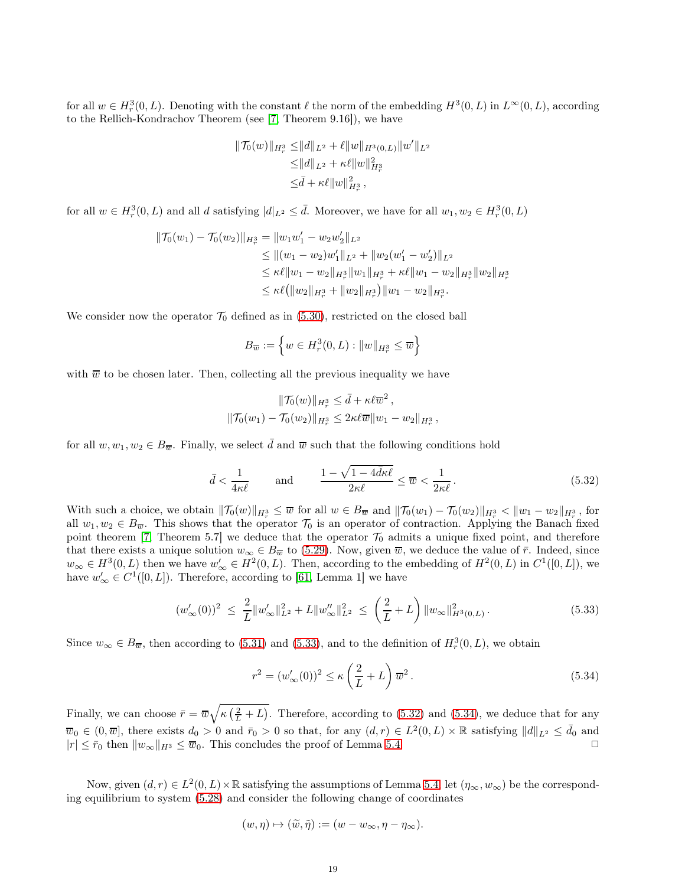for all $w \in H^3_r(0,L)$. Denoting with the constant $\ell$ the norm of the embedding $H^3(0,L)$ in $L^\infty(0,L)$, according to the Rellich-Kondrachov Theorem (see [7, Theorem 9.16]), we have

$$
\begin{aligned}
\|\mathcal{T}_0(w)\|_{H^3_r} \leq & \|d\|_{L^2} + \ell \|w\|_{H^3(0,L)} \|w'\|_{L^2} \\
\leq & \|d\|_{L^2} + \kappa \ell \|w\|^2_{H^3_r} \\
\leq & \bar{d} + \kappa \ell \|w\|^2_{H^3_r},
\end{aligned}
$$

for all $w \in H^3_r(0,L)$ and all $d$ satisfying $|d|_{L^2} \leq \bar{d}$. Moreover, we have for all $w_1, w_2 \in H^3_r(0,L)$

$$
\begin{aligned}
\|\mathcal{T}_0(w_1) - \mathcal{T}_0(w_2)\|_{H^3_r} &= \|w_1 w_1' - w_2 w_2'\|_{L^2} \\
&\leq \|(w_1 - w_2) w_1'\|_{L^2} + \|w_2(w_1' - w_2')\|_{L^2} \\
&\leq \kappa \ell \|w_1 - w_2\|_{H^3_r} \|w_1\|_{H^3_r} + \kappa \ell \|w_1 - w_2\|_{H^3_r} \|w_2\|_{H^3_r} \\
&\leq \kappa \ell \big( \|w_2\|_{H^3_r} + \|w_2\|_{H^3_r} \big) \|w_1 - w_2\|_{H^3_r}.
\end{aligned}
$$

We consider now the operator $\mathcal{T}_0$ defined as in (5.30), restricted on the closed ball

$$
B_{\overline{w}} := \Big\{ w \in H^3_r(0,L) : \|w\|_{H^3_r} \leq \overline{w} \Big\}
$$

with $\overline{w}$ to be chosen later. Then, collecting all the previous inequality we have

$$
\begin{aligned}
\|\mathcal{T}_0(w)\|_{H^3_r} \leq \bar{d} + \kappa \ell \overline{w}^2, \\
\|\mathcal{T}_0(w_1) - \mathcal{T}_0(w_2)\|_{H^3_r} \leq 2\kappa \ell \overline{w} \|w_1 - w_2\|_{H^3_r},
\end{aligned}
$$

for all $w, w_1, w_2 \in B_{\overline{w}}$. Finally, we select $\bar{d}$ and $\overline{w}$ such that the following conditions hold

$$
\bar{d} < \frac{1}{4\kappa\ell} \qquad \text{and} \qquad \frac{1 - \sqrt{1 - 4\bar{d}\kappa\ell}}{2\kappa\ell} \leq \overline{w} < \frac{1}{2\kappa\ell}. \tag{5.32}
$$

With such a choice, we obtain $\|\mathcal{T}_0(w)\|_{H^3_r} \leq \overline{w}$ for all $w \in B_{\overline{w}}$ and $\|\mathcal{T}_0(w_1) - \mathcal{T}_0(w_2)\|_{H^3_r} < \|w_1 - w_2\|_{H^3_r}$, for all $w_1, w_2 \in B_{\overline{w}}$. This shows that the operator $\mathcal{T}_0$ is an operator of contraction. Applying the Banach fixed point theorem [7, Theorem 5.7] we deduce that the operator $\mathcal{T}_0$ admits a unique fixed point, and therefore that there exists a unique solution $w_\infty \in B_{\overline{w}}$ to (5.29). Now, given $\overline{w}$, we deduce the value of $\bar{r}$. Indeed, since $w_\infty \in H^3(0,L)$ then we have $w_\infty' \in H^2(0,L)$. Then, according to the embedding of $H^2(0,L)$ in $C^1([0,L])$, we have $w_\infty' \in C^1([0,L])$. Therefore, according to [61, Lemma 1] we have

$$
(w_\infty'(0))^2 \;\leq\; \frac{2}{L}\|w_\infty'\|^2_{L^2} + L\|w_\infty''\|^2_{L^2} \;\leq\; \left(\frac{2}{L} + L\right) \|w_\infty\|^2_{H^3(0,L)}. \tag{5.33}
$$

Since $w_\infty \in B_{\overline{w}}$, then according to (5.31) and (5.33), and to the definition of $H^3_r(0,L)$, we obtain

$$
r^2 = (w_\infty'(0))^2 \leq \kappa \left(\frac{2}{L} + L\right) \overline{w}^2. \tag{5.34}
$$

Finally, we can choose $\bar{r} = \overline{w}\sqrt{\kappa\left(\frac{2}{L} + L\right)}$. Therefore, according to (5.32) and (5.34), we deduce that for any $\overline{w}_0 \in (0, \overline{w}]$, there exists $d_0 > 0$ and $\bar{r}_0 > 0$ so that, for any $(d, r) \in L^2(0,L) \times \mathbb{R}$ satisfying $\|d\|_{L^2} \leq \bar{d}_0$ and $|r| \leq \bar{r}_0$ then $\|w_\infty\|_{H^3} \leq \overline{w}_0$. This concludes the proof of Lemma 5.4. □

Now, given $(d, r) \in L^2(0,L) \times \mathbb{R}$ satisfying the assumptions of Lemma 5.4, let $(\eta_\infty, w_\infty)$ be the corresponding equilibrium to system (5.28) and consider the following change of coordinates

$$
(w, \eta) \mapsto (\widetilde{w}, \tilde{\eta}) := (w - w_\infty, \eta - \eta_\infty).
$$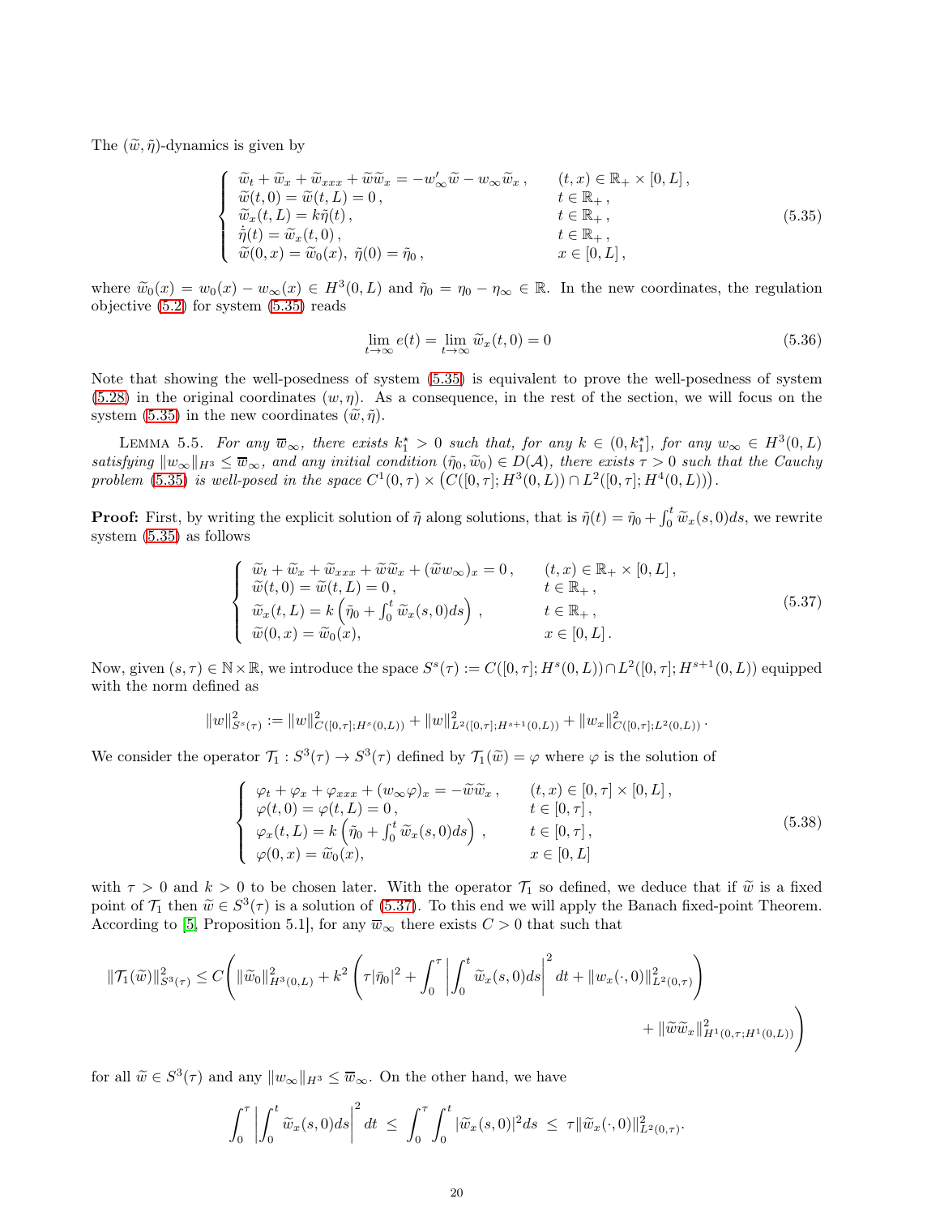The $(\widetilde{w},\tilde{\eta})$-dynamics is given by

$$
\left\{\begin{array}{lll}
\widetilde{w}_t+\widetilde{w}_x+\widetilde{w}_{xxx}+\widetilde{w}\widetilde{w}_x=-w_\infty'\widetilde{w}-w_\infty\widetilde{w}_x\,, & (t,x)\in\mathbb{R}_+\times[0,L]\,, \\
\widetilde{w}(t,0)=\widetilde{w}(t,L)=0\,, & t\in\mathbb{R}_+\,, \\
\widetilde{w}_x(t,L)=k\tilde{\eta}(t)\,, & t\in\mathbb{R}_+\,, \\
\dot{\tilde{\eta}}(t)=\widetilde{w}_x(t,0)\,, & t\in\mathbb{R}_+\,, \\
\widetilde{w}(0,x)=\widetilde{w}_0(x),\ \tilde{\eta}(0)=\tilde{\eta}_0\,, & x\in[0,L]\,,
\end{array}\right. \tag{5.35}
$$

where $\widetilde{w}_0(x)=w_0(x)-w_\infty(x)\in H^3(0,L)$ and $\tilde{\eta}_0=\eta_0-\eta_\infty\in\mathbb{R}$. In the new coordinates, the regulation objective (5.2) for system (5.35) reads

$$
\lim_{t\to\infty}e(t)=\lim_{t\to\infty}\widetilde{w}_x(t,0)=0 \tag{5.36}
$$

Note that showing the well-posedness of system (5.35) is equivalent to prove the well-posedness of system (5.28) in the original coordinates $(w,\eta)$. As a consequence, in the rest of the section, we will focus on the system (5.35) in the new coordinates $(\widetilde{w},\tilde{\eta})$.

Lemma 5.5. *For any $\overline{w}_\infty$, there exists $k_1^\star>0$ such that, for any $k\in(0,k_1^\star]$, for any $w_\infty\in H^3(0,L)$ satisfying $\|w_\infty\|_{H^3}\le\overline{w}_\infty$, and any initial condition $(\tilde{\eta}_0,\widetilde{w}_0)\in D(\mathcal{A})$, there exists $\tau>0$ such that the Cauchy problem (5.35) is well-posed in the space $C^1(0,\tau)\times\big(C([0,\tau];H^3(0,L))\cap L^2([0,\tau];H^4(0,L))\big)$.*

**Proof:** First, by writing the explicit solution of $\tilde{\eta}$ along solutions, that is $\tilde{\eta}(t)=\tilde{\eta}_0+\int_0^t\widetilde{w}_x(s,0)ds$, we rewrite system (5.35) as follows

$$
\left\{\begin{array}{lll}
\widetilde{w}_t+\widetilde{w}_x+\widetilde{w}_{xxx}+\widetilde{w}\widetilde{w}_x+(\widetilde{w}w_\infty)_x=0\,, & (t,x)\in\mathbb{R}_+\times[0,L]\,, \\
\widetilde{w}(t,0)=\widetilde{w}(t,L)=0\,, & t\in\mathbb{R}_+\,, \\
\widetilde{w}_x(t,L)=k\left(\tilde{\eta}_0+\int_0^t\widetilde{w}_x(s,0)ds\right)\,, & t\in\mathbb{R}_+\,, \\
\widetilde{w}(0,x)=\widetilde{w}_0(x), & x\in[0,L]\,.
\end{array}\right. \tag{5.37}
$$

Now, given $(s,\tau)\in\mathbb{N}\times\mathbb{R}$, we introduce the space $S^s(\tau):=C([0,\tau];H^s(0,L))\cap L^2([0,\tau];H^{s+1}(0,L))$ equipped with the norm defined as

$$
\|w\|^2_{S^s(\tau)}:=\|w\|^2_{C([0,\tau];H^s(0,L))}+\|w\|^2_{L^2([0,\tau];H^{s+1}(0,L))}+\|w_x\|^2_{C([0,\tau];L^2(0,L))}\,.
$$

We consider the operator $\mathcal{T}_1:S^3(\tau)\to S^3(\tau)$ defined by $\mathcal{T}_1(\widetilde{w})=\varphi$ where $\varphi$ is the solution of

$$
\left\{\begin{array}{lll}
\varphi_t+\varphi_x+\varphi_{xxx}+(w_\infty\varphi)_x=-\widetilde{w}\widetilde{w}_x\,, & (t,x)\in[0,\tau]\times[0,L]\,, \\
\varphi(t,0)=\varphi(t,L)=0\,, & t\in[0,\tau]\,, \\
\varphi_x(t,L)=k\left(\tilde{\eta}_0+\int_0^t\widetilde{w}_x(s,0)ds\right)\,, & t\in[0,\tau]\,, \\
\varphi(0,x)=\widetilde{w}_0(x), & x\in[0,L]
\end{array}\right. \tag{5.38}
$$

with $\tau>0$ and $k>0$ to be chosen later. With the operator $\mathcal{T}_1$ so defined, we deduce that if $\widetilde{w}$ is a fixed point of $\mathcal{T}_1$ then $\widetilde{w}\in S^3(\tau)$ is a solution of (5.37). To this end we will apply the Banach fixed-point Theorem. According to [5, Proposition 5.1], for any $\overline{w}_\infty$ there exists $C>0$ that such that

$$
\|\mathcal{T}_1(\widetilde{w})\|^2_{S^3(\tau)}\le C\Bigg(\|\widetilde{w}_0\|^2_{H^3(0,L)}+k^2\left(\tau|\bar{\eta}_0|^2+\int_0^\tau\left|\int_0^t\widetilde{w}_x(s,0)ds\right|^2dt+\|w_x(\cdot,0)\|^2_{L^2(0,\tau)}\right)
$$
$$
+\|\widetilde{w}\widetilde{w}_x\|^2_{H^1(0,\tau;H^1(0,L))}\Bigg)
$$

for all $\widetilde{w}\in S^3(\tau)$ and any $\|w_\infty\|_{H^3}\le\overline{w}_\infty$. On the other hand, we have

$$
\int_0^\tau\left|\int_0^t\widetilde{w}_x(s,0)ds\right|^2dt\ \le\ \int_0^\tau\int_0^t|\widetilde{w}_x(s,0)|^2ds\ \le\ \tau\|\widetilde{w}_x(\cdot,0)\|^2_{L^2(0,\tau)}.
$$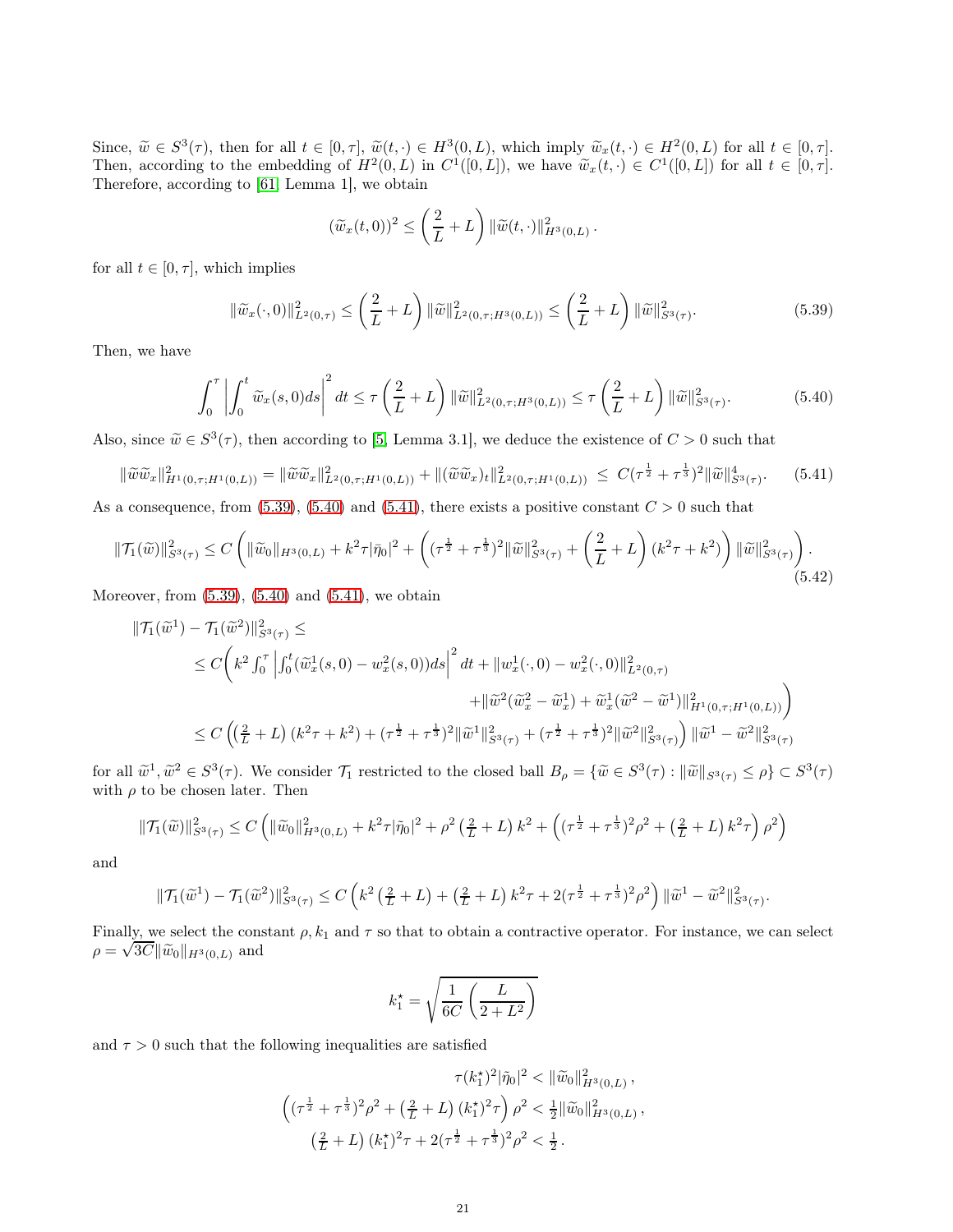Since, $\widetilde{w} \in S^3(\tau)$, then for all $t \in [0,\tau]$, $\widetilde{w}(t,\cdot) \in H^3(0,L)$, which imply $\widetilde{w}_x(t,\cdot) \in H^2(0,L)$ for all $t \in [0,\tau]$. Then, according to the embedding of $H^2(0,L)$ in $C^1([0,L])$, we have $\widetilde{w}_x(t,\cdot) \in C^1([0,L])$ for all $t \in [0,\tau]$. Therefore, according to [61, Lemma 1], we obtain

$$(\widetilde{w}_x(t,0))^2 \le \left(\frac{2}{L} + L\right) \|\widetilde{w}(t,\cdot)\|^2_{H^3(0,L)}.$$

for all $t \in [0,\tau]$, which implies

$$\|\widetilde{w}_x(\cdot,0)\|^2_{L^2(0,\tau)} \le \left(\frac{2}{L} + L\right) \|\widetilde{w}\|^2_{L^2(0,\tau;H^3(0,L))} \le \left(\frac{2}{L} + L\right) \|\widetilde{w}\|^2_{S^3(\tau)}. \tag{5.39}$$

Then, we have

$$\int_0^\tau \left| \int_0^t \widetilde{w}_x(s,0) ds \right|^2 dt \le \tau \left(\frac{2}{L} + L\right) \|\widetilde{w}\|^2_{L^2(0,\tau;H^3(0,L))} \le \tau \left(\frac{2}{L} + L\right) \|\widetilde{w}\|^2_{S^3(\tau)}. \tag{5.40}$$

Also, since $\widetilde{w} \in S^3(\tau)$, then according to [5, Lemma 3.1], we deduce the existence of $C > 0$ such that

$$\|\widetilde{w}\widetilde{w}_x\|^2_{H^1(0,\tau;H^1(0,L))} = \|\widetilde{w}\widetilde{w}_x\|^2_{L^2(0,\tau;H^1(0,L))} + \|(\widetilde{w}\widetilde{w}_x)_t\|^2_{L^2(0,\tau;H^1(0,L))} \le C(\tau^{\frac{1}{2}} + \tau^{\frac{1}{3}})^2 \|\widetilde{w}\|^4_{S^3(\tau)}. \tag{5.41}$$

As a consequence, from (5.39), (5.40) and (5.41), there exists a positive constant $C > 0$ such that

$$\|\mathcal{T}_1(\widetilde{w})\|^2_{S^3(\tau)} \le C \left( \|\widetilde{w}_0\|_{H^3(0,L)} + k^2\tau|\bar{\eta}_0|^2 + \left( (\tau^{\frac{1}{2}} + \tau^{\frac{1}{3}})^2 \|\widetilde{w}\|^2_{S^3(\tau)} + \left(\frac{2}{L} + L\right)(k^2\tau + k^2) \right) \|\widetilde{w}\|^2_{S^3(\tau)} \right). \tag{5.42}$$

Moreover, from (5.39), (5.40) and (5.41), we obtain

$$\begin{aligned}
&\|\mathcal{T}_1(\widetilde{w}^1) - \mathcal{T}_1(\widetilde{w}^2)\|^2_{S^3(\tau)} \le \\
&\le C\Bigg( k^2 \int_0^\tau \left| \int_0^t (\widetilde{w}^1_x(s,0) - w^2_x(s,0)) ds \right|^2 dt + \|w^1_x(\cdot,0) - w^2_x(\cdot,0)\|^2_{L^2(0,\tau)} \\
&\qquad + \|\widetilde{w}^2(\widetilde{w}^2_x - \widetilde{w}^1_x) + \widetilde{w}^1_x(\widetilde{w}^2 - \widetilde{w}^1)\|^2_{H^1(0,\tau;H^1(0,L))} \Bigg) \\
&\le C \left( \left(\tfrac{2}{L} + L\right)(k^2\tau + k^2) + (\tau^{\frac{1}{2}} + \tau^{\frac{1}{3}})^2 \|\widetilde{w}^1\|^2_{S^3(\tau)} + (\tau^{\frac{1}{2}} + \tau^{\frac{1}{3}})^2 \|\widetilde{w}^2\|^2_{S^3(\tau)} \right) \|\widetilde{w}^1 - \widetilde{w}^2\|^2_{S^3(\tau)}
\end{aligned}$$

for all $\widetilde{w}^1, \widetilde{w}^2 \in S^3(\tau)$. We consider $\mathcal{T}_1$ restricted to the closed ball $B_\rho = \{\widetilde{w} \in S^3(\tau) : \|\widetilde{w}\|_{S^3(\tau)} \le \rho\} \subset S^3(\tau)$ with $\rho$ to be chosen later. Then

$$\|\mathcal{T}_1(\widetilde{w})\|^2_{S^3(\tau)} \le C \left( \|\widetilde{w}_0\|^2_{H^3(0,L)} + k^2\tau|\bar{\eta}_0|^2 + \rho^2 \left(\tfrac{2}{L} + L\right) k^2 + \left( (\tau^{\frac{1}{2}} + \tau^{\frac{1}{3}})^2 \rho^2 + \left(\tfrac{2}{L} + L\right) k^2 \tau \right) \rho^2 \right)$$

and

$$\|\mathcal{T}_1(\widetilde{w}^1) - \mathcal{T}_1(\widetilde{w}^2)\|^2_{S^3(\tau)} \le C \left( k^2 \left(\tfrac{2}{L} + L\right) + \left(\tfrac{2}{L} + L\right) k^2 \tau + 2(\tau^{\frac{1}{2}} + \tau^{\frac{1}{3}})^2 \rho^2 \right) \|\widetilde{w}^1 - \widetilde{w}^2\|^2_{S^3(\tau)}.$$

Finally, we select the constant $\rho, k_1$ and $\tau$ so that to obtain a contractive operator. For instance, we can select $\rho = \sqrt{3C}\|\widetilde{w}_0\|_{H^3(0,L)}$ and

$$k_1^\star = \sqrt{\frac{1}{6C}\left(\frac{L}{2 + L^2}\right)}$$

and $\tau > 0$ such that the following inequalities are satisfied

$$\begin{aligned}
\tau(k_1^\star)^2|\bar{\eta}_0|^2 &< \|\widetilde{w}_0\|^2_{H^3(0,L)}, \\
\left( (\tau^{\frac{1}{2}} + \tau^{\frac{1}{3}})^2 \rho^2 + \left(\tfrac{2}{L} + L\right)(k_1^\star)^2 \tau \right) \rho^2 &< \tfrac{1}{2} \|\widetilde{w}_0\|^2_{H^3(0,L)}, \\
\left(\tfrac{2}{L} + L\right)(k_1^\star)^2 \tau + 2(\tau^{\frac{1}{2}} + \tau^{\frac{1}{3}})^2 \rho^2 &< \tfrac{1}{2}.
\end{aligned}$$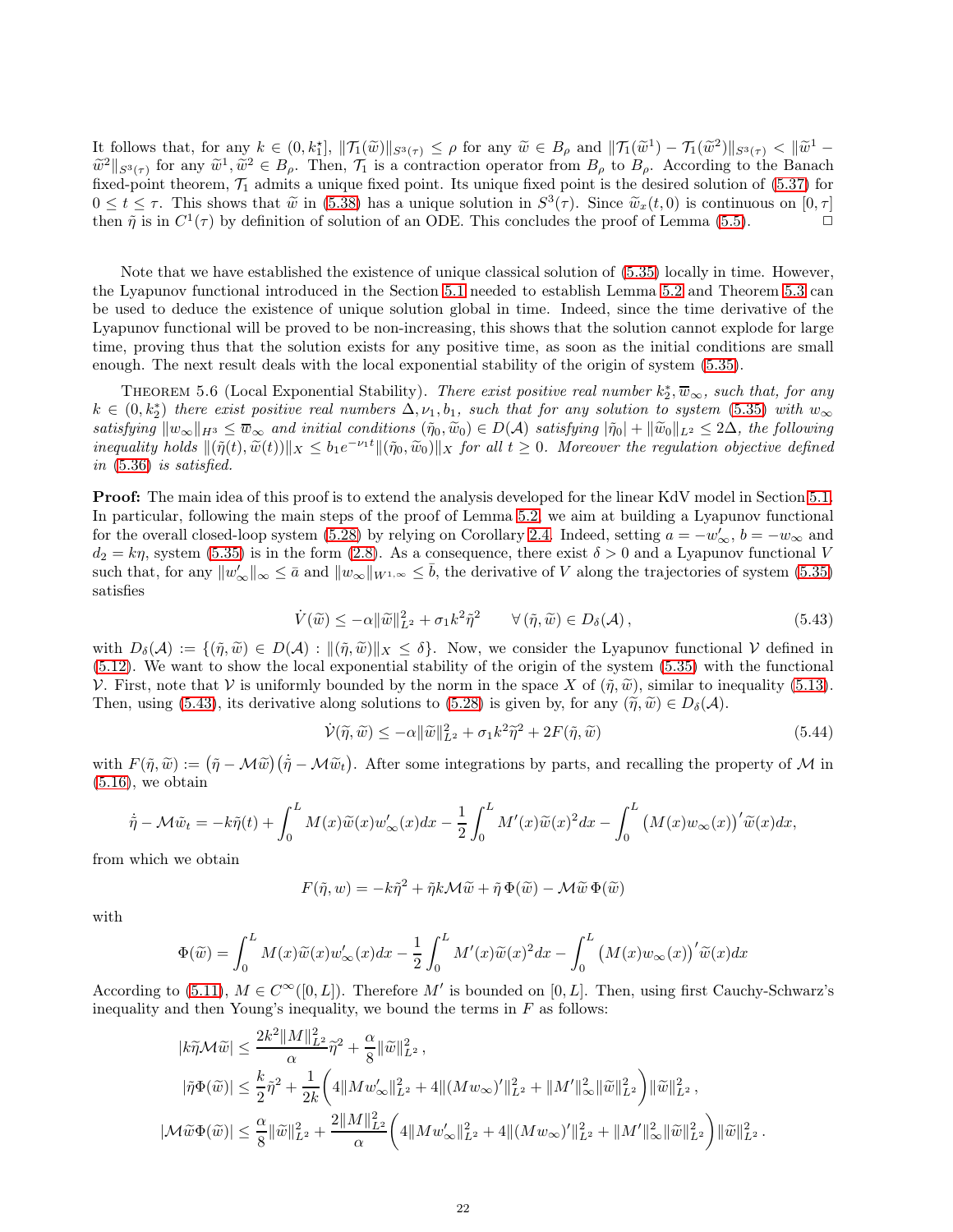It follows that, for any $k \in (0, k_1^\star]$, $\|\mathcal{T}_1(\widetilde{w})\|_{S^3(\tau)} \leq \rho$ for any $\widetilde{w} \in B_\rho$ and $\|\mathcal{T}_1(\widetilde{w}^1) - \mathcal{T}_1(\widetilde{w}^2)\|_{S^3(\tau)} < \|\widetilde{w}^1 - \widetilde{w}^2\|_{S^3(\tau)}$ for any $\widetilde{w}^1, \widetilde{w}^2 \in B_\rho$. Then, $\mathcal{T}_1$ is a contraction operator from $B_\rho$ to $B_\rho$. According to the Banach fixed-point theorem, $\mathcal{T}_1$ admits a unique fixed point. Its unique fixed point is the desired solution of (5.37) for $0 \leq t \leq \tau$. This shows that $\widetilde{w}$ in (5.38) has a unique solution in $S^3(\tau)$. Since $\widetilde{w}_x(t, 0)$ is continuous on $[0, \tau]$ then $\tilde{\eta}$ is in $C^1(\tau)$ by definition of solution of an ODE. This concludes the proof of Lemma (5.5). □

Note that we have established the existence of unique classical solution of (5.35) locally in time. However, the Lyapunov functional introduced in the Section 5.1 needed to establish Lemma 5.2 and Theorem 5.3 can be used to deduce the existence of unique solution global in time. Indeed, since the time derivative of the Lyapunov functional will be proved to be non-increasing, this shows that the solution cannot explode for large time, proving thus that the solution exists for any positive time, as soon as the initial conditions are small enough. The next result deals with the local exponential stability of the origin of system (5.35).

Theorem 5.6 (Local Exponential Stability). *There exist positive real number $k_2^*, \overline{w}_\infty$, such that, for any $k \in (0, k_2^*)$ there exist positive real numbers $\Delta, \nu_1, b_1$, such that for any solution to system (5.35) with $w_\infty$ satisfying $\|w_\infty\|_{H^3} \leq \overline{w}_\infty$ and initial conditions $(\tilde{\eta}_0, \widetilde{w}_0) \in D(\mathcal{A})$ satisfying $|\tilde{\eta}_0| + \|\widetilde{w}_0\|_{L^2} \leq 2\Delta$, the following inequality holds $\|(\tilde{\eta}(t), \widetilde{w}(t))\|_X \leq b_1 e^{-\nu_1 t}\|(\tilde{\eta}_0, \widetilde{w}_0)\|_X$ for all $t \geq 0$. Moreover the regulation objective defined in (5.36) is satisfied.*

**Proof:** The main idea of this proof is to extend the analysis developed for the linear KdV model in Section 5.1. In particular, following the main steps of the proof of Lemma 5.2, we aim at building a Lyapunov functional for the overall closed-loop system (5.28) by relying on Corollary 2.4. Indeed, setting $a = -w'_\infty$, $b = -w_\infty$ and $d_2 = k\eta$, system (5.35) is in the form (2.8). As a consequence, there exist $\delta > 0$ and a Lyapunov functional $V$ such that, for any $\|w'_\infty\|_\infty \leq \bar{a}$ and $\|w_\infty\|_{W^{1,\infty}} \leq \bar{b}$, the derivative of $V$ along the trajectories of system (5.35) satisfies

$$\dot{V}(\widetilde{w}) \leq -\alpha\|\widetilde{w}\|_{L^2}^2 + \sigma_1 k^2 \tilde{\eta}^2 \qquad \forall\, (\tilde{\eta}, \widetilde{w}) \in D_\delta(\mathcal{A}), \tag{5.43}$$

with $D_\delta(\mathcal{A}) := \{(\tilde{\eta}, \widetilde{w}) \in D(\mathcal{A}) : \|(\tilde{\eta}, \widetilde{w})\|_X \leq \delta\}$. Now, we consider the Lyapunov functional $\mathcal{V}$ defined in (5.12). We want to show the local exponential stability of the origin of the system (5.35) with the functional $\mathcal{V}$. First, note that $\mathcal{V}$ is uniformly bounded by the norm in the space $X$ of $(\tilde{\eta}, \widetilde{w})$, similar to inequality (5.13). Then, using (5.43), its derivative along solutions to (5.28) is given by, for any $(\widetilde{\eta}, \widetilde{w}) \in D_\delta(\mathcal{A})$.

$$\dot{\mathcal{V}}(\widetilde{\eta}, \widetilde{w}) \leq -\alpha\|\widetilde{w}\|_{L^2}^2 + \sigma_1 k^2 \widetilde{\eta}^2 + 2F(\tilde{\eta}, \widetilde{w}) \tag{5.44}$$

with $F(\tilde{\eta}, \widetilde{w}) := \big(\tilde{\eta} - \mathcal{M}\widetilde{w}\big)\big(\dot{\tilde{\eta}} - \mathcal{M}\widetilde{w}_t\big)$. After some integrations by parts, and recalling the property of $\mathcal{M}$ in (5.16), we obtain

$$\dot{\tilde{\eta}} - \mathcal{M}\tilde{w}_t = -k\tilde{\eta}(t) + \int_0^L M(x)\widetilde{w}(x)w'_\infty(x)dx - \frac{1}{2}\int_0^L M'(x)\widetilde{w}(x)^2 dx - \int_0^L \big(M(x)w_\infty(x)\big)'\widetilde{w}(x)dx,$$

from which we obtain

$$F(\tilde{\eta}, w) = -k\tilde{\eta}^2 + \tilde{\eta}k\mathcal{M}\widetilde{w} + \tilde{\eta}\,\Phi(\widetilde{w}) - \mathcal{M}\widetilde{w}\,\Phi(\widetilde{w})$$

with

$$\Phi(\widetilde{w}) = \int_0^L M(x)\widetilde{w}(x)w'_\infty(x)dx - \frac{1}{2}\int_0^L M'(x)\widetilde{w}(x)^2 dx - \int_0^L \big(M(x)w_\infty(x)\big)'\widetilde{w}(x)dx$$

According to (5.11), $M \in C^\infty([0, L])$. Therefore $M'$ is bounded on $[0, L]$. Then, using first Cauchy-Schwarz's inequality and then Young's inequality, we bound the terms in $F$ as follows:

$$\begin{aligned}
|k\widetilde{\eta}\mathcal{M}\widetilde{w}| &\leq \frac{2k^2\|M\|_{L^2}^2}{\alpha}\tilde{\eta}^2 + \frac{\alpha}{8}\|\widetilde{w}\|_{L^2}^2\,, \\
|\tilde{\eta}\Phi(\widetilde{w})| &\leq \frac{k}{2}\tilde{\eta}^2 + \frac{1}{2k}\bigg(4\|Mw'_\infty\|_{L^2}^2 + 4\|(Mw_\infty)'\|_{L^2}^2 + \|M'\|_\infty^2\|\widetilde{w}\|_{L^2}^2\bigg)\|\widetilde{w}\|_{L^2}^2\,, \\
|\mathcal{M}\widetilde{w}\Phi(\widetilde{w})| &\leq \frac{\alpha}{8}\|\widetilde{w}\|_{L^2}^2 + \frac{2\|M\|_{L^2}^2}{\alpha}\bigg(4\|Mw'_\infty\|_{L^2}^2 + 4\|(Mw_\infty)'\|_{L^2}^2 + \|M'\|_\infty^2\|\widetilde{w}\|_{L^2}^2\bigg)\|\widetilde{w}\|_{L^2}^2\,.
\end{aligned}$$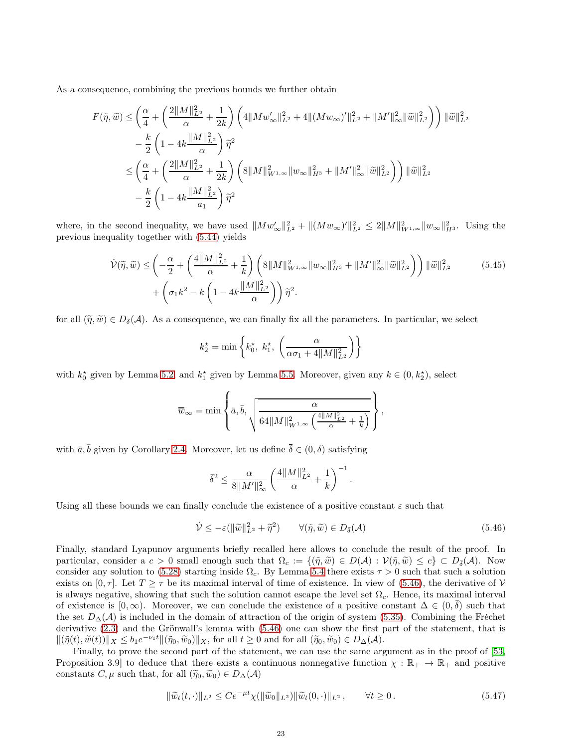As a consequence, combining the previous bounds we further obtain

$$
\begin{aligned}
F(\tilde{\eta}, \widetilde{w}) &\leq \left(\frac{\alpha}{4} + \left(\frac{2\|M\|_{L^2}^2}{\alpha} + \frac{1}{2k}\right)\left(4\|Mw_\infty'\|_{L^2}^2 + 4\|(Mw_\infty)'\|_{L^2}^2 + \|M'\|_\infty^2\|\widetilde{w}\|_{L^2}^2\right)\right)\|\widetilde{w}\|_{L^2}^2 \\
&\quad - \frac{k}{2}\left(1 - 4k\frac{\|M\|_{L^2}^2}{\alpha}\right)\widetilde{\eta}^2 \\
&\leq \left(\frac{\alpha}{4} + \left(\frac{2\|M\|_{L^2}^2}{\alpha} + \frac{1}{2k}\right)\left(8\|M\|_{W^{1,\infty}}^2\|w_\infty\|_{H^3}^2 + \|M'\|_\infty^2\|\widetilde{w}\|_{L^2}^2\right)\right)\|\widetilde{w}\|_{L^2}^2 \\
&\quad - \frac{k}{2}\left(1 - 4k\frac{\|M\|_{L^2}^2}{a_1}\right)\widetilde{\eta}^2
\end{aligned}
$$

where, in the second inequality, we have used $\|Mw_\infty'\|_{L^2}^2 + \|(Mw_\infty)'\|_{L^2}^2 \leq 2\|M\|_{W^{1,\infty}}^2\|w_\infty\|_{H^3}^2$. Using the previous inequality together with (5.44) yields

$$
\begin{aligned}
\dot{\mathcal{V}}(\tilde{\eta}, \widetilde{w}) &\leq \left(-\frac{\alpha}{2} + \left(\frac{4\|M\|_{L^2}^2}{\alpha} + \frac{1}{k}\right)\left(8\|M\|_{W^{1,\infty}}^2\|w_\infty\|_{H^3}^2 + \|M'\|_\infty^2\|\widetilde{w}\|_{L^2}^2\right)\right)\|\widetilde{w}\|_{L^2}^2 \\
&\quad + \left(\sigma_1 k^2 - k\left(1 - 4k\frac{\|M\|_{L^2}^2}{\alpha}\right)\right)\widetilde{\eta}^2.
\end{aligned}
\tag{5.45}
$$

for all $(\widetilde{\eta}, \widetilde{w}) \in D_\delta(\mathcal{A})$. As a consequence, we can finally fix all the parameters. In particular, we select

$$
k_2^\star = \min\left\{k_0^\star,\ k_1^\star,\ \left(\frac{\alpha}{\alpha\sigma_1 + 4\|M\|_{L^2}^2}\right)\right\}
$$

with $k_0^\star$ given by Lemma 5.2, and $k_1^\star$ given by Lemma 5.5. Moreover, given any $k \in (0, k_2^\star)$, select

$$
\overline{w}_\infty = \min\left\{\bar{a}, \bar{b}, \sqrt{\frac{\alpha}{64\|M\|_{W^{1,\infty}}^2\left(\frac{4\|M\|_{L^2}^2}{\alpha} + \frac{1}{k}\right)}}\right\},
$$

with $\bar{a}, \bar{b}$ given by Corollary 2.4. Moreover, let us define $\bar{\delta} \in (0, \delta)$ satisfying

$$
\bar{\delta}^2 \leq \frac{\alpha}{8\|M'\|_\infty^2}\left(\frac{4\|M\|_{L^2}^2}{\alpha} + \frac{1}{k}\right)^{-1}.
$$

Using all these bounds we can finally conclude the existence of a positive constant $\varepsilon$ such that

$$
\dot{\mathcal{V}} \leq -\varepsilon(\|\widetilde{w}\|_{L^2}^2 + \widetilde{\eta}^2) \qquad \forall(\tilde{\eta}, \widetilde{w}) \in D_{\bar{\delta}}(\mathcal{A})
\tag{5.46}
$$

Finally, standard Lyapunov arguments briefly recalled here allows to conclude the result of the proof. In particular, consider a $c > 0$ small enough such that $\Omega_c := \{(\tilde{\eta}, \widetilde{w}) \in D(\mathcal{A}) : \mathcal{V}(\tilde{\eta}, \widetilde{w}) \leq c\} \subset D_{\bar{\delta}}(\mathcal{A})$. Now consider any solution to (5.28) starting inside $\Omega_c$. By Lemma 5.4 there exists $\tau > 0$ such that such a solution exists on $[0, \tau]$. Let $T \geq \tau$ be its maximal interval of time of existence. In view of (5.46), the derivative of $\mathcal{V}$ is always negative, showing that such the solution cannot escape the level set $\Omega_c$. Hence, its maximal interval of existence is $[0, \infty)$. Moreover, we can conclude the existence of a positive constant $\Delta \in (0, \bar{\delta})$ such that the set $D_\Delta(\mathcal{A})$ is included in the domain of attraction of the origin of system (5.35). Combining the Fréchet derivative (2.3) and the Grönwall's lemma with (5.46) one can show the first part of the statement, that is $\|(\tilde{\eta}(t), \widetilde{w}(t))\|_X \leq b_1 e^{-\nu_1 t}\|(\tilde{\eta}_0, \widetilde{w}_0)\|_X$, for all $t \geq 0$ and for all $(\widetilde{\eta}_0, \widetilde{w}_0) \in D_\Delta(\mathcal{A})$.

Finally, to prove the second part of the statement, we can use the same argument as in the proof of [53, Proposition 3.9] to deduce that there exists a continuous nonnegative function $\chi : \mathbb{R}_+ \to \mathbb{R}_+$ and positive constants $C, \mu$ such that, for all $(\widetilde{\eta}_0, \widetilde{w}_0) \in D_\Delta(\mathcal{A})$

$$
\|\widetilde{w}_t(t, \cdot)\|_{L^2} \leq Ce^{-\mu t}\chi(\|\widetilde{w}_0\|_{L^2})\|\widetilde{w}_t(0, \cdot)\|_{L^2}, \qquad \forall t \geq 0.
\tag{5.47}
$$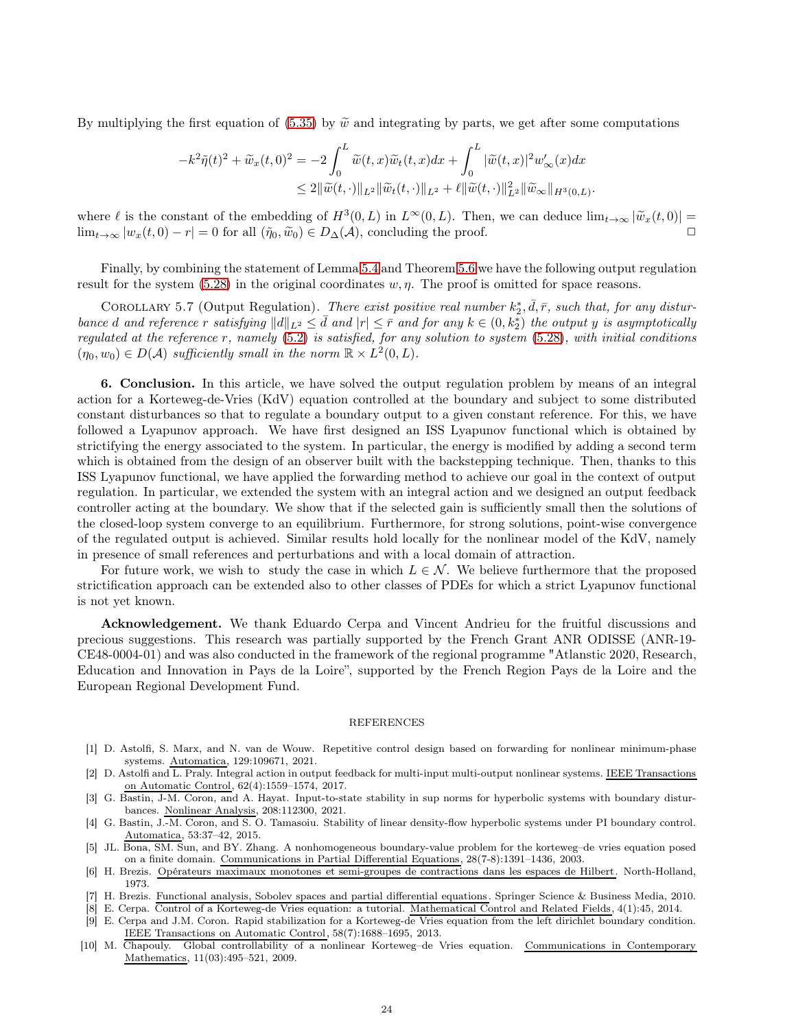By multiplying the first equation of (5.35) by $\widetilde{w}$ and integrating by parts, we get after some computations

$$
\begin{aligned}
-k^2\tilde{\eta}(t)^2 + \widetilde{w}_x(t,0)^2 &= -2\int_0^L \widetilde{w}(t,x)\widetilde{w}_t(t,x)dx + \int_0^L |\widetilde{w}(t,x)|^2 w'_\infty(x)dx \\
&\leq 2\|\widetilde{w}(t,\cdot)\|_{L^2}\|\widetilde{w}_t(t,\cdot)\|_{L^2} + \ell\|\widetilde{w}(t,\cdot)\|_{L^2}^2\|\widetilde{w}_\infty\|_{H^3(0,L)}.
\end{aligned}
$$

where $\ell$ is the constant of the embedding of $H^3(0,L)$ in $L^\infty(0,L)$. Then, we can deduce $\lim_{t\to\infty}|\widetilde{w}_x(t,0)| = \lim_{t\to\infty}|w_x(t,0) - r| = 0$ for all $(\tilde{\eta}_0, \widetilde{w}_0) \in D_\Delta(\mathcal{A})$, concluding the proof. □

Finally, by combining the statement of Lemma 5.4 and Theorem 5.6 we have the following output regulation result for the system (5.28) in the original coordinates $w, \eta$. The proof is omitted for space reasons.

Corollary 5.7 (Output Regulation). *There exist positive real number $k_2^*, \bar{d}, \bar{r}$, such that, for any disturbance $d$ and reference $r$ satisfying $\|d\|_{L^2} \leq \bar{d}$ and $|r| \leq \bar{r}$ and for any $k \in (0, k_2^*)$ the output $y$ is asymptotically regulated at the reference $r$, namely (5.2) is satisfied, for any solution to system (5.28), with initial conditions $(\eta_0, w_0) \in D(\mathcal{A})$ sufficiently small in the norm $\mathbb{R} \times L^2(0,L)$.*

**6. Conclusion.** In this article, we have solved the output regulation problem by means of an integral action for a Korteweg-de-Vries (KdV) equation controlled at the boundary and subject to some distributed constant disturbances so that to regulate a boundary output to a given constant reference. For this, we have followed a Lyapunov approach. We have first designed an ISS Lyapunov functional which is obtained by strictifying the energy associated to the system. In particular, the energy is modified by adding a second term which is obtained from the design of an observer built with the backstepping technique. Then, thanks to this ISS Lyapunov functional, we have applied the forwarding method to achieve our goal in the context of output regulation. In particular, we extended the system with an integral action and we designed an output feedback controller acting at the boundary. We show that if the selected gain is sufficiently small then the solutions of the closed-loop system converge to an equilibrium. Furthermore, for strong solutions, point-wise convergence of the regulated output is achieved. Similar results hold locally for the nonlinear model of the KdV, namely in presence of small references and perturbations and with a local domain of attraction.

For future work, we wish to study the case in which $L \in \mathcal{N}$. We believe furthermore that the proposed strictification approach can be extended also to other classes of PDEs for which a strict Lyapunov functional is not yet known.

**Acknowledgement.** We thank Eduardo Cerpa and Vincent Andrieu for the fruitful discussions and precious suggestions. This research was partially supported by the French Grant ANR ODISSE (ANR-19-CE48-0004-01) and was also conducted in the framework of the regional programme "Atlanstic 2020, Research, Education and Innovation in Pays de la Loire", supported by the French Region Pays de la Loire and the European Regional Development Fund.

## REFERENCES

[1] D. Astolfi, S. Marx, and N. van de Wouw. Repetitive control design based on forwarding for nonlinear minimum-phase systems. Automatica, 129:109671, 2021.

[2] D. Astolfi and L. Praly. Integral action in output feedback for multi-input multi-output nonlinear systems. IEEE Transactions on Automatic Control, 62(4):1559–1574, 2017.

[3] G. Bastin, J-M. Coron, and A. Hayat. Input-to-state stability in sup norms for hyperbolic systems with boundary disturbances. Nonlinear Analysis, 208:112300, 2021.

[4] G. Bastin, J.-M. Coron, and S. O. Tamasoiu. Stability of linear density-flow hyperbolic systems under PI boundary control. Automatica, 53:37–42, 2015.

[5] JL. Bona, SM. Sun, and BY. Zhang. A nonhomogeneous boundary-value problem for the korteweg–de vries equation posed on a finite domain. Communications in Partial Differential Equations, 28(7-8):1391–1436, 2003.

[6] H. Brezis. Opérateurs maximaux monotones et semi-groupes de contractions dans les espaces de Hilbert. North-Holland, 1973.

[7] H. Brezis. Functional analysis, Sobolev spaces and partial differential equations. Springer Science & Business Media, 2010.

[8] E. Cerpa. Control of a Korteweg-de Vries equation: a tutorial. Mathematical Control and Related Fields, 4(1):45, 2014.

[9] E. Cerpa and J.M. Coron. Rapid stabilization for a Korteweg-de Vries equation from the left dirichlet boundary condition. IEEE Transactions on Automatic Control, 58(7):1688–1695, 2013.

[10] M. Chapouly. Global controllability of a nonlinear Korteweg–de Vries equation. Communications in Contemporary Mathematics, 11(03):495–521, 2009.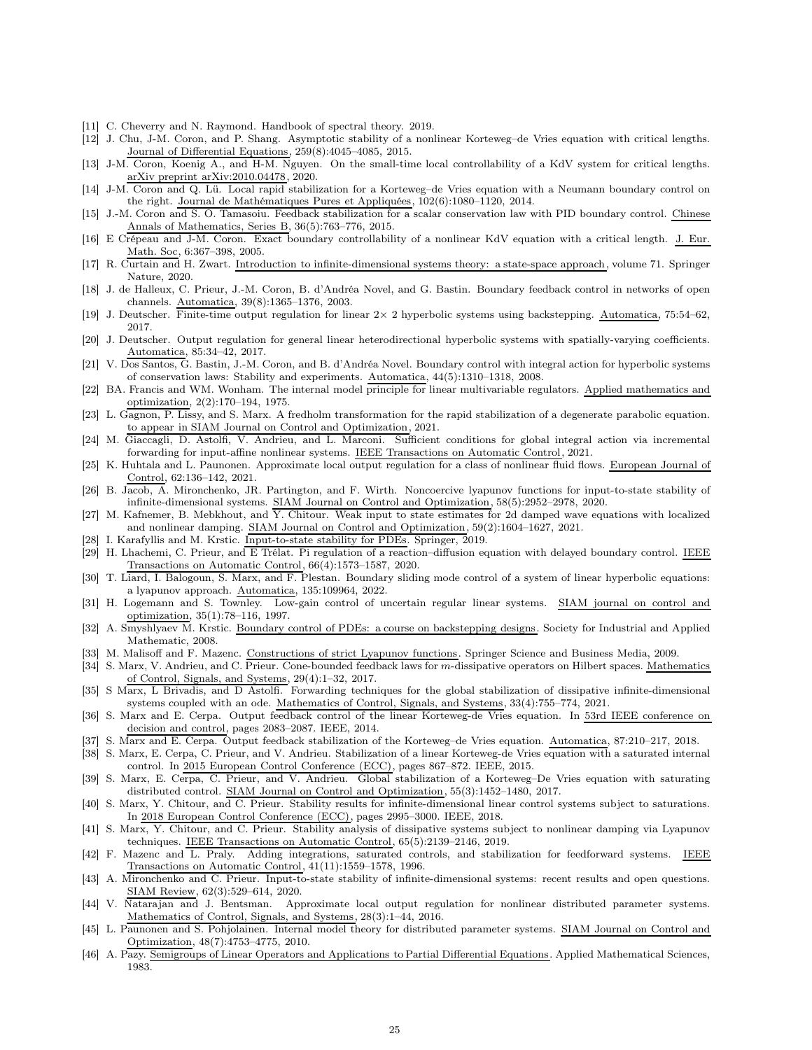[11] C. Cheverry and N. Raymond. Handbook of spectral theory. 2019.

[12] J. Chu, J-M. Coron, and P. Shang. Asymptotic stability of a nonlinear Korteweg–de Vries equation with critical lengths. Journal of Differential Equations, 259(8):4045–4085, 2015.

[13] J-M. Coron, Koenig A., and H-M. Nguyen. On the small-time local controllability of a KdV system for critical lengths. arXiv preprint arXiv:2010.04478, 2020.

[14] J-M. Coron and Q. Lü. Local rapid stabilization for a Korteweg–de Vries equation with a Neumann boundary control on the right. Journal de Mathématiques Pures et Appliquées, 102(6):1080–1120, 2014.

[15] J.-M. Coron and S. O. Tamasoiu. Feedback stabilization for a scalar conservation law with PID boundary control. Chinese Annals of Mathematics, Series B, 36(5):763–776, 2015.

[16] E Crépeau and J-M. Coron. Exact boundary controllability of a nonlinear KdV equation with a critical length. J. Eur. Math. Soc, 6:367–398, 2005.

[17] R. Curtain and H. Zwart. Introduction to infinite-dimensional systems theory: a state-space approach, volume 71. Springer Nature, 2020.

[18] J. de Halleux, C. Prieur, J.-M. Coron, B. d'Andréa Novel, and G. Bastin. Boundary feedback control in networks of open channels. Automatica, 39(8):1365–1376, 2003.

[19] J. Deutscher. Finite-time output regulation for linear 2× 2 hyperbolic systems using backstepping. Automatica, 75:54–62, 2017.

[20] J. Deutscher. Output regulation for general linear heterodirectional hyperbolic systems with spatially-varying coefficients. Automatica, 85:34–42, 2017.

[21] V. Dos Santos, G. Bastin, J.-M. Coron, and B. d'Andréa Novel. Boundary control with integral action for hyperbolic systems of conservation laws: Stability and experiments. Automatica, 44(5):1310–1318, 2008.

[22] BA. Francis and WM. Wonham. The internal model principle for linear multivariable regulators. Applied mathematics and optimization, 2(2):170–194, 1975.

[23] L. Gagnon, P. Lissy, and S. Marx. A fredholm transformation for the rapid stabilization of a degenerate parabolic equation. to appear in SIAM Journal on Control and Optimization, 2021.

[24] M. Giaccagli, D. Astolfi, V. Andrieu, and L. Marconi. Sufficient conditions for global integral action via incremental forwarding for input-affine nonlinear systems. IEEE Transactions on Automatic Control, 2021.

[25] K. Huhtala and L. Paunonen. Approximate local output regulation for a class of nonlinear fluid flows. European Journal of Control, 62:136–142, 2021.

[26] B. Jacob, A. Mironchenko, JR. Partington, and F. Wirth. Noncoercive lyapunov functions for input-to-state stability of infinite-dimensional systems. SIAM Journal on Control and Optimization, 58(5):2952–2978, 2020.

[27] M. Kafnemer, B. Mebkhout, and Y. Chitour. Weak input to state estimates for 2d damped wave equations with localized and nonlinear damping. SIAM Journal on Control and Optimization, 59(2):1604–1627, 2021.

[28] I. Karafyllis and M. Krstic. Input-to-state stability for PDEs. Springer, 2019.

[29] H. Lhachemi, C. Prieur, and E Trélat. Pi regulation of a reaction–diffusion equation with delayed boundary control. IEEE Transactions on Automatic Control, 66(4):1573–1587, 2020.

[30] T. Liard, I. Balogoun, S. Marx, and F. Plestan. Boundary sliding mode control of a system of linear hyperbolic equations: a lyapunov approach. Automatica, 135:109964, 2022.

[31] H. Logemann and S. Townley. Low-gain control of uncertain regular linear systems. SIAM journal on control and optimization, 35(1):78–116, 1997.

[32] A. Smyshlyaev M. Krstic. Boundary control of PDEs: a course on backstepping designs. Society for Industrial and Applied Mathematic, 2008.

[33] M. Malisoff and F. Mazenc. Constructions of strict Lyapunov functions. Springer Science and Business Media, 2009.

[34] S. Marx, V. Andrieu, and C. Prieur. Cone-bounded feedback laws for $m$-dissipative operators on Hilbert spaces. Mathematics of Control, Signals, and Systems, 29(4):1–32, 2017.

[35] S Marx, L Brivadis, and D Astolfi. Forwarding techniques for the global stabilization of dissipative infinite-dimensional systems coupled with an ode. Mathematics of Control, Signals, and Systems, 33(4):755–774, 2021.

[36] S. Marx and E. Cerpa. Output feedback control of the linear Korteweg-de Vries equation. In 53rd IEEE conference on decision and control, pages 2083–2087. IEEE, 2014.

[37] S. Marx and E. Cerpa. Output feedback stabilization of the Korteweg–de Vries equation. Automatica, 87:210–217, 2018.

[38] S. Marx, E. Cerpa, C. Prieur, and V. Andrieu. Stabilization of a linear Korteweg-de Vries equation with a saturated internal control. In 2015 European Control Conference (ECC), pages 867–872. IEEE, 2015.

[39] S. Marx, E. Cerpa, C. Prieur, and V. Andrieu. Global stabilization of a Korteweg–De Vries equation with saturating distributed control. SIAM Journal on Control and Optimization, 55(3):1452–1480, 2017.

[40] S. Marx, Y. Chitour, and C. Prieur. Stability results for infinite-dimensional linear control systems subject to saturations. In 2018 European Control Conference (ECC), pages 2995–3000. IEEE, 2018.

[41] S. Marx, Y. Chitour, and C. Prieur. Stability analysis of dissipative systems subject to nonlinear damping via Lyapunov techniques. IEEE Transactions on Automatic Control, 65(5):2139–2146, 2019.

[42] F. Mazenc and L. Praly. Adding integrations, saturated controls, and stabilization for feedforward systems. IEEE Transactions on Automatic Control, 41(11):1559–1578, 1996.

[43] A. Mironchenko and C. Prieur. Input-to-state stability of infinite-dimensional systems: recent results and open questions. SIAM Review, 62(3):529–614, 2020.

[44] V. Natarajan and J. Bentsman. Approximate local output regulation for nonlinear distributed parameter systems. Mathematics of Control, Signals, and Systems, 28(3):1–44, 2016.

[45] L. Paunonen and S. Pohjolainen. Internal model theory for distributed parameter systems. SIAM Journal on Control and Optimization, 48(7):4753–4775, 2010.

[46] A. Pazy. Semigroups of Linear Operators and Applications to Partial Differential Equations. Applied Mathematical Sciences, 1983.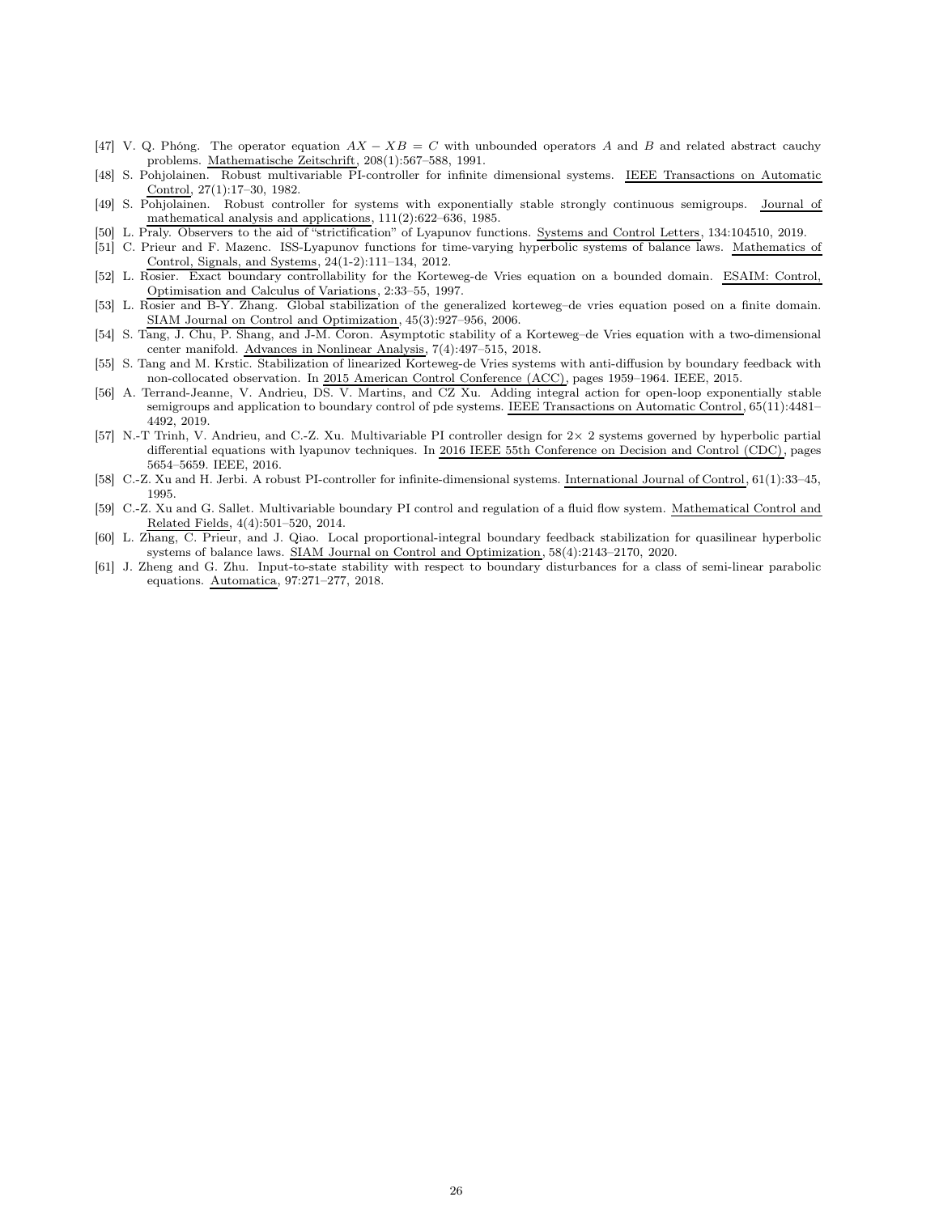[47] V. Q. Phóng. The operator equation $AX - XB = C$ with unbounded operators $A$ and $B$ and related abstract cauchy problems. Mathematische Zeitschrift, 208(1):567–588, 1991.

[48] S. Pohjolainen. Robust multivariable PI-controller for infinite dimensional systems. IEEE Transactions on Automatic Control, 27(1):17–30, 1982.

[49] S. Pohjolainen. Robust controller for systems with exponentially stable strongly continuous semigroups. Journal of mathematical analysis and applications, 111(2):622–636, 1985.

[50] L. Praly. Observers to the aid of "strictification" of Lyapunov functions. Systems and Control Letters, 134:104510, 2019.

[51] C. Prieur and F. Mazenc. ISS-Lyapunov functions for time-varying hyperbolic systems of balance laws. Mathematics of Control, Signals, and Systems, 24(1-2):111–134, 2012.

[52] L. Rosier. Exact boundary controllability for the Korteweg-de Vries equation on a bounded domain. ESAIM: Control, Optimisation and Calculus of Variations, 2:33–55, 1997.

[53] L. Rosier and B-Y. Zhang. Global stabilization of the generalized korteweg–de vries equation posed on a finite domain. SIAM Journal on Control and Optimization, 45(3):927–956, 2006.

[54] S. Tang, J. Chu, P. Shang, and J-M. Coron. Asymptotic stability of a Korteweg–de Vries equation with a two-dimensional center manifold. Advances in Nonlinear Analysis, 7(4):497–515, 2018.

[55] S. Tang and M. Krstic. Stabilization of linearized Korteweg-de Vries systems with anti-diffusion by boundary feedback with non-collocated observation. In 2015 American Control Conference (ACC), pages 1959–1964. IEEE, 2015.

[56] A. Terrand-Jeanne, V. Andrieu, DS. V. Martins, and CZ Xu. Adding integral action for open-loop exponentially stable semigroups and application to boundary control of pde systems. IEEE Transactions on Automatic Control, 65(11):4481–4492, 2019.

[57] N.-T Trinh, V. Andrieu, and C.-Z. Xu. Multivariable PI controller design for $2\times$ 2 systems governed by hyperbolic partial differential equations with lyapunov techniques. In 2016 IEEE 55th Conference on Decision and Control (CDC), pages 5654–5659. IEEE, 2016.

[58] C.-Z. Xu and H. Jerbi. A robust PI-controller for infinite-dimensional systems. International Journal of Control, 61(1):33–45, 1995.

[59] C.-Z. Xu and G. Sallet. Multivariable boundary PI control and regulation of a fluid flow system. Mathematical Control and Related Fields, 4(4):501–520, 2014.

[60] L. Zhang, C. Prieur, and J. Qiao. Local proportional-integral boundary feedback stabilization for quasilinear hyperbolic systems of balance laws. SIAM Journal on Control and Optimization, 58(4):2143–2170, 2020.

[61] J. Zheng and G. Zhu. Input-to-state stability with respect to boundary disturbances for a class of semi-linear parabolic equations. Automatica, 97:271–277, 2018.